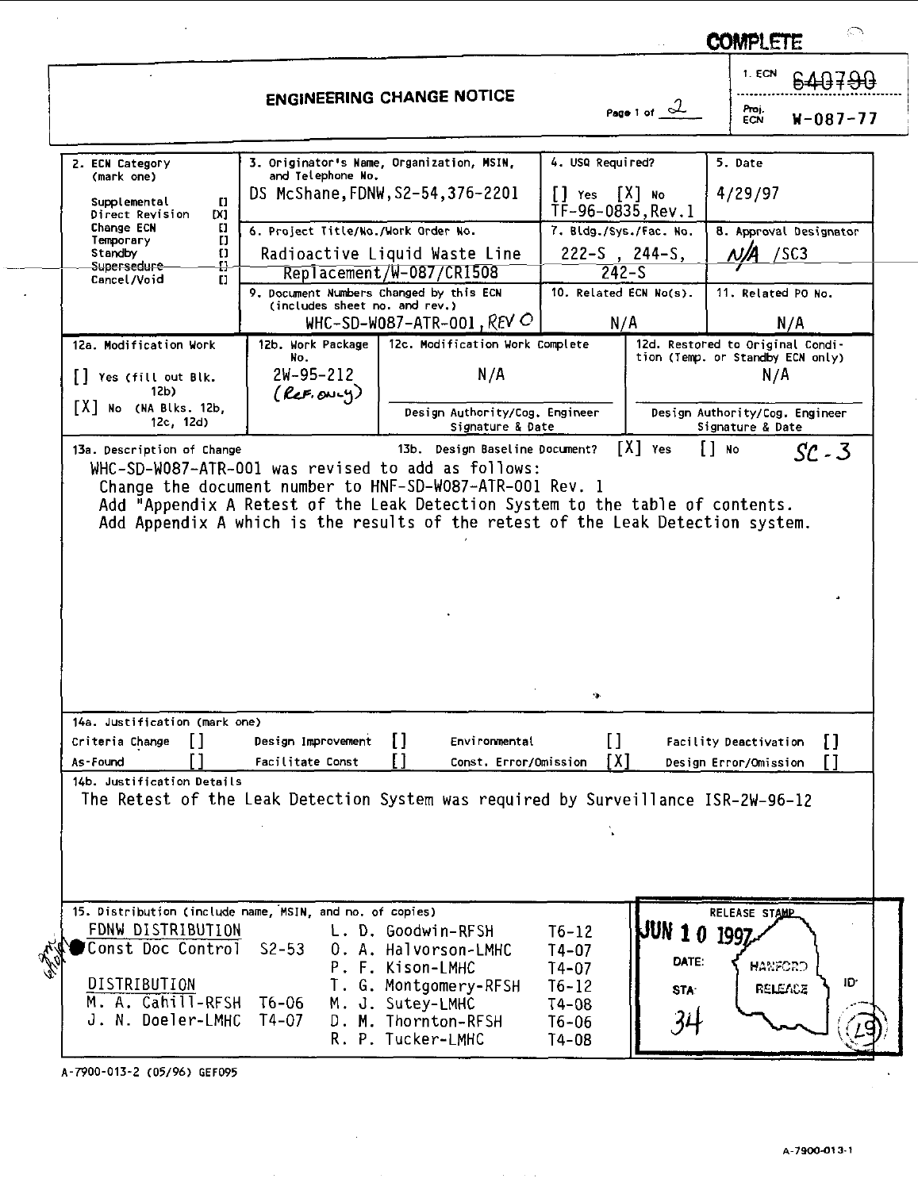**COMPLETE**

# ENGINEERING CHANGE NOTICE

Page 1 of 2

1. ECN 640790

Proj. ECN W-087-77

| 2. ECN Category (mark one) | 3. Originator's Name, Organization, MSIN, and Telephone No. | 4. USQ Required? | 5. Date |
|---|---|---|---|
| Supplemental [] <br> Direct Revision [X] <br> Change ECN [] <br> Temporary [] <br> Standby [] <br> ~~Supersedure~~ [] <br> Cancel/Void [] | DS McShane, FDNW, S2-54, 376-2201 | [] Yes [X] No <br> TF-96-0835, Rev. 1 | 4/29/97 |
| | 6. Project Title/No./Work Order No. | 7. Bldg./Sys./Fac. No. | 8. Approval Designator |
| | Radioactive Liquid Waste Line Replacement/W-087/CR1508 | 222-S, 244-S, 242-S | N/A /SC3 |
| | 9. Document Numbers Changed by this ECN (includes sheet no. and rev.) | 10. Related ECN No(s). | 11. Related PO No. |
| | WHC-SD-W087-ATR-001, REV 0 | N/A | N/A |

| 12a. Modification Work | 12b. Work Package No. | 12c. Modification Work Complete | 12d. Restored to Original Condition (Temp. or Standby ECN only) |
|---|---|---|---|
| [] Yes (fill out Blk. 12b) <br> [X] No (NA Blks. 12b, 12c, 12d) | 2W-95-212 (Ref. only) | N/A <br> Design Authority/Cog. Engineer Signature & Date | N/A <br> Design Authority/Cog. Engineer Signature & Date |

13a. Description of Change    13b. Design Baseline Document? [X] Yes [] No    SC-3

WHC-SD-W087-ATR-001 was revised to add as follows:
Change the document number to HNF-SD-W087-ATR-001 Rev. 1
Add "Appendix A Retest of the Leak Detection System to the table of contents.
Add Appendix A which is the results of the retest of the Leak Detection system.

14a. Justification (mark one)

| | | | | | | | |
|---|---|---|---|---|---|---|---|
| Criteria Change | [] | Design Improvement | [] | Environmental | [] | Facility Deactivation | [] |
| As-Found | [] | Facilitate Const | [] | Const. Error/Omission | [X] | Design Error/Omission | [] |

14b. Justification Details

The Retest of the Leak Detection System was required by Surveillance ISR-2W-96-12

15. Distribution (include name, MSIN, and no. of copies)

FDNW DISTRIBUTION
Const Doc Control S2-53

DISTRIBUTION
M. A. Cahill-RFSH T6-06
J. N. Doeler-LMHC T4-07
L. D. Goodwin-RFSH T6-12
O. A. Halvorson-LMHC T4-07
P. F. Kison-LMHC T4-07
T. G. Montgomery-RFSH T6-12
M. J. Sutey-LMHC T4-08
D. M. Thornton-RFSH T6-06
R. P. Tucker-LMHC T4-08

RELEASE STAMP
JUN 10 1997
DATE: HANFORD RELEASE
STA: 34
ID: 29

A-7900-013-2 (05/96) GEF095

A-7900-013-1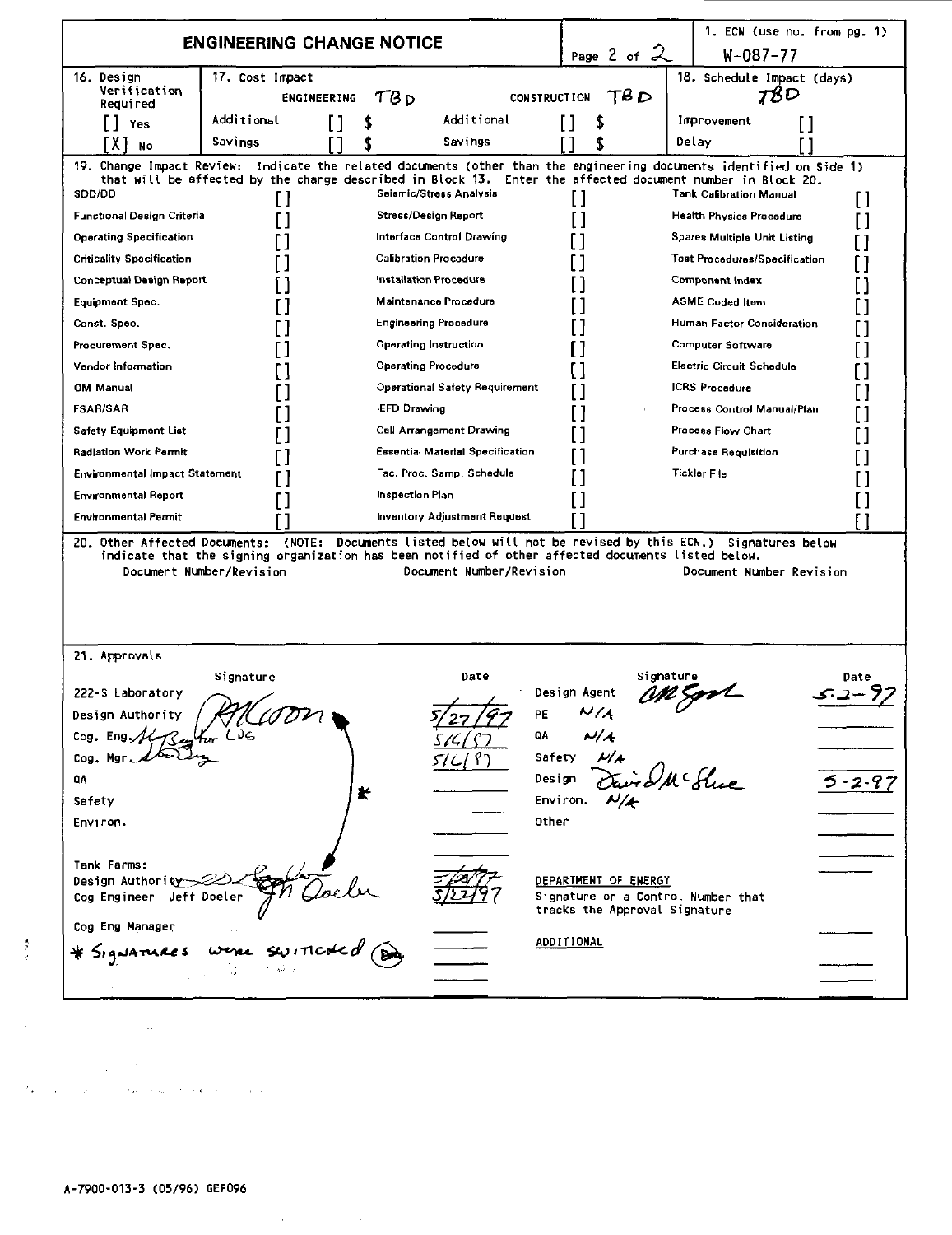# ENGINEERING CHANGE NOTICE

Page 2 of 2

1. ECN (use no. from pg. 1): W-087-77

| 16. Design Verification Required | 17. Cost Impact | | | | 18. Schedule Impact (days) |
|---|---|---|---|---|---|
| | ENGINEERING TBD | | CONSTRUCTION TBD | | TBD |
| [] Yes | Additional | [] $ | Additional | [] $ | Improvement [] |
| [X] No | Savings | [] $ | Savings | [] $ | Delay [] |

19. Change Impact Review: Indicate the related documents (other than the engineering documents identified on Side 1) that will be affected by the change described in Block 13. Enter the affected document number in Block 20.

| | | | | | |
|---|---|---|---|---|---|
| SDD/DD | [] | Seismic/Stress Analysis | [] | Tank Calibration Manual | [] |
| Functional Design Criteria | [] | Stress/Design Report | [] | Health Physics Procedure | [] |
| Operating Specification | [] | Interface Control Drawing | [] | Spares Multiple Unit Listing | [] |
| Criticality Specification | [] | Calibration Procedure | [] | Test Procedures/Specification | [] |
| Conceptual Design Report | [] | Installation Procedure | [] | Component Index | [] |
| Equipment Spec. | [] | Maintenance Procedure | [] | ASME Coded Item | [] |
| Const. Spec. | [] | Engineering Procedure | [] | Human Factor Consideration | [] |
| Procurement Spec. | [] | Operating Instruction | [] | Computer Software | [] |
| Vendor Information | [] | Operating Procedure | [] | Electric Circuit Schedule | [] |
| OM Manual | [] | Operational Safety Requirement | [] | ICRS Procedure | [] |
| FSAR/SAR | [] | IEFD Drawing | [] | Process Control Manual/Plan | [] |
| Safety Equipment List | [] | Cell Arrangement Drawing | [] | Process Flow Chart | [] |
| Radiation Work Permit | [] | Essential Material Specification | [] | Purchase Requisition | [] |
| Environmental Impact Statement | [] | Fac. Proc. Samp. Schedule | [] | Tickler File | [] |
| Environmental Report | [] | Inspection Plan | [] | | [] |
| Environmental Permit | [] | Inventory Adjustment Request | [] | | [] |

20. Other Affected Documents: (NOTE: Documents listed below will not be revised by this ECN.) Signatures below indicate that the signing organization has been notified of other affected documents listed below.

| Document Number/Revision | Document Number/Revision | Document Number Revision |
|---|---|---|
| | | |

21. Approvals

| | Signature | Date | | Signature | Date |
|---|---|---|---|---|---|
| 222-S Laboratory | | | Design Agent | *(signature)* | 5-2-97 |
| Design Authority | *(signature)* | 5/27/97 | PE | N/A | |
| Cog. Eng. | *(signature)* for LDG | 5/6/97 | QA | N/A | |
| Cog. Mgr. | *(signature)* | 5/6/97 | Safety | N/A | |
| QA | | | Design | David McShae | 5-2-97 |
| Safety | * | | Environ. | N/A | |
| Environ. | | | Other | | |
| Tank Farms: | | | | | |
| Design Authority | *(signature)* | 5/28/97 | DEPARTMENT OF ENERGY | | |
| Cog Engineer Jeff Doeler | *(signature)* | 5/22/97 | Signature or a Control Number that tracks the Approval Signature | | |
| Cog Eng Manager | | | ADDITIONAL | | |

\* Signatures were switched *(initials)*

A-7900-013-3 (05/96) GEF096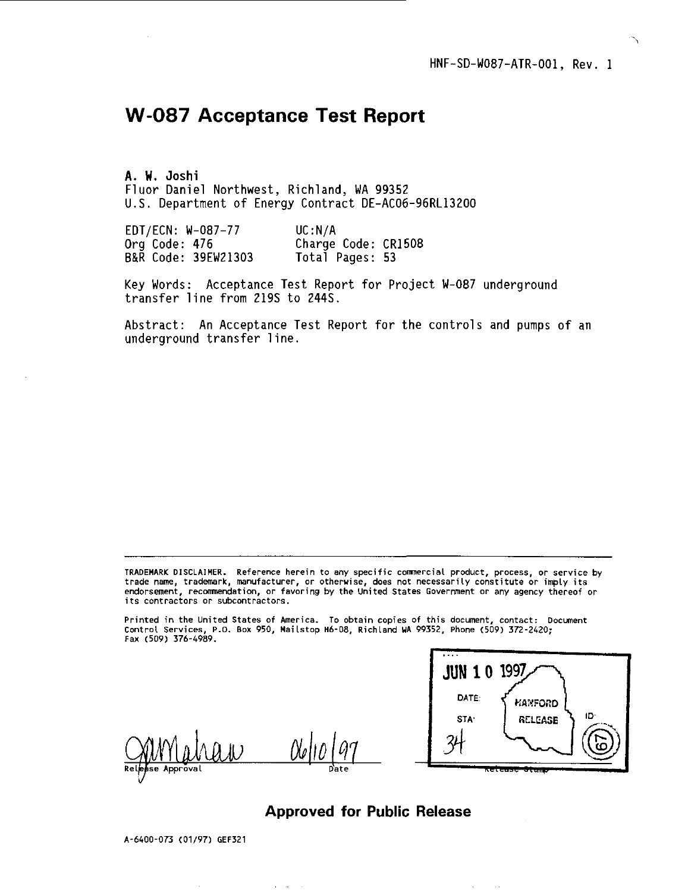HNF-SD-W087-ATR-001, Rev. 1

# W-087 Acceptance Test Report

**A. W. Joshi**
Fluor Daniel Northwest, Richland, WA 99352
U.S. Department of Energy Contract DE-AC06-96RL13200

| | |
|---|---|
| EDT/ECN: W-087-77 | UC:N/A |
| Org Code: 476 | Charge Code: CR1508 |
| B&R Code: 39EW21303 | Total Pages: 53 |

Key Words: Acceptance Test Report for Project W-087 underground transfer line from 219S to 244S.

Abstract: An Acceptance Test Report for the controls and pumps of an underground transfer line.

TRADEMARK DISCLAIMER. Reference herein to any specific commercial product, process, or service by trade name, trademark, manufacturer, or otherwise, does not necessarily constitute or imply its endorsement, recommendation, or favoring by the United States Government or any agency thereof or its contractors or subcontractors.

Printed in the United States of America. To obtain copies of this document, contact: Document Control Services, P.O. Box 950, Mailstop H6-08, Richland WA 99352, Phone (509) 372-2420; Fax (509) 376-4989.

Release Approval: GMMahan    Date: 06/10/97

Release Stamp: JUN 10 1997 — DATE: — STA: 34 — HANFORD RELEASE — ID: 67

**Approved for Public Release**

A-6400-073 (01/97) GEF321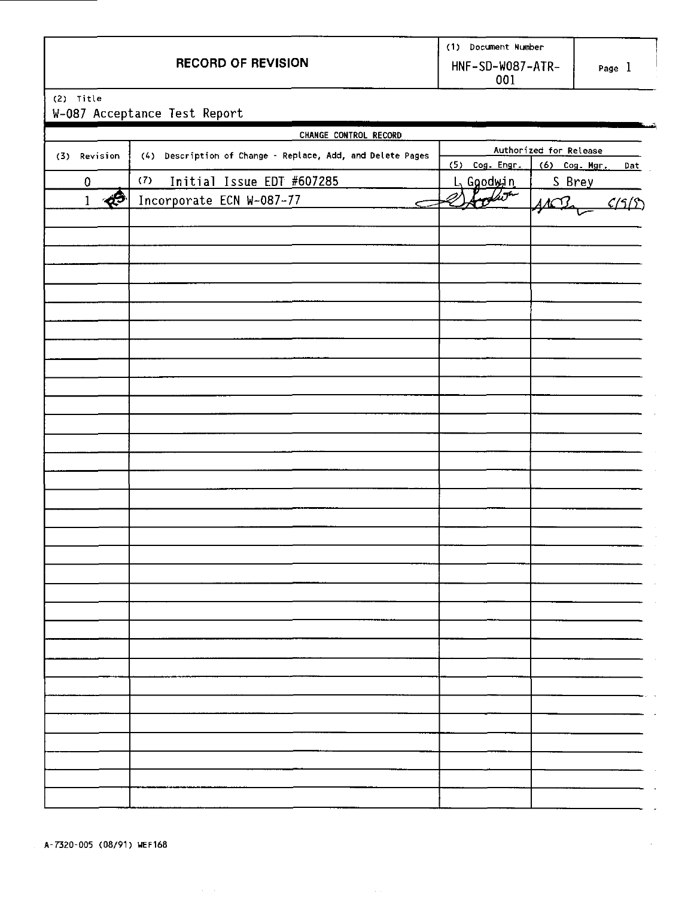# RECORD OF REVISION

(1) Document Number: HNF-SD-W087-ATR-001

(2) Title

W-087 Acceptance Test Report

| CHANGE CONTROL RECORD | | | |
|---|---|---|---|
| (3) Revision | (4) Description of Change - Replace, Add, and Delete Pages | Authorized for Release | |
| | | (5) Cog. Engr. | (6) Cog. Mgr. Dat |
| 0 | (7) Initial Issue EDT #607285 | L. Goodwin | S Brey |
| 1 RS | Incorporate ECN W-087-77 | *(signature)* | *(signature)* 6/5/95 |
| | | | |
| | | | |
| | | | |
| | | | |
| | | | |
| | | | |
| | | | |
| | | | |
| | | | |
| | | | |
| | | | |
| | | | |
| | | | |
| | | | |
| | | | |
| | | | |
| | | | |
| | | | |
| | | | |
| | | | |
| | | | |
| | | | |
| | | | |
| | | | |
| | | | |
| | | | |
| | | | |
| | | | |

A-7320-005 (08/91) WEF168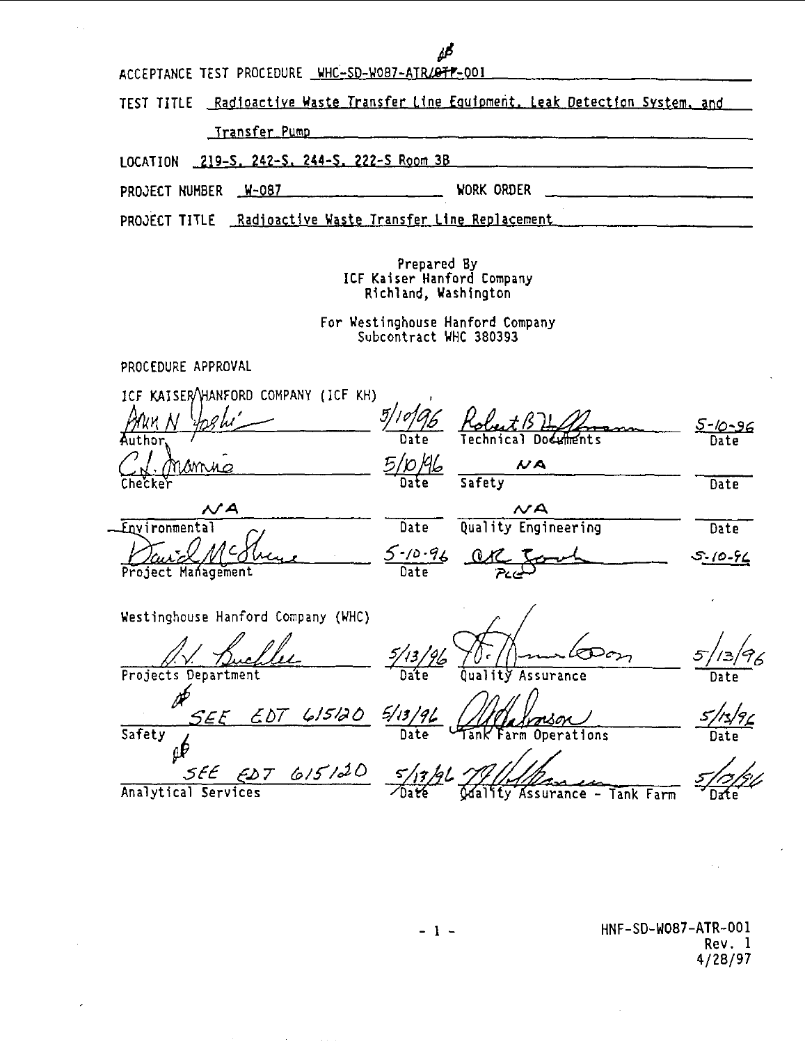ACCEPTANCE TEST PROCEDURE WHC-SD-W087-ATR/~~OTP~~-001

TEST TITLE Radioactive Waste Transfer Line Equipment, Leak Detection System, and Transfer Pump

LOCATION 219-S, 242-S, 244-S, 222-S Room 3B

PROJECT NUMBER W-087 WORK ORDER

PROJECT TITLE Radioactive Waste Transfer Line Replacement

Prepared By
ICF Kaiser Hanford Company
Richland, Washington

For Westinghouse Hanford Company
Subcontract WHC 380393

PROCEDURE APPROVAL

ICF KAISER HANFORD COMPANY (ICF KH)

| Signature | Date | Signature | Date |
|---|---|---|---|
| Author | 5/10/96 | Technical Documents | 5-10-96 |
| Checker | 5/10/96 | Safety: NA | |
| Environmental: NA | | Quality Engineering: NA | |
| Project Management | 5-10-96 | PLC | 5-10-96 |

Westinghouse Hanford Company (WHC)

| Signature | Date | Signature | Date |
|---|---|---|---|
| Projects Department | 5/13/96 | Quality Assurance | 5/13/96 |
| Safety: SEE EDT 615120 | 5/13/96 | Tank Farm Operations | 5/13/96 |
| Analytical Services: SEE EDT 615120 | 5/13/96 | Quality Assurance - Tank Farm | 5/13/96 |

HNF-SD-W087-ATR-001
Rev. 1
4/28/97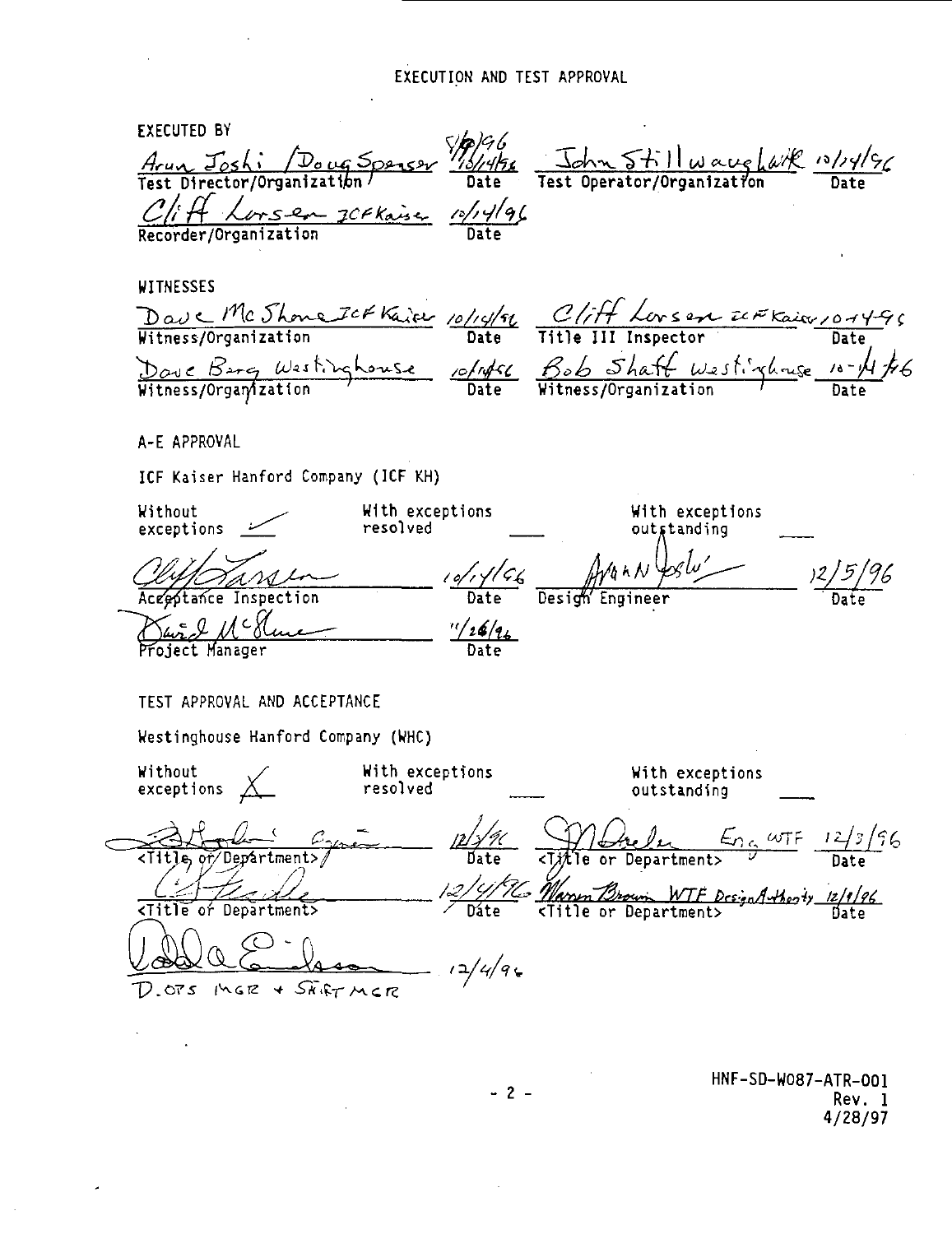# EXECUTION AND TEST APPROVAL

**EXECUTED BY**

| | | | |
|---|---|---|---|
| Arun Joshi / Doug Sparser | 5/9/96 10/14/96 | John Stillwaugh WHC | 10/14/96 |
| Test Director/Organization | Date | Test Operator/Organization | Date |
| Cliff Larsen ICF Kaiser | 10/14/96 | | |
| Recorder/Organization | Date | | |

**WITNESSES**

| | | | |
|---|---|---|---|
| Dave McShane ICF Kaiser | 10/14/96 | Cliff Larsen ICF Kaiser | 10-14-96 |
| Witness/Organization | Date | Title III Inspector | Date |
| Dave Berg Westinghouse | 10/14/96 | Bob Shaff Westinghouse | 10-14-96 |
| Witness/Organization | Date | Witness/Organization | Date |

**A-E APPROVAL**

ICF Kaiser Hanford Company (ICF KH)

Without exceptions ✓ With exceptions resolved ____ With exceptions outstanding ____

| | | | |
|---|---|---|---|
| Cliff Larsen | 10/14/96 | Arun Joshi | 12/5/96 |
| Acceptance Inspection | Date | Design Engineer | Date |
| David McShane | 11/26/96 | | |
| Project Manager | Date | | |

**TEST APPROVAL AND ACCEPTANCE**

Westinghouse Hanford Company (WHC)

Without exceptions X With exceptions resolved ____ With exceptions outstanding ____

| | | | |
|---|---|---|---|
| (signature) | 12/3/96 | (signature) Eng WTF | 12/3/96 |
| <Title or Department> | Date | <Title or Department> | Date |
| (signature) | 12/4/96 | Warren Brown WTF Design Authority | 12/4/96 |
| <Title or Department> | Date | <Title or Department> | Date |
| (signature) | 12/4/96 | | |
| D. OPS MGR + SHIFT MGR | | | |

HNF-SD-W087-ATR-001
Rev. 1
4/28/97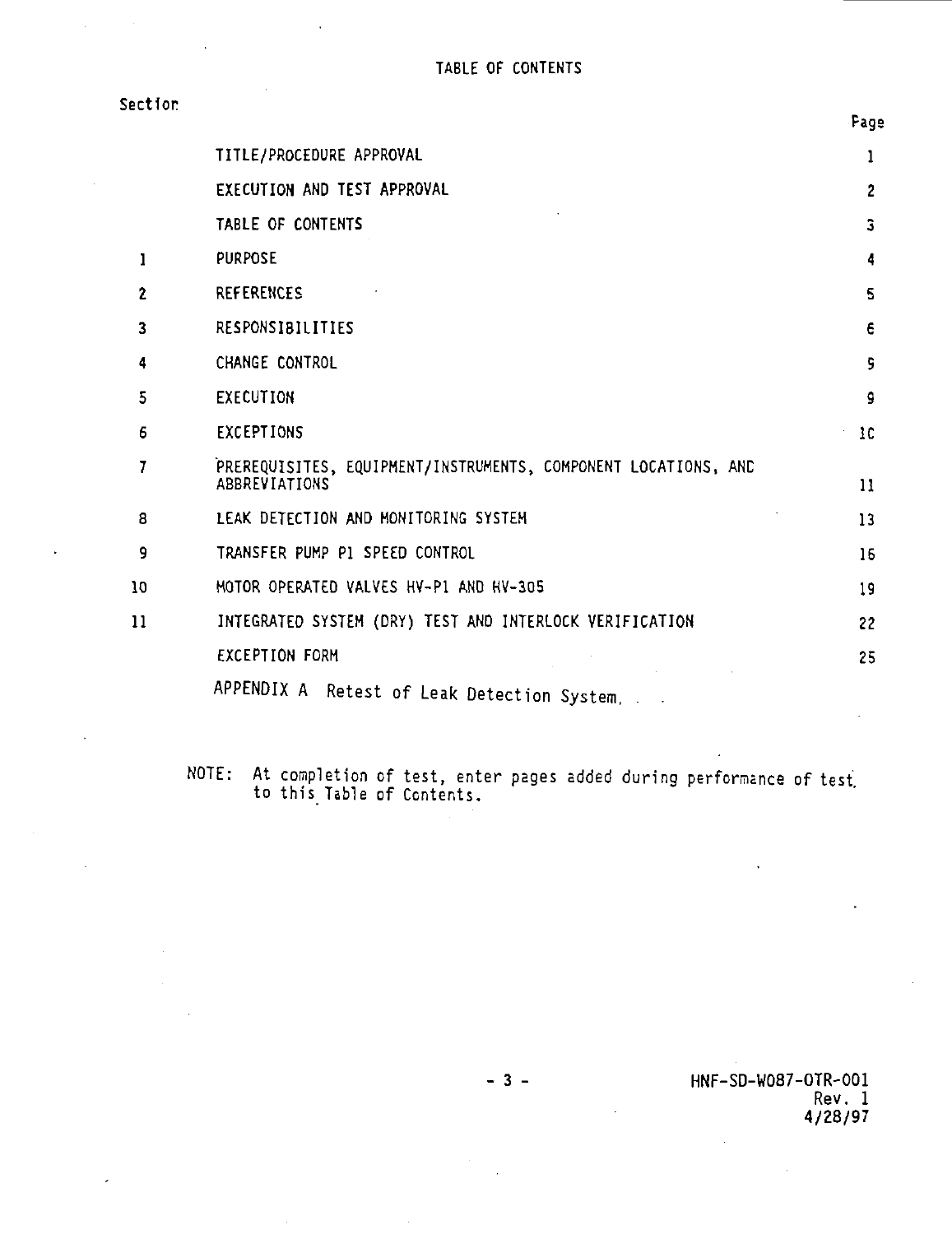# TABLE OF CONTENTS

| Section | | Page |
|---|---|---|
| | TITLE/PROCEDURE APPROVAL | 1 |
| | EXECUTION AND TEST APPROVAL | 2 |
| | TABLE OF CONTENTS | 3 |
| 1 | PURPOSE | 4 |
| 2 | REFERENCES | 5 |
| 3 | RESPONSIBILITIES | 6 |
| 4 | CHANGE CONTROL | 9 |
| 5 | EXECUTION | 9 |
| 6 | EXCEPTIONS | 10 |
| 7 | PREREQUISITES, EQUIPMENT/INSTRUMENTS, COMPONENT LOCATIONS, AND ABBREVIATIONS | 11 |
| 8 | LEAK DETECTION AND MONITORING SYSTEM | 13 |
| 9 | TRANSFER PUMP P1 SPEED CONTROL | 16 |
| 10 | MOTOR OPERATED VALVES HV-P1 AND HV-305 | 19 |
| 11 | INTEGRATED SYSTEM (DRY) TEST AND INTERLOCK VERIFICATION | 22 |
| | EXCEPTION FORM | 25 |
| | APPENDIX A Retest of Leak Detection System. | |

NOTE: At completion of test, enter pages added during performance of test to this Table of Contents.

HNF-SD-W087-OTR-001
Rev. 1
4/28/97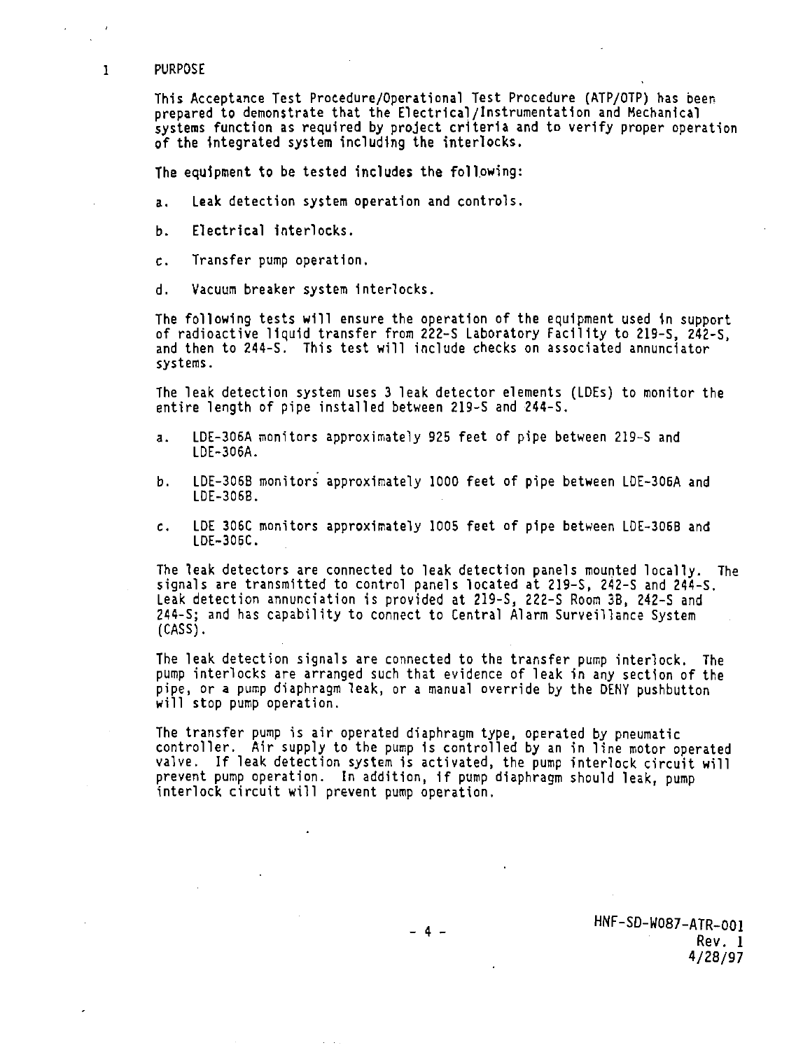# 1 PURPOSE

This Acceptance Test Procedure/Operational Test Procedure (ATP/OTP) has been prepared to demonstrate that the Electrical/Instrumentation and Mechanical systems function as required by project criteria and to verify proper operation of the integrated system including the interlocks.

The equipment to be tested includes the following:

a. Leak detection system operation and controls.

b. Electrical interlocks.

c. Transfer pump operation.

d. Vacuum breaker system interlocks.

The following tests will ensure the operation of the equipment used in support of radioactive liquid transfer from 222-S Laboratory Facility to 219-S, 242-S, and then to 244-S. This test will include checks on associated annunciator systems.

The leak detection system uses 3 leak detector elements (LDEs) to monitor the entire length of pipe installed between 219-S and 244-S.

a. LDE-306A monitors approximately 925 feet of pipe between 219-S and LDE-306A.

b. LDE-306B monitors approximately 1000 feet of pipe between LDE-306A and LDE-306B.

c. LDE 306C monitors approximately 1005 feet of pipe between LDE-306B and LDE-306C.

The leak detectors are connected to leak detection panels mounted locally. The signals are transmitted to control panels located at 219-S, 242-S and 244-S. Leak detection annunciation is provided at 219-S, 222-S Room 3B, 242-S and 244-S; and has capability to connect to Central Alarm Surveillance System (CASS).

The leak detection signals are connected to the transfer pump interlock. The pump interlocks are arranged such that evidence of leak in any section of the pipe, or a pump diaphragm leak, or a manual override by the DENY pushbutton will stop pump operation.

The transfer pump is air operated diaphragm type, operated by pneumatic controller. Air supply to the pump is controlled by an in line motor operated valve. If leak detection system is activated, the pump interlock circuit will prevent pump operation. In addition, if pump diaphragm should leak, pump interlock circuit will prevent pump operation.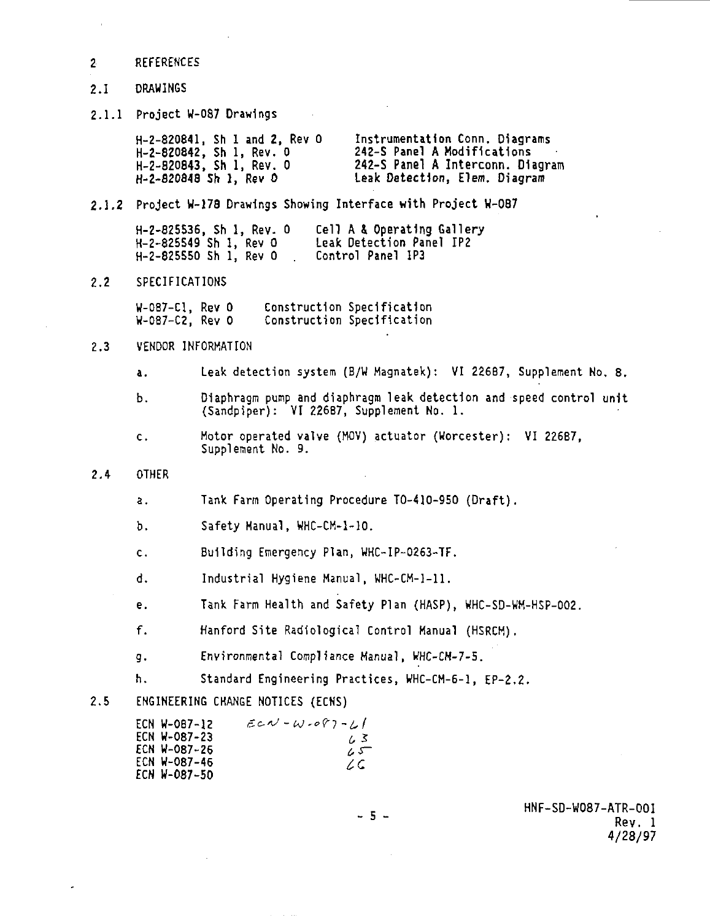## 2 REFERENCES

### 2.1 DRAWINGS

#### 2.1.1 Project W-087 Drawings

| | |
|---|---|
| H-2-820841, Sh 1 and 2, Rev 0 | Instrumentation Conn. Diagrams |
| H-2-820842, Sh 1, Rev. 0 | 242-S Panel A Modifications |
| H-2-820843, Sh 1, Rev. 0 | 242-S Panel A Interconn. Diagram |
| H-2-820848 Sh 1, Rev 0 | Leak Detection, Elem. Diagram |

#### 2.1.2 Project W-178 Drawings Showing Interface with Project W-087

| | |
|---|---|
| H-2-825536, Sh 1, Rev. 0 | Cell A & Operating Gallery |
| H-2-825549 Sh 1, Rev 0 | Leak Detection Panel IP2 |
| H-2-825550 Sh 1, Rev 0 | Control Panel IP3 |

### 2.2 SPECIFICATIONS

| | |
|---|---|
| W-087-C1, Rev 0 | Construction Specification |
| W-087-C2, Rev 0 | Construction Specification |

### 2.3 VENDOR INFORMATION

a. Leak detection system (B/W Magnatek): VI 22687, Supplement No. 8.

b. Diaphragm pump and diaphragm leak detection and speed control unit (Sandpiper): VI 22687, Supplement No. 1.

c. Motor operated valve (MOV) actuator (Worcester): VI 22687, Supplement No. 9.

### 2.4 OTHER

a. Tank Farm Operating Procedure TO-410-950 (Draft).

b. Safety Manual, WHC-CM-1-10.

c. Building Emergency Plan, WHC-IP-0263-TF.

d. Industrial Hygiene Manual, WHC-CM-1-11.

e. Tank Farm Health and Safety Plan (HASP), WHC-SD-WM-HSP-002.

f. Hanford Site Radiological Control Manual (HSRCM).

g. Environmental Compliance Manual, WHC-CM-7-5.

h. Standard Engineering Practices, WHC-CM-6-1, EP-2.2.

### 2.5 ENGINEERING CHANGE NOTICES (ECNS)

| | |
|---|---|
| ECN W-087-12 | ECN-W-087-61 |
| ECN W-087-23 | 63 |
| ECN W-087-26 | 65 |
| ECN W-087-46 | 66 |
| ECN W-087-50 | |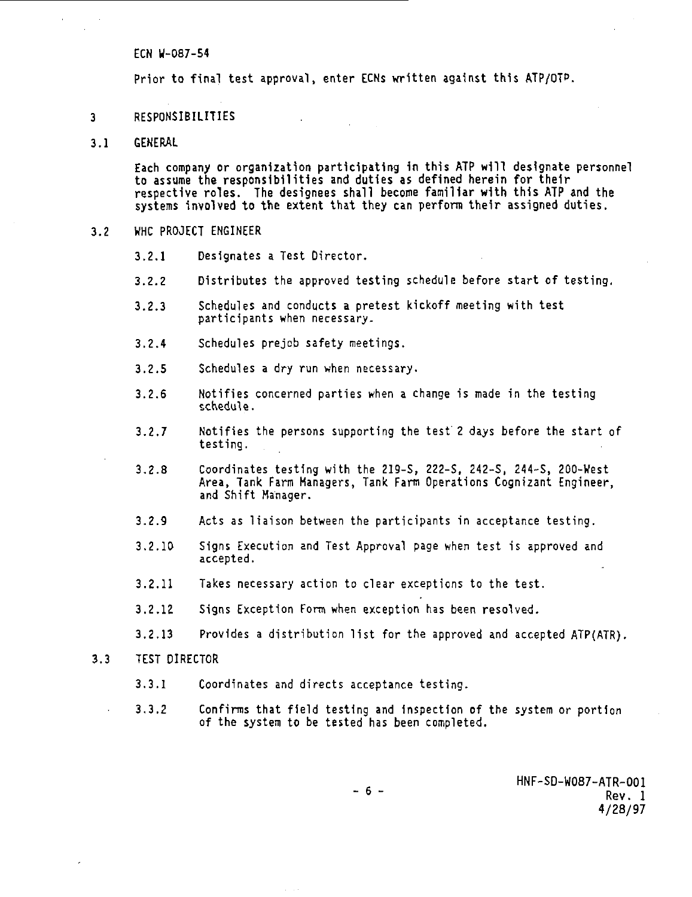ECN W-087-54

Prior to final test approval, enter ECNs written against this ATP/OTP.

# 3 RESPONSIBILITIES

## 3.1 GENERAL

Each company or organization participating in this ATP will designate personnel to assume the responsibilities and duties as defined herein for their respective roles. The designees shall become familiar with this ATP and the systems involved to the extent that they can perform their assigned duties.

## 3.2 WHC PROJECT ENGINEER

3.2.1 Designates a Test Director.

3.2.2 Distributes the approved testing schedule before start of testing.

3.2.3 Schedules and conducts a pretest kickoff meeting with test participants when necessary.

3.2.4 Schedules prejob safety meetings.

3.2.5 Schedules a dry run when necessary.

3.2.6 Notifies concerned parties when a change is made in the testing schedule.

3.2.7 Notifies the persons supporting the test 2 days before the start of testing.

3.2.8 Coordinates testing with the 219-S, 222-S, 242-S, 244-S, 200-West Area, Tank Farm Managers, Tank Farm Operations Cognizant Engineer, and Shift Manager.

3.2.9 Acts as liaison between the participants in acceptance testing.

3.2.10 Signs Execution and Test Approval page when test is approved and accepted.

3.2.11 Takes necessary action to clear exceptions to the test.

3.2.12 Signs Exception Form when exception has been resolved.

3.2.13 Provides a distribution list for the approved and accepted ATP(ATR).

## 3.3 TEST DIRECTOR

3.3.1 Coordinates and directs acceptance testing.

3.3.2 Confirms that field testing and inspection of the system or portion of the system to be tested has been completed.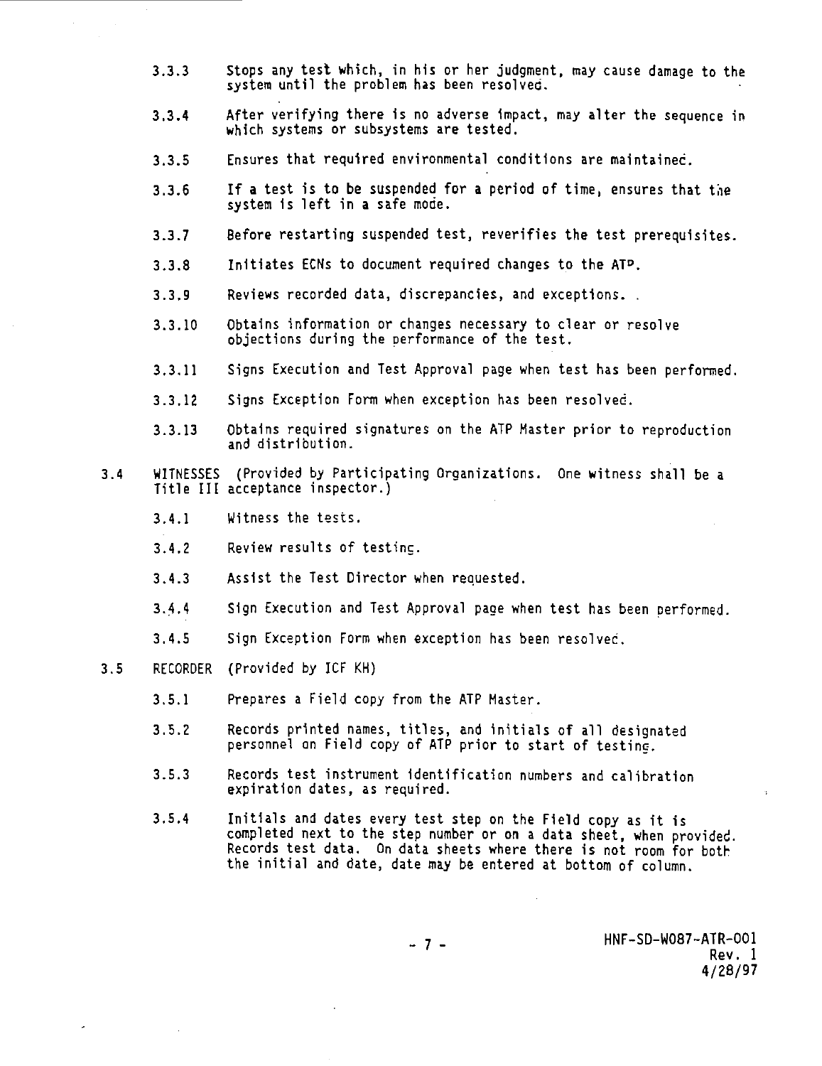3.3.3 Stops any test which, in his or her judgment, may cause damage to the system until the problem has been resolved.

3.3.4 After verifying there is no adverse impact, may alter the sequence in which systems or subsystems are tested.

3.3.5 Ensures that required environmental conditions are maintained.

3.3.6 If a test is to be suspended for a period of time, ensures that the system is left in a safe mode.

3.3.7 Before restarting suspended test, reverifies the test prerequisites.

3.3.8 Initiates ECNs to document required changes to the ATP.

3.3.9 Reviews recorded data, discrepancies, and exceptions.

3.3.10 Obtains information or changes necessary to clear or resolve objections during the performance of the test.

3.3.11 Signs Execution and Test Approval page when test has been performed.

3.3.12 Signs Exception Form when exception has been resolved.

3.3.13 Obtains required signatures on the ATP Master prior to reproduction and distribution.

3.4 WITNESSES (Provided by Participating Organizations. One witness shall be a Title III acceptance inspector.)

3.4.1 Witness the tests.

3.4.2 Review results of testing.

3.4.3 Assist the Test Director when requested.

3.4.4 Sign Execution and Test Approval page when test has been performed.

3.4.5 Sign Exception Form when exception has been resolved.

3.5 RECORDER (Provided by ICF KH)

3.5.1 Prepares a Field copy from the ATP Master.

3.5.2 Records printed names, titles, and initials of all designated personnel on Field copy of ATP prior to start of testing.

3.5.3 Records test instrument identification numbers and calibration expiration dates, as required.

3.5.4 Initials and dates every test step on the Field copy as it is completed next to the step number or on a data sheet, when provided. Records test data. On data sheets where there is not room for both the initial and date, date may be entered at bottom of column.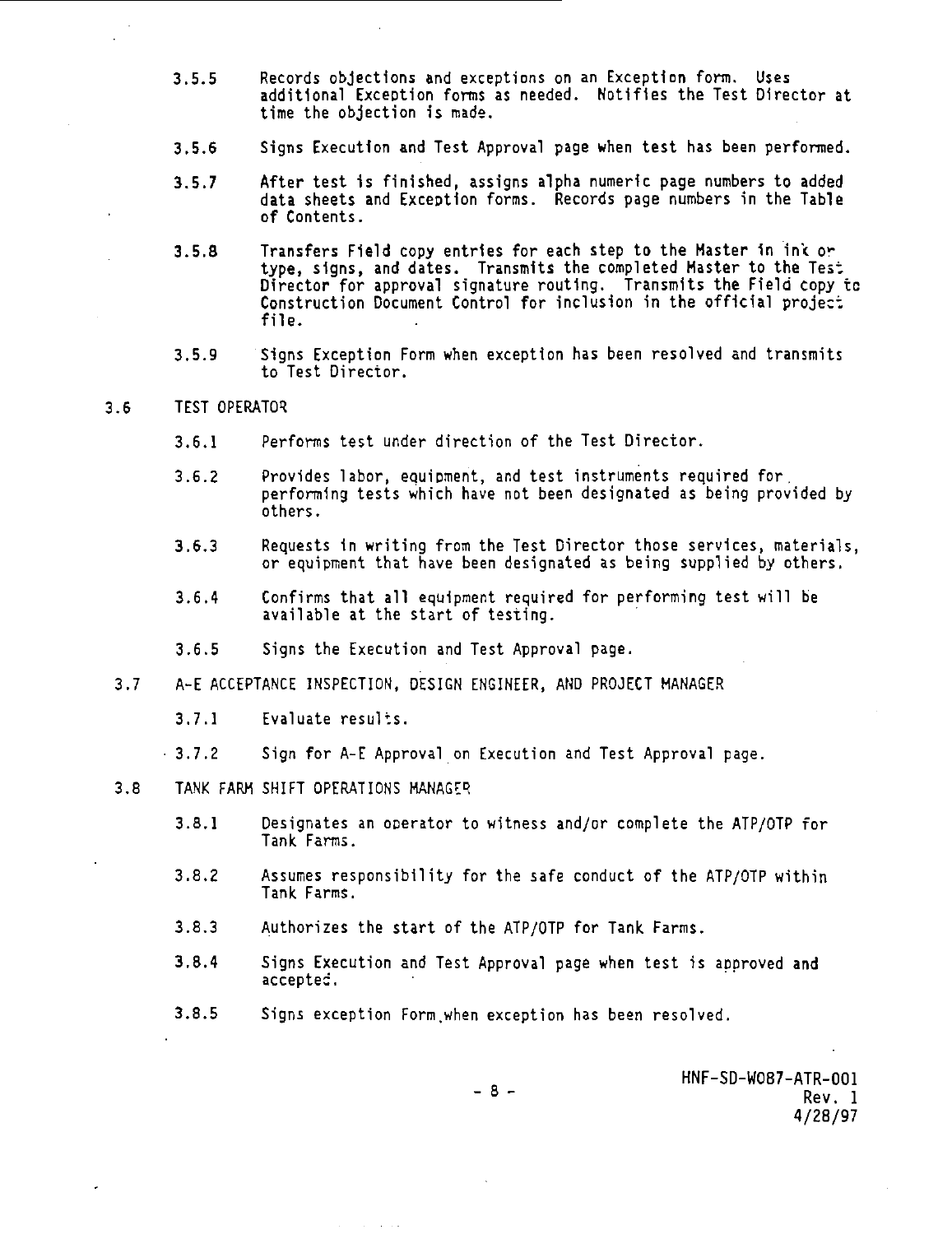3.5.5 Records objections and exceptions on an Exception form. Uses additional Exception forms as needed. Notifies the Test Director at time the objection is made.

3.5.6 Signs Execution and Test Approval page when test has been performed.

3.5.7 After test is finished, assigns alpha numeric page numbers to added data sheets and Exception forms. Records page numbers in the Table of Contents.

3.5.8 Transfers Field copy entries for each step to the Master in ink or type, signs, and dates. Transmits the completed Master to the Test Director for approval signature routing. Transmits the Field copy to Construction Document Control for inclusion in the official project file.

3.5.9 Signs Exception Form when exception has been resolved and transmits to Test Director.

## 3.6 TEST OPERATOR

3.6.1 Performs test under direction of the Test Director.

3.6.2 Provides labor, equipment, and test instruments required for performing tests which have not been designated as being provided by others.

3.6.3 Requests in writing from the Test Director those services, materials, or equipment that have been designated as being supplied by others.

3.6.4 Confirms that all equipment required for performing test will be available at the start of testing.

3.6.5 Signs the Execution and Test Approval page.

## 3.7 A-E ACCEPTANCE INSPECTION, DESIGN ENGINEER, AND PROJECT MANAGER

3.7.1 Evaluate results.

3.7.2 Sign for A-E Approval on Execution and Test Approval page.

## 3.8 TANK FARM SHIFT OPERATIONS MANAGER

3.8.1 Designates an operator to witness and/or complete the ATP/OTP for Tank Farms.

3.8.2 Assumes responsibility for the safe conduct of the ATP/OTP within Tank Farms.

3.8.3 Authorizes the start of the ATP/OTP for Tank Farms.

3.8.4 Signs Execution and Test Approval page when test is approved and accepted.

3.8.5 Signs exception Form when exception has been resolved.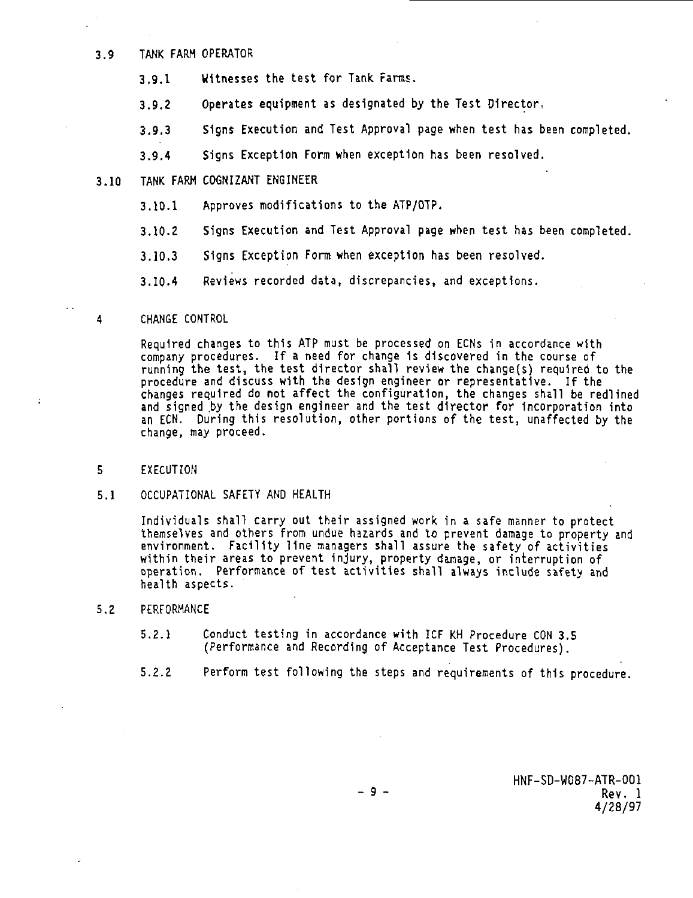### 3.9 TANK FARM OPERATOR

3.9.1 Witnesses the test for Tank Farms.

3.9.2 Operates equipment as designated by the Test Director.

3.9.3 Signs Execution and Test Approval page when test has been completed.

3.9.4 Signs Exception Form when exception has been resolved.

### 3.10 TANK FARM COGNIZANT ENGINEER

3.10.1 Approves modifications to the ATP/OTP.

3.10.2 Signs Execution and Test Approval page when test has been completed.

3.10.3 Signs Exception Form when exception has been resolved.

3.10.4 Reviews recorded data, discrepancies, and exceptions.

## 4 CHANGE CONTROL

Required changes to this ATP must be processed on ECNs in accordance with company procedures. If a need for change is discovered in the course of running the test, the test director shall review the change(s) required to the procedure and discuss with the design engineer or representative. If the changes required do not affect the configuration, the changes shall be redlined and signed by the design engineer and the test director for incorporation into an ECN. During this resolution, other portions of the test, unaffected by the change, may proceed.

## 5 EXECUTION

### 5.1 OCCUPATIONAL SAFETY AND HEALTH

Individuals shall carry out their assigned work in a safe manner to protect themselves and others from undue hazards and to prevent damage to property and environment. Facility line managers shall assure the safety of activities within their areas to prevent injury, property damage, or interruption of operation. Performance of test activities shall always include safety and health aspects.

### 5.2 PERFORMANCE

5.2.1 Conduct testing in accordance with ICF KH Procedure CON 3.5 (Performance and Recording of Acceptance Test Procedures).

5.2.2 Perform test following the steps and requirements of this procedure.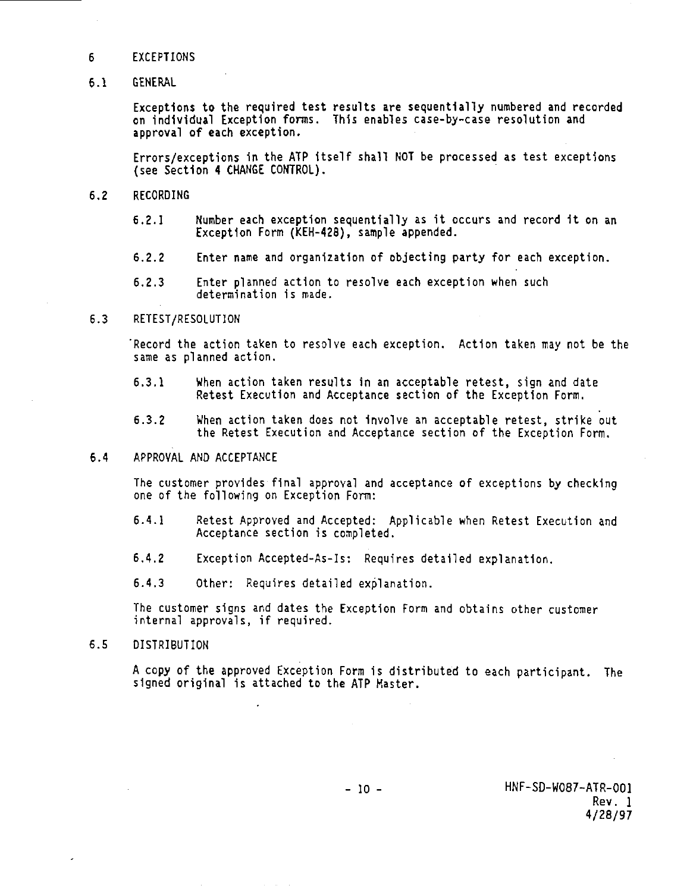# 6 EXCEPTIONS

## 6.1 GENERAL

Exceptions to the required test results are sequentially numbered and recorded on individual Exception forms. This enables case-by-case resolution and approval of each exception.

Errors/exceptions in the ATP itself shall NOT be processed as test exceptions (see Section 4 CHANGE CONTROL).

## 6.2 RECORDING

6.2.1 Number each exception sequentially as it occurs and record it on an Exception Form (KEH-428), sample appended.

6.2.2 Enter name and organization of objecting party for each exception.

6.2.3 Enter planned action to resolve each exception when such determination is made.

## 6.3 RETEST/RESOLUTION

Record the action taken to resolve each exception. Action taken may not be the same as planned action.

6.3.1 When action taken results in an acceptable retest, sign and date Retest Execution and Acceptance section of the Exception Form.

6.3.2 When action taken does not involve an acceptable retest, strike out the Retest Execution and Acceptance section of the Exception Form.

## 6.4 APPROVAL AND ACCEPTANCE

The customer provides final approval and acceptance of exceptions by checking one of the following on Exception Form:

6.4.1 Retest Approved and Accepted: Applicable when Retest Execution and Acceptance section is completed.

6.4.2 Exception Accepted-As-Is: Requires detailed explanation.

6.4.3 Other: Requires detailed explanation.

The customer signs and dates the Exception Form and obtains other customer internal approvals, if required.

## 6.5 DISTRIBUTION

A copy of the approved Exception Form is distributed to each participant. The signed original is attached to the ATP Master.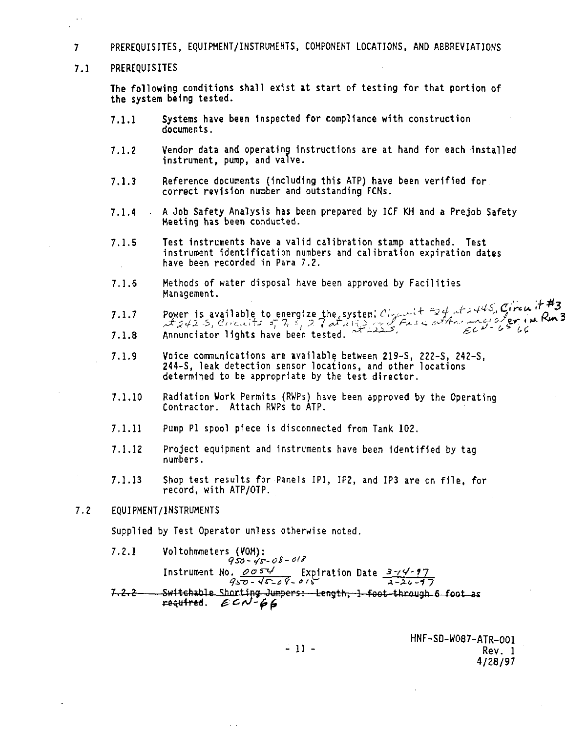## 7 PREREQUISITES, EQUIPMENT/INSTRUMENTS, COMPONENT LOCATIONS, AND ABBREVIATIONS

### 7.1 PREREQUISITES

The following conditions shall exist at start of testing for that portion of the system being tested.

7.1.1 Systems have been inspected for compliance with construction documents.

7.1.2 Vendor data and operating instructions are at hand for each installed instrument, pump, and valve.

7.1.3 Reference documents (including this ATP) have been verified for correct revision number and outstanding ECNs.

7.1.4 A Job Safety Analysis has been prepared by ICF KH and a Prejob Safety Meeting has been conducted.

7.1.5 Test instruments have a valid calibration stamp attached. Test instrument identification numbers and calibration expiration dates have been recorded in Para 7.2.

7.1.6 Methods of water disposal have been approved by Facilities Management.

7.1.7 Power is available to energize the system; Circuit #24 at 244S, Circuit #3 at 242-S, Circuits 5, 7, 9, 27 at 219S and Fuse at Annunciator in Rm 3 at 222S. ECN-66

7.1.8 Annunciator lights have been tested.

7.1.9 Voice communications are available between 219-S, 222-S, 242-S, 244-S, leak detection sensor locations, and other locations determined to be appropriate by the test director.

7.1.10 Radiation Work Permits (RWPs) have been approved by the Operating Contractor. Attach RWPs to ATP.

7.1.11 Pump P1 spool piece is disconnected from Tank 102.

7.1.12 Project equipment and instruments have been identified by tag numbers.

7.1.13 Shop test results for Panels IP1, IP2, and IP3 are on file, for record, with ATP/OTP.

### 7.2 EQUIPMENT/INSTRUMENTS

Supplied by Test Operator unless otherwise noted.

7.2.1 Voltohmmeters (VOM):
950-45-08-018
Instrument No. 0054 Expiration Date 3-14-97
950-45-08-015 2-26-97

~~7.2.2 Switchable Shorting Jumpers: Length, 1 foot through 6 foot as required.~~ ECN-66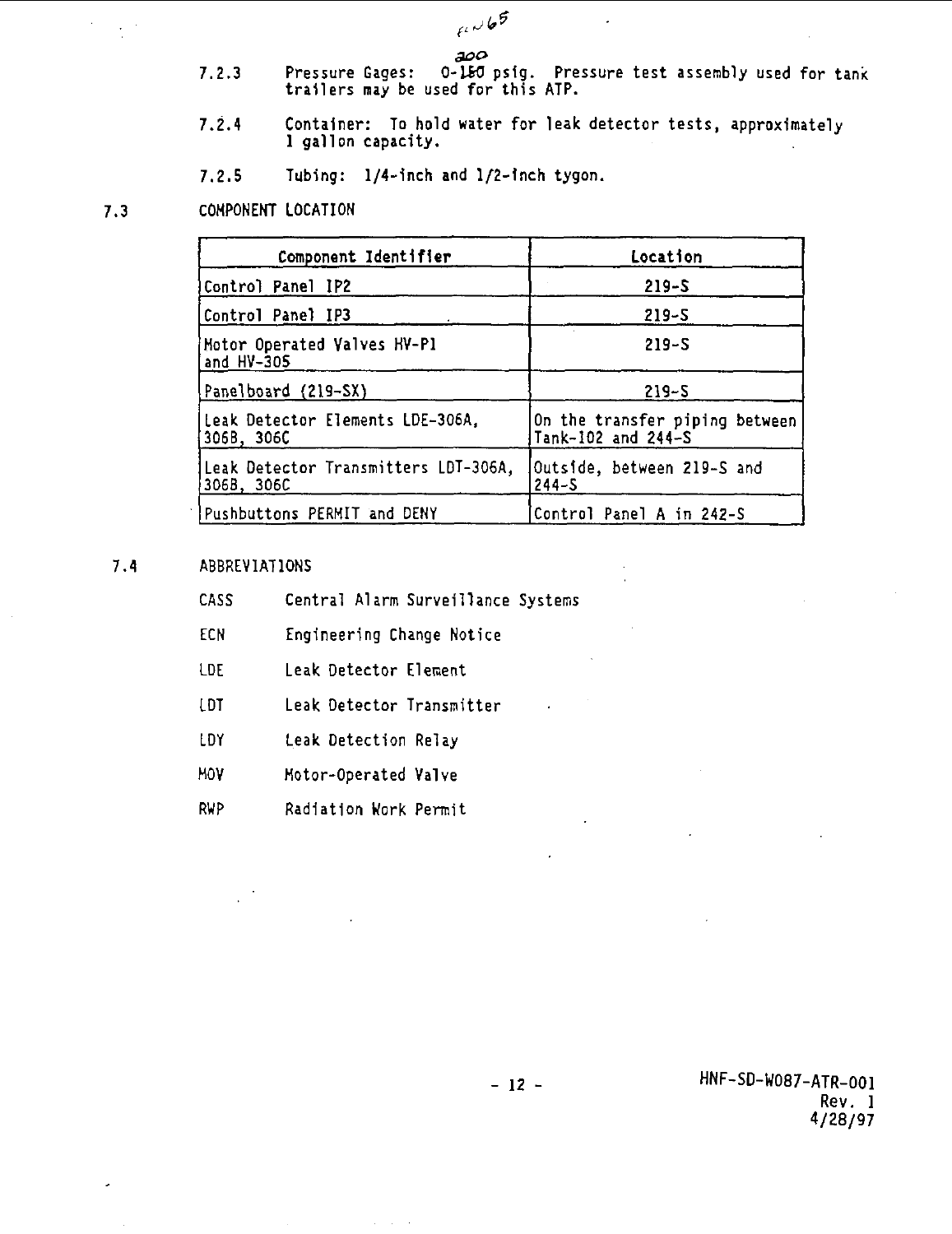7.2.3 Pressure Gages: 0-~~150~~ 200 psig. Pressure test assembly used for tank trailers may be used for this ATP.

7.2.4 Container: To hold water for leak detector tests, approximately 1 gallon capacity.

7.2.5 Tubing: 1/4-inch and 1/2-inch tygon.

## 7.3 COMPONENT LOCATION

| Component Identifier | Location |
|---|---|
| Control Panel IP2 | 219-S |
| Control Panel IP3 | 219-S |
| Motor Operated Valves HV-P1 and HV-305 | 219-S |
| Panelboard (219-SX) | 219-S |
| Leak Detector Elements LDE-306A, 306B, 306C | On the transfer piping between Tank-102 and 244-S |
| Leak Detector Transmitters LDT-306A, 306B, 306C | Outside, between 219-S and 244-S |
| Pushbuttons PERMIT and DENY | Control Panel A in 242-S |

## 7.4 ABBREVIATIONS

CASS Central Alarm Surveillance Systems

ECN Engineering Change Notice

LDE Leak Detector Element

LDT Leak Detector Transmitter

LDY Leak Detection Relay

MOV Motor-Operated Valve

RWP Radiation Work Permit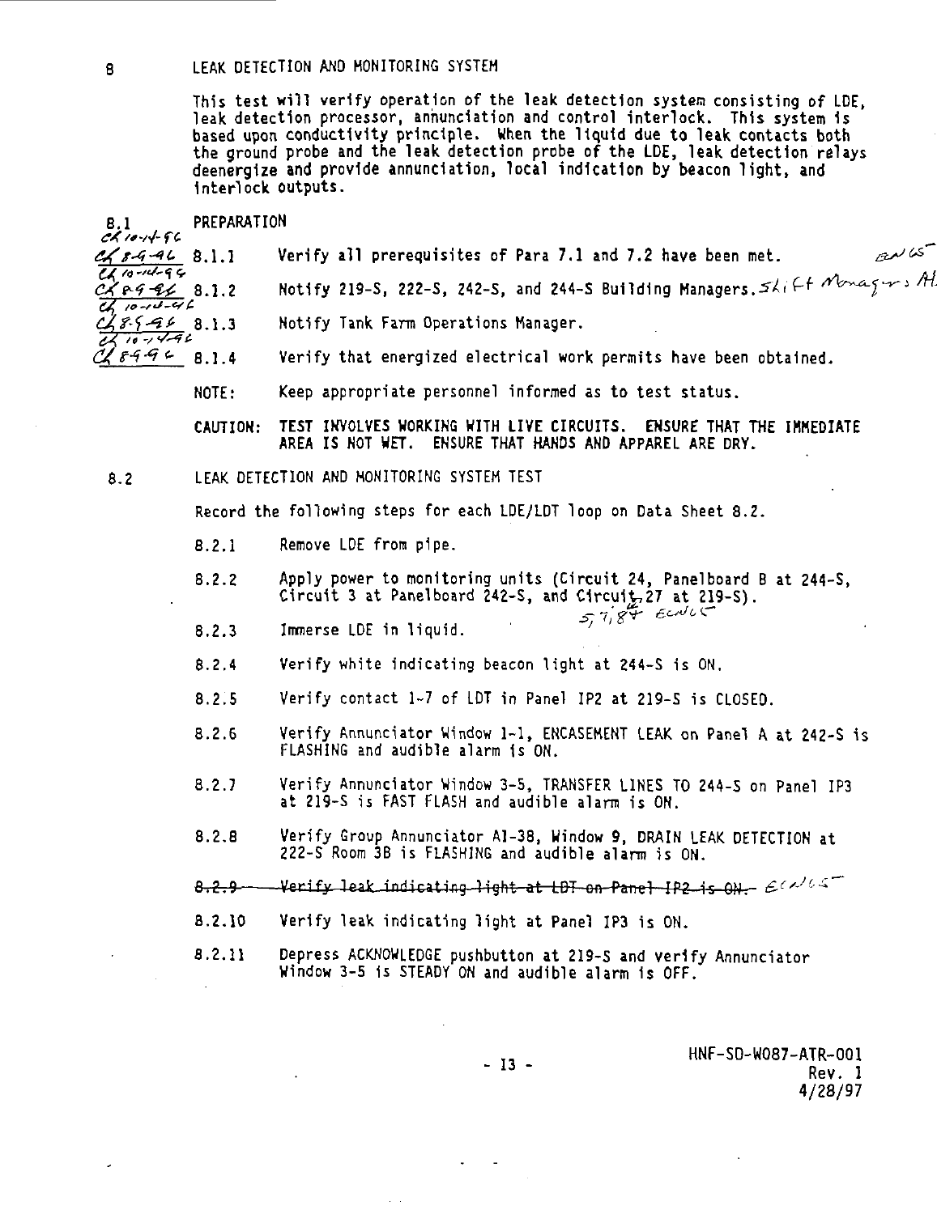## 8 LEAK DETECTION AND MONITORING SYSTEM

This test will verify operation of the leak detection system consisting of LDE, leak detection processor, annunciation and control interlock. This system is based upon conductivity principle. When the liquid due to leak contacts both the ground probe and the leak detection probe of the LDE, leak detection relays deenergize and provide annunciation, local indication by beacon light, and interlock outputs.

### 8.1 PREPARATION

CK 10-14-96

CK 8-9-96 / CK 10-14-96 8.1.1 Verify all prerequisites of Para 7.1 and 7.2 have been met. *BNUS*

CK 8-9-96 / CK 10-14-96 8.1.2 Notify 219-S, 222-S, 242-S, and 244-S Building Managers. *Shift Managers At*

CK 8-9-96 / CK 10-14-96 8.1.3 Notify Tank Farm Operations Manager.

CK 8-9-96 8.1.4 Verify that energized electrical work permits have been obtained.

NOTE: Keep appropriate personnel informed as to test status.

**CAUTION: TEST INVOLVES WORKING WITH LIVE CIRCUITS. ENSURE THAT THE IMMEDIATE AREA IS NOT WET. ENSURE THAT HANDS AND APPAREL ARE DRY.**

### 8.2 LEAK DETECTION AND MONITORING SYSTEM TEST

Record the following steps for each LDE/LDT loop on Data Sheet 8.2.

8.2.1 Remove LDE from pipe.

8.2.2 Apply power to monitoring units (Circuit 24, Panelboard B at 244-S, Circuit 3 at Panelboard 242-S, and Circuits 27 at 219-S). *5, 7, 8 ECNUS*

8.2.3 Immerse LDE in liquid.

8.2.4 Verify white indicating beacon light at 244-S is ON.

8.2.5 Verify contact 1-7 of LDT in Panel IP2 at 219-S is CLOSED.

8.2.6 Verify Annunciator Window 1-1, ENCASEMENT LEAK on Panel A at 242-S is FLASHING and audible alarm is ON.

8.2.7 Verify Annunciator Window 3-5, TRANSFER LINES TO 244-S on Panel IP3 at 219-S is FAST FLASH and audible alarm is ON.

8.2.8 Verify Group Annunciator Al-38, Window 9, DRAIN LEAK DETECTION at 222-S Room 3B is FLASHING and audible alarm is ON.

~~8.2.9 Verify leak indicating light at LDT on Panel IP2 is ON.~~ *ECNUS*

8.2.10 Verify leak indicating light at Panel IP3 is ON.

8.2.11 Depress ACKNOWLEDGE pushbutton at 219-S and verify Annunciator Window 3-5 is STEADY ON and audible alarm is OFF.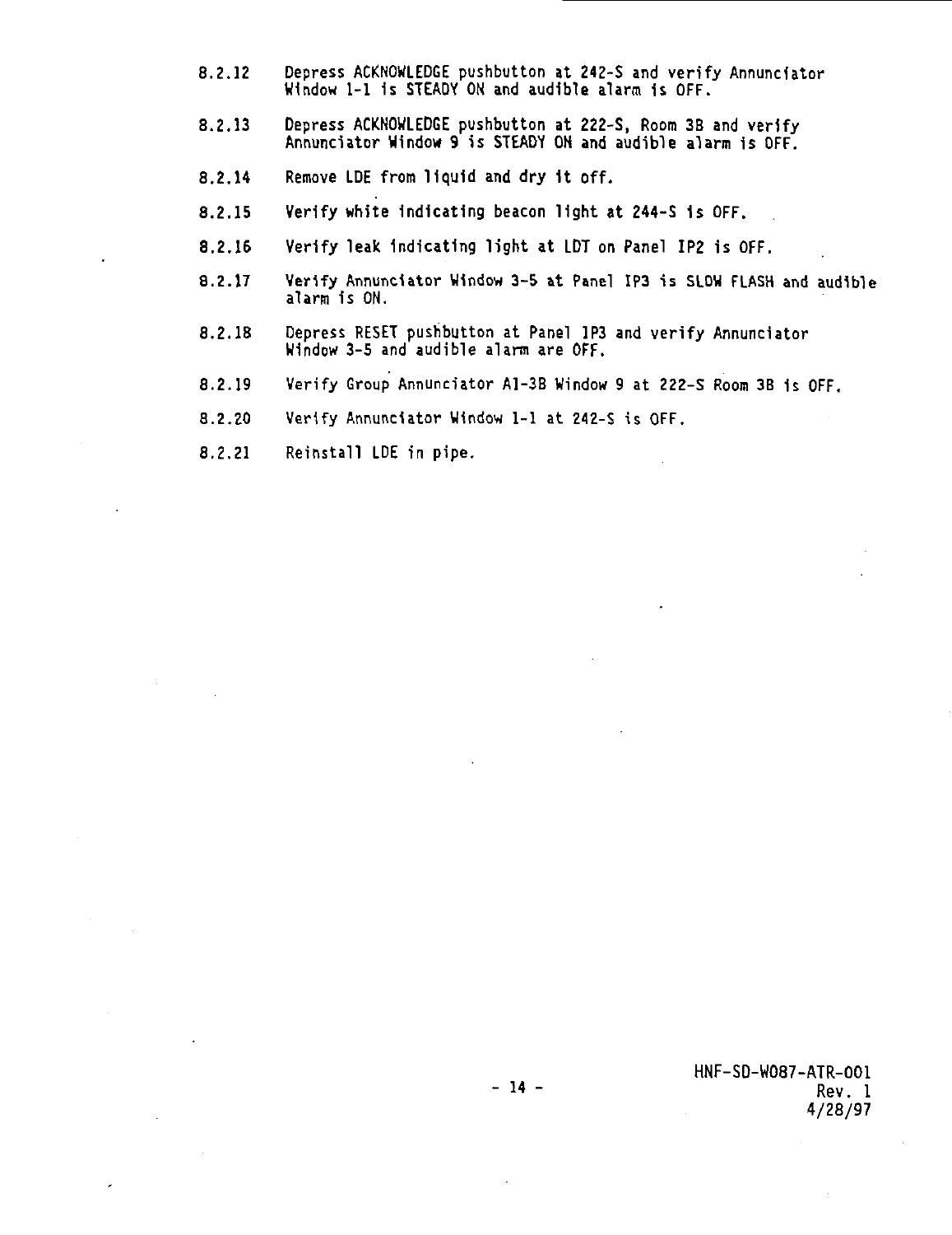8.2.12 Depress ACKNOWLEDGE pushbutton at 242-S and verify Annunciator Window 1-1 is STEADY ON and audible alarm is OFF.

8.2.13 Depress ACKNOWLEDGE pushbutton at 222-S, Room 3B and verify Annunciator Window 9 is STEADY ON and audible alarm is OFF.

8.2.14 Remove LDE from liquid and dry it off.

8.2.15 Verify white indicating beacon light at 244-S is OFF.

8.2.16 Verify leak indicating light at LDT on Panel IP2 is OFF.

8.2.17 Verify Annunciator Window 3-5 at Panel IP3 is SLOW FLASH and audible alarm is ON.

8.2.18 Depress RESET pushbutton at Panel IP3 and verify Annunciator Window 3-5 and audible alarm are OFF.

8.2.19 Verify Group Annunciator A1-3B Window 9 at 222-S Room 3B is OFF.

8.2.20 Verify Annunciator Window 1-1 at 242-S is OFF.

8.2.21 Reinstall LDE in pipe.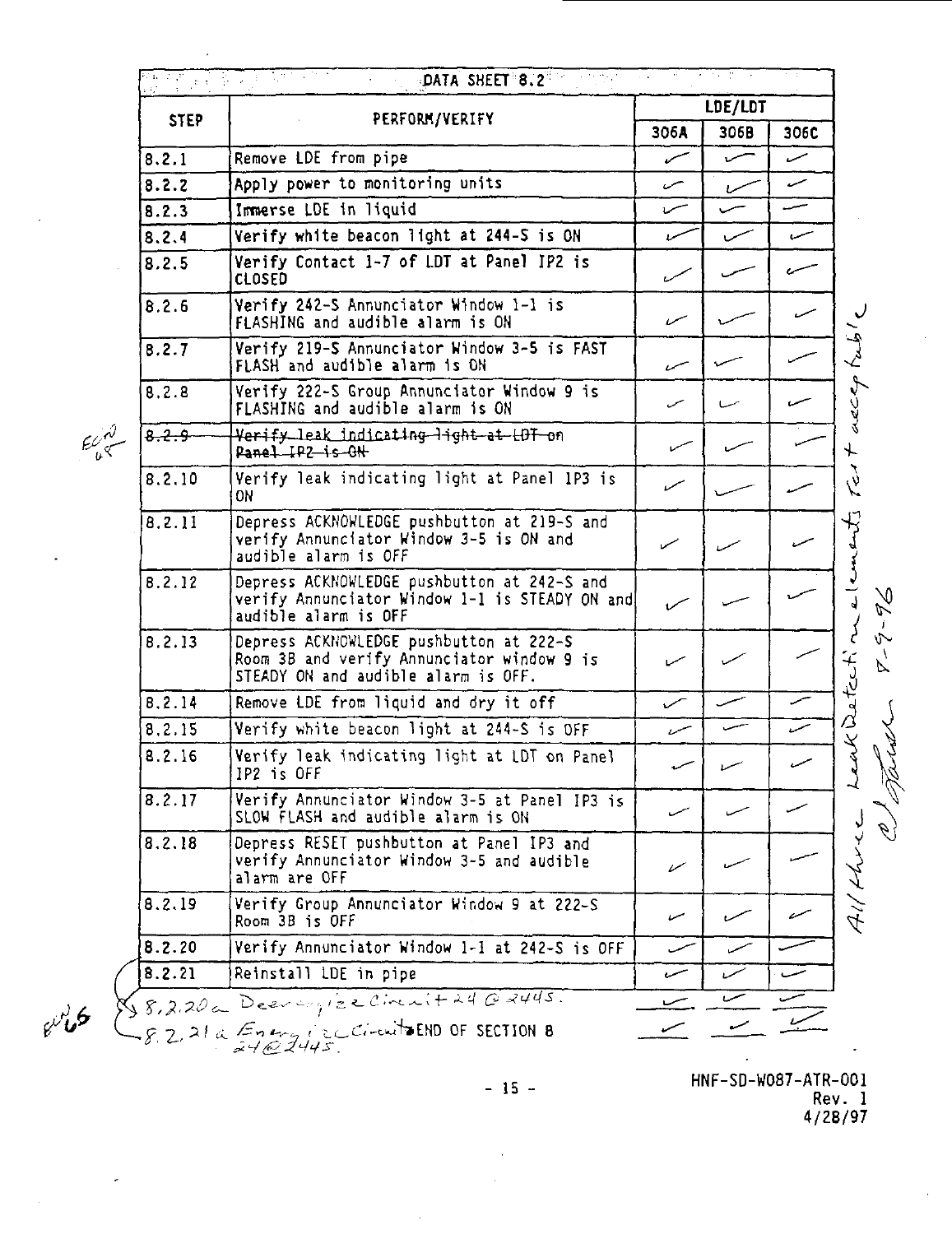| DATA SHEET 8.2 | | | | |
|---|---|---|---|---|
| STEP | PERFORM/VERIFY | LDE/LDT | | |
| | | 306A | 306B | 306C |
| 8.2.1 | Remove LDE from pipe | ✓ | ✓ | ✓ |
| 8.2.2 | Apply power to monitoring units | ✓ | ✓ | ✓ |
| 8.2.3 | Immerse LDE in liquid | ✓ | ✓ | ✓ |
| 8.2.4 | Verify white beacon light at 244-S is ON | ✓ | ✓ | ✓ |
| 8.2.5 | Verify Contact 1-7 of LDT at Panel IP2 is CLOSED | ✓ | ✓ | ✓ |
| 8.2.6 | Verify 242-S Annunciator Window 1-1 is FLASHING and audible alarm is ON | ✓ | ✓ | ✓ |
| 8.2.7 | Verify 219-S Annunciator Window 3-5 is FAST FLASH and audible alarm is ON | ✓ | ✓ | ✓ |
| 8.2.8 | Verify 222-S Group Annunciator Window 9 is FLASHING and audible alarm is ON | ✓ | ✓ | ✓ |
| ~~8.2.9~~ | ~~Verify leak indicating light at LDT on Panel IP2 is ON~~ | ✓ | ✓ | ✓ |
| 8.2.10 | Verify leak indicating light at Panel 1P3 is ON | ✓ | ✓ | ✓ |
| 8.2.11 | Depress ACKNOWLEDGE pushbutton at 219-S and verify Annunciator Window 3-5 is ON and audible alarm is OFF | ✓ | ✓ | ✓ |
| 8.2.12 | Depress ACKNOWLEDGE pushbutton at 242-S and verify Annunciator Window 1-1 is STEADY ON and audible alarm is OFF | ✓ | ✓ | ✓ |
| 8.2.13 | Depress ACKNOWLEDGE pushbutton at 222-S Room 3B and verify Annunciator window 9 is STEADY ON and audible alarm is OFF. | ✓ | ✓ | ✓ |
| 8.2.14 | Remove LDE from liquid and dry it off | ✓ | ✓ | ✓ |
| 8.2.15 | Verify white beacon light at 244-S is OFF | ✓ | ✓ | ✓ |
| 8.2.16 | Verify leak indicating light at LDT on Panel IP2 is OFF | ✓ | ✓ | ✓ |
| 8.2.17 | Verify Annunciator Window 3-5 at Panel IP3 is SLOW FLASH and audible alarm is ON | ✓ | ✓ | ✓ |
| 8.2.18 | Depress RESET pushbutton at Panel IP3 and verify Annunciator Window 3-5 and audible alarm are OFF | ✓ | ✓ | ✓ |
| 8.2.19 | Verify Group Annunciator Window 9 at 222-S Room 3B is OFF | ✓ | ✓ | ✓ |
| 8.2.20 | Verify Annunciator Window 1-1 at 242-S is OFF | ✓ | ✓ | ✓ |
| 8.2.21 | Reinstall LDE in pipe | ✓ | ✓ | ✓ |
| 8.2.20a | Deenergize Circuit 24 @ 244S. | ✓ | ✓ | ✓ |
| 8.2.21a | Energize Circuit 24 @ 244S. | ✓ | ✓ | ✓ |

ECN 65

ECN 65

All three Leak Detection elements Test acceptable 8-9-96

END OF SECTION 8

HNF-SD-W087-ATR-001
Rev. 1
4/28/97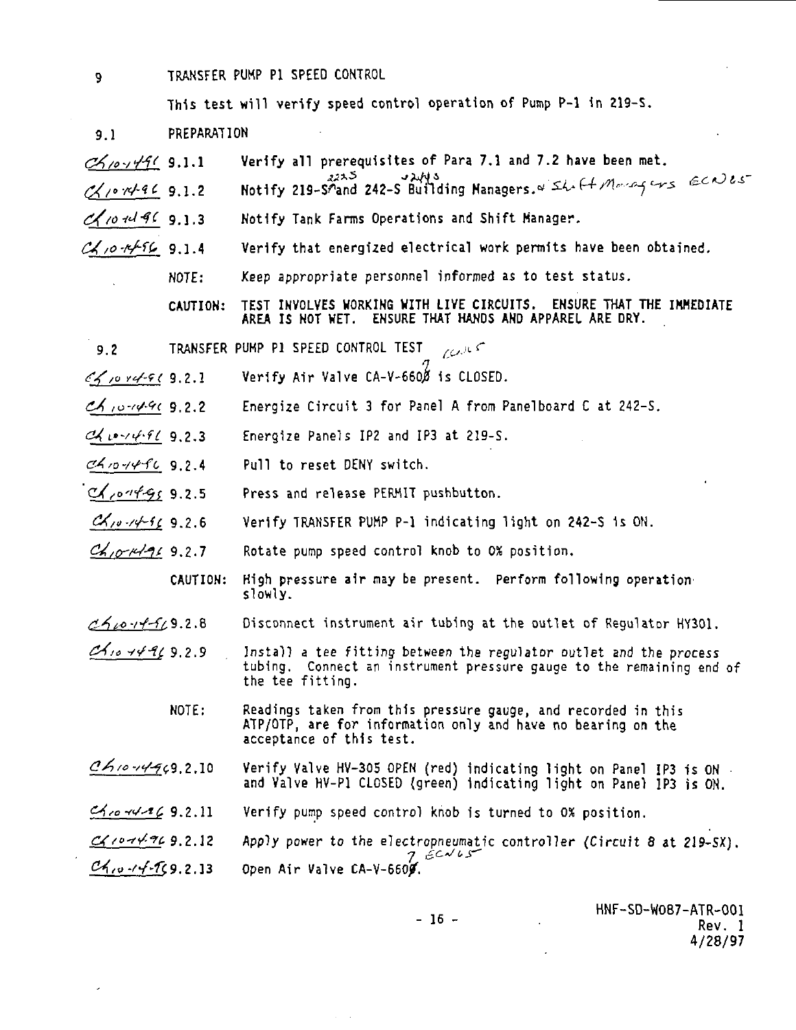## 9 TRANSFER PUMP P1 SPEED CONTROL

This test will verify speed control operation of Pump P-1 in 219-S.

### 9.1 PREPARATION

CH 10-14-96 9.1.1 Verify all prerequisites of Para 7.1 and 7.2 have been met.

CH 10-14-96 9.1.2 Notify 219-S 222S and 242-S 242S Building Managers. & Shift Managers ECN 625

CH 10-14-96 9.1.3 Notify Tank Farms Operations and Shift Manager.

CH 10-14-96 9.1.4 Verify that energized electrical work permits have been obtained.

NOTE: Keep appropriate personnel informed as to test status.

CAUTION: TEST INVOLVES WORKING WITH LIVE CIRCUITS. ENSURE THAT THE IMMEDIATE AREA IS NOT WET. ENSURE THAT HANDS AND APPAREL ARE DRY.

### 9.2 TRANSFER PUMP P1 SPEED CONTROL TEST ECN 625

CH 10-14-96 9.2.1 Verify Air Valve CA-V-660~~0~~ 7 is CLOSED.

CH 10-14-96 9.2.2 Energize Circuit 3 for Panel A from Panelboard C at 242-S.

CH 10-14-96 9.2.3 Energize Panels IP2 and IP3 at 219-S.

CH 10-14-96 9.2.4 Pull to reset DENY switch.

CH 10-14-96 9.2.5 Press and release PERMIT pushbutton.

CH 10-14-96 9.2.6 Verify TRANSFER PUMP P-1 indicating light on 242-S is ON.

CH 10-14-96 9.2.7 Rotate pump speed control knob to 0% position.

CAUTION: High pressure air may be present. Perform following operation slowly.

CH 10-14-96 9.2.8 Disconnect instrument air tubing at the outlet of Regulator HY301.

CH 10-14-96 9.2.9 Install a tee fitting between the regulator outlet and the process tubing. Connect an instrument pressure gauge to the remaining end of the tee fitting.

NOTE: Readings taken from this pressure gauge, and recorded in this ATP/OTP, are for information only and have no bearing on the acceptance of this test.

CH 10-14-96 9.2.10 Verify Valve HV-305 OPEN (red) indicating light on Panel IP3 is ON and Valve HV-P1 CLOSED (green) indicating light on Panel IP3 is ON.

CH 10-14-96 9.2.11 Verify pump speed control knob is turned to 0% position.

CH 10-14-96 9.2.12 Apply power to the electropneumatic controller (Circuit 8 at 219-SX).

CH 10-14-96 9.2.13 Open Air Valve CA-V-660~~0~~ 7 ECN 625.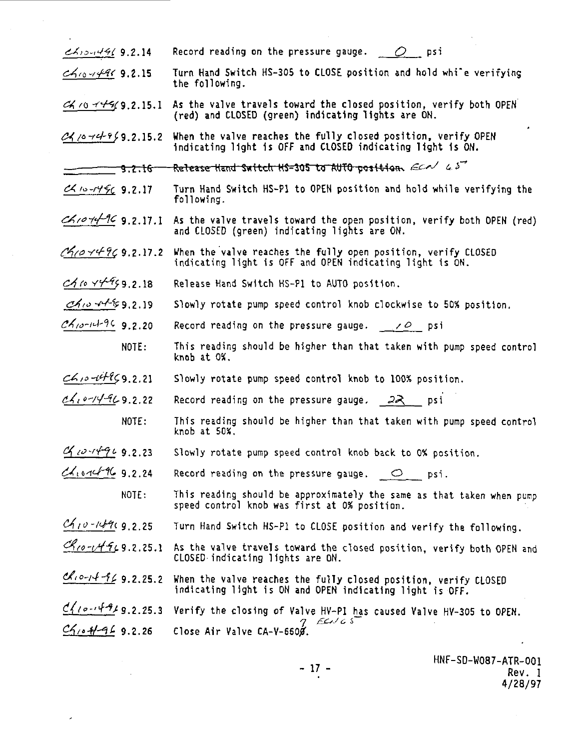| | | |
|---|---|---|
| CH 10-14-96 | 9.2.14 | Record reading on the pressure gauge. \_\_0\_\_ psi |
| CH 10-14-96 | 9.2.15 | Turn Hand Switch HS-305 to CLOSE position and hold while verifying the following. |
| CH 10-14-96 | 9.2.15.1 | As the valve travels toward the closed position, verify both OPEN (red) and CLOSED (green) indicating lights are ON. |
| CH 10-14-96 | 9.2.15.2 | When the valve reaches the fully closed position, verify OPEN indicating light is OFF and CLOSED indicating light is ON. |
| ——— | ~~9.2.16~~ | ~~Release Hand Switch HS-305 to AUTO position.~~ ECN 65 |
| CH 10-14-96 | 9.2.17 | Turn Hand Switch HS-P1 to OPEN position and hold while verifying the following. |
| CH 10-14-96 | 9.2.17.1 | As the valve travels toward the open position, verify both OPEN (red) and CLOSED (green) indicating lights are ON. |
| CH 10-14-96 | 9.2.17.2 | When the valve reaches the fully open position, verify CLOSED indicating light is OFF and OPEN indicating light is ON. |
| CH 10-14-96 | 9.2.18 | Release Hand Switch HS-P1 to AUTO position. |
| CH 10-14-96 | 9.2.19 | Slowly rotate pump speed control knob clockwise to 50% position. |
| CH 10-14-96 | 9.2.20 | Record reading on the pressure gauge. \_\_10\_\_ psi |
| | NOTE: | This reading should be higher than that taken with pump speed control knob at 0%. |
| CH 10-14-96 | 9.2.21 | Slowly rotate pump speed control knob to 100% position. |
| CH 10-14-96 | 9.2.22 | Record reading on the pressure gauge. \_\_22\_\_ psi |
| | NOTE: | This reading should be higher than that taken with pump speed control knob at 50%. |
| CH 10-14-96 | 9.2.23 | Slowly rotate pump speed control knob back to 0% position. |
| CH 10-14-96 | 9.2.24 | Record reading on the pressure gauge. \_\_0\_\_ psi. |
| | NOTE: | This reading should be approximately the same as that taken when pump speed control knob was first at 0% position. |
| CH 10-14-96 | 9.2.25 | Turn Hand Switch HS-P1 to CLOSE position and verify the following. |
| CH 10-14-96 | 9.2.25.1 | As the valve travels toward the closed position, verify both OPEN and CLOSED indicating lights are ON. |
| CH 10-14-96 | 9.2.25.2 | When the valve reaches the fully closed position, verify CLOSED indicating light is ON and OPEN indicating light is OFF. |
| CH 10-14-96 | 9.2.25.3 | Verify the closing of Valve HV-P1 has caused Valve HV-305 to OPEN. |
| CH 10-14-96 | 9.2.26 | Close Air Valve CA-V-6607. ECN 65 |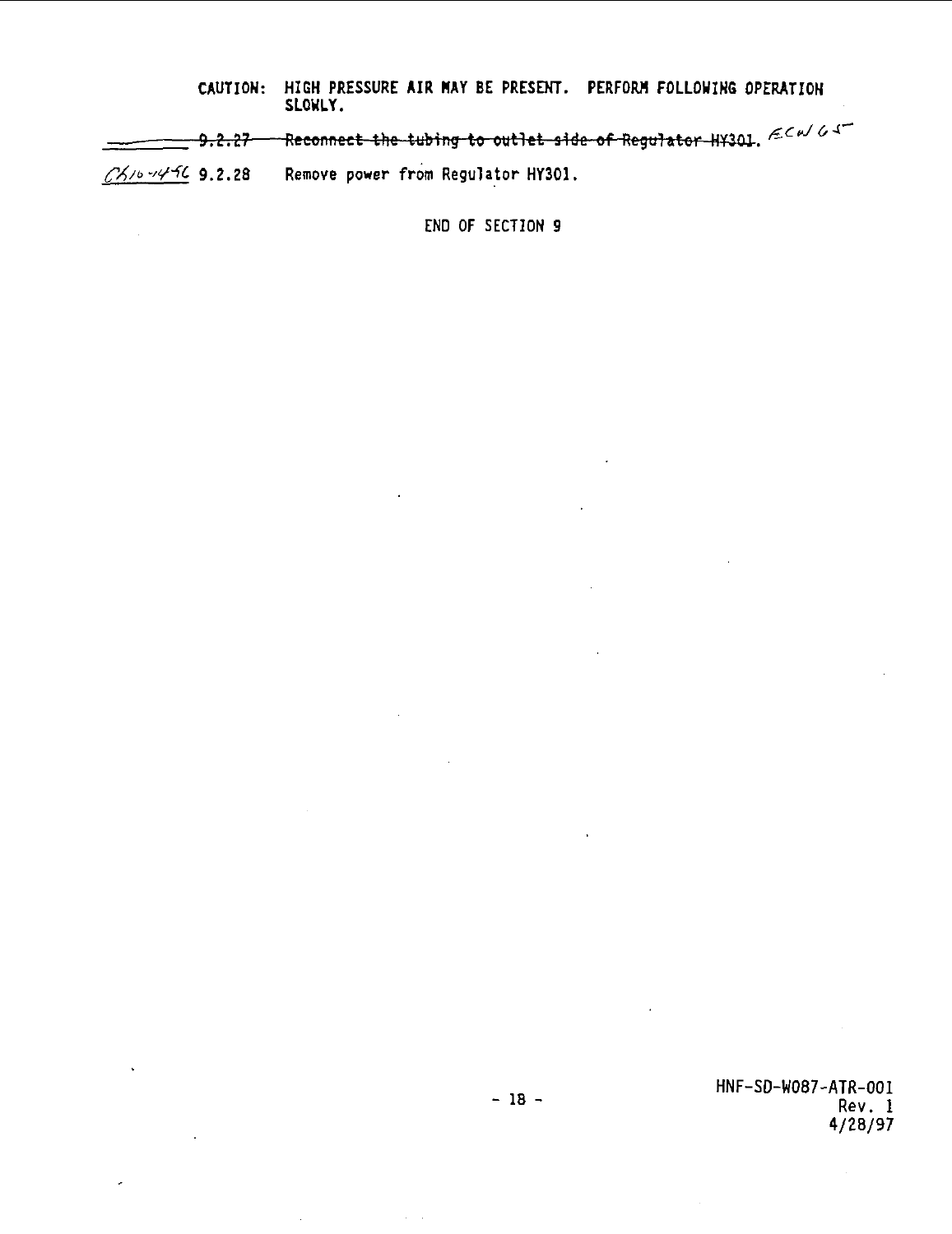**CAUTION: HIGH PRESSURE AIR MAY BE PRESENT. PERFORM FOLLOWING OPERATION SLOWLY.**

\_\_\_\_\_\_ ~~9.2.27 Reconnect the tubing to outlet side of Regulator HY301.~~ ECN 65

CK 10-14-96 9.2.28 Remove power from Regulator HY301.

END OF SECTION 9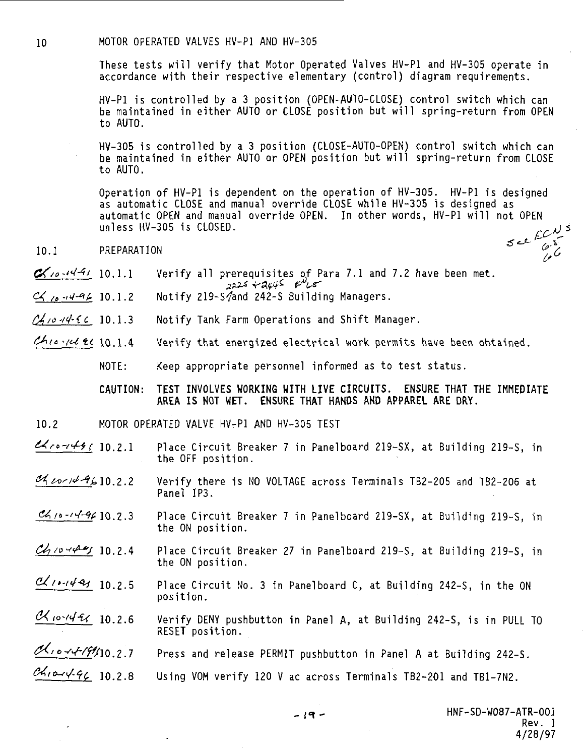## 10 MOTOR OPERATED VALVES HV-P1 AND HV-305

These tests will verify that Motor Operated Valves HV-P1 and HV-305 operate in accordance with their respective elementary (control) diagram requirements.

HV-P1 is controlled by a 3 position (OPEN-AUTO-CLOSE) control switch which can be maintained in either AUTO or CLOSE position but will spring-return from OPEN to AUTO.

HV-305 is controlled by a 3 position (CLOSE-AUTO-OPEN) control switch which can be maintained in either AUTO or OPEN position but will spring-return from CLOSE to AUTO.

Operation of HV-P1 is dependent on the operation of HV-305. HV-P1 is designed as automatic CLOSE and manual override CLOSE while HV-305 is designed as automatic OPEN and manual override OPEN. In other words, HV-P1 will not OPEN unless HV-305 is CLOSED.

*See ECNs 65 66*

### 10.1 PREPARATION

*CH 10-14-96* 10.1.1 Verify all prerequisites of Para 7.1 and 7.2 have been met.

*CH 10-14-96* 10.1.2 Notify 219-S/and 242-S Building Managers. *2225 + 2445 BMs*

*CH 10-14-96* 10.1.3 Notify Tank Farm Operations and Shift Manager.

*CH 10-14-96* 10.1.4 Verify that energized electrical work permits have been obtained.

NOTE: Keep appropriate personnel informed as to test status.

**CAUTION: TEST INVOLVES WORKING WITH LIVE CIRCUITS. ENSURE THAT THE IMMEDIATE AREA IS NOT WET. ENSURE THAT HANDS AND APPAREL ARE DRY.**

### 10.2 MOTOR OPERATED VALVE HV-P1 AND HV-305 TEST

*CH 10-14-96* 10.2.1 Place Circuit Breaker 7 in Panelboard 219-SX, at Building 219-S, in the OFF position.

*CH 10-14-96* 10.2.2 Verify there is NO VOLTAGE across Terminals TB2-205 and TB2-206 at Panel IP3.

*CH 10-14-96* 10.2.3 Place Circuit Breaker 7 in Panelboard 219-SX, at Building 219-S, in the ON position.

*CH 10-14-96* 10.2.4 Place Circuit Breaker 27 in Panelboard 219-S, at Building 219-S, in the ON position.

*CH 10-14-96* 10.2.5 Place Circuit No. 3 in Panelboard C, at Building 242-S, in the ON position.

*CH 10-14-96* 10.2.6 Verify DENY pushbutton in Panel A, at Building 242-S, is in PULL TO RESET position.

*CH 10-14-96* 10.2.7 Press and release PERMIT pushbutton in Panel A at Building 242-S.

*CH 10-14-96* 10.2.8 Using VOM verify 120 V ac across Terminals TB2-201 and TB1-7N2.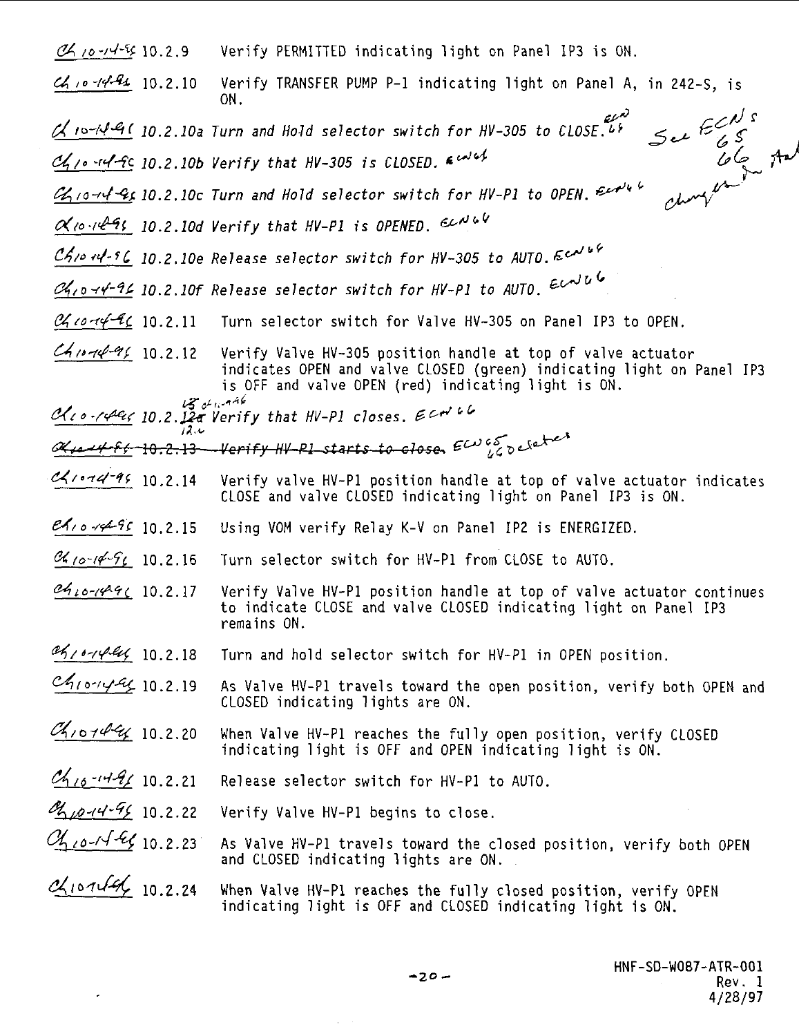Ch 10-14-96 10.2.9 Verify PERMITTED indicating light on Panel IP3 is ON.

Ch 10-14-96 10.2.10 Verify TRANSFER PUMP P-1 indicating light on Panel A, in 242-S, is ON.

Ch 10-14-96 10.2.10a *Turn and Hold selector switch for HV-305 to CLOSE.* ECN 66

Ch 10-14-96 10.2.10b *Verify that HV-305 is CLOSED.* ECN 66

Ch 10-14-96 10.2.10c *Turn and Hold selector switch for HV-P1 to OPEN.* ECN 66

Ch 10-14-96 10.2.10d *Verify that HV-P1 is OPENED.* ECN 66

Ch 10-14-96 10.2.10e *Release selector switch for HV-305 to AUTO.* ECN 66

Ch 10-14-96 10.2.10f *Release selector switch for HV-P1 to AUTO.* ECN 66

See ECNs 65, 66 changes

Ch 10-14-96 10.2.11 Turn selector switch for Valve HV-305 on Panel IP3 to OPEN.

Ch 10-14-96 10.2.12 Verify Valve HV-305 position handle at top of valve actuator indicates OPEN and valve CLOSED (green) indicating light on Panel IP3 is OFF and valve OPEN (red) indicating light is ON.

Ch 10-14-96 10.2.~~12a~~ 13 12.a *Verify that HV-P1 closes.* ECN 66

~~Ch 10-14-96 10.2.13 Verify HV-P1 starts to close.~~ ECN 65, 66 Deletes

Ch 10-14-96 10.2.14 Verify valve HV-P1 position handle at top of valve actuator indicates CLOSE and valve CLOSED indicating light on Panel IP3 is ON.

Ch 10-14-96 10.2.15 Using VOM verify Relay K-V on Panel IP2 is ENERGIZED.

Ch 10-14-96 10.2.16 Turn selector switch for HV-P1 from CLOSE to AUTO.

Ch 10-14-96 10.2.17 Verify Valve HV-P1 position handle at top of valve actuator continues to indicate CLOSE and valve CLOSED indicating light on Panel IP3 remains ON.

Ch 10-14-96 10.2.18 Turn and hold selector switch for HV-P1 in OPEN position.

Ch 10-14-96 10.2.19 As Valve HV-P1 travels toward the open position, verify both OPEN and CLOSED indicating lights are ON.

Ch 10-14-96 10.2.20 When Valve HV-P1 reaches the fully open position, verify CLOSED indicating light is OFF and OPEN indicating light is ON.

Ch 10-14-96 10.2.21 Release selector switch for HV-P1 to AUTO.

Ch 10-14-96 10.2.22 Verify Valve HV-P1 begins to close.

Ch 10-14-96 10.2.23 As Valve HV-P1 travels toward the closed position, verify both OPEN and CLOSED indicating lights are ON.

Ch 10-14-96 10.2.24 When Valve HV-P1 reaches the fully closed position, verify OPEN indicating light is OFF and CLOSED indicating light is ON.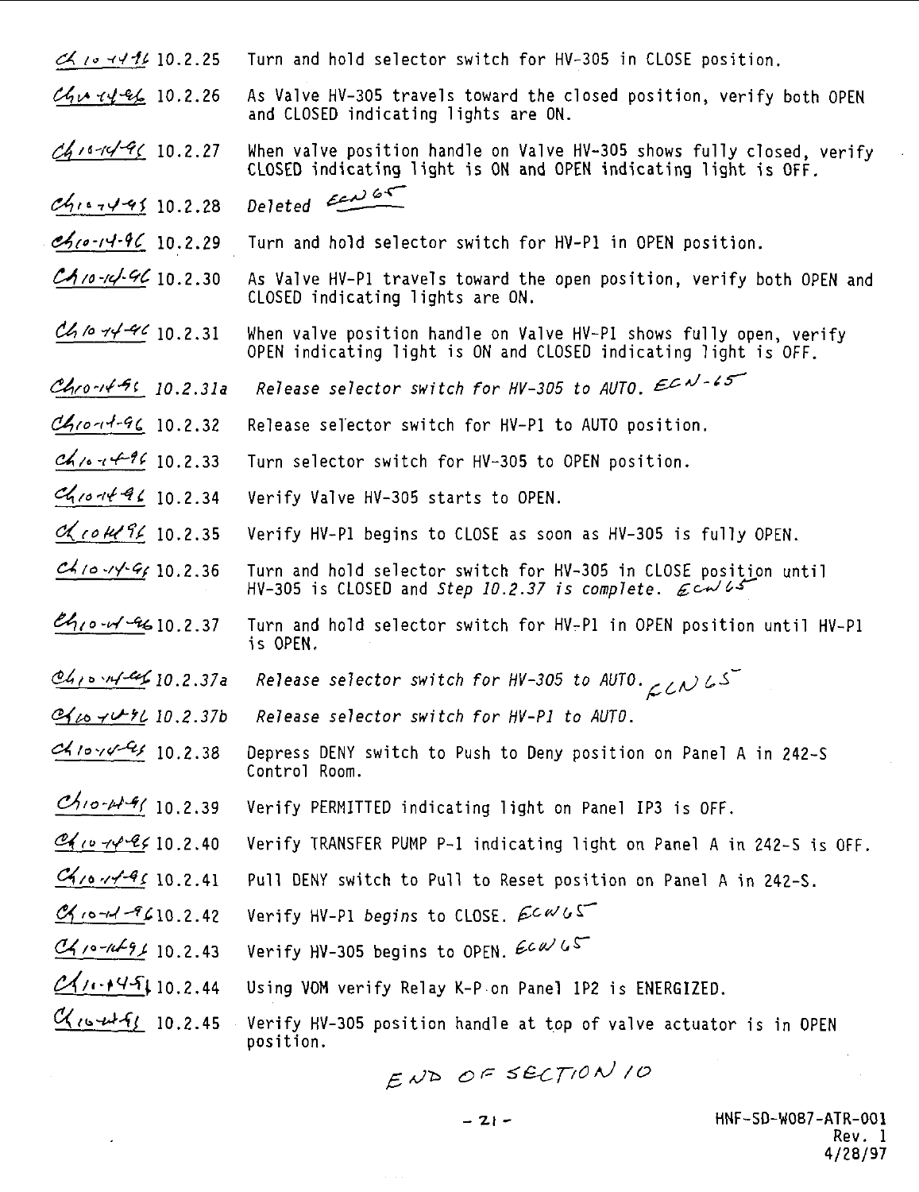Ch 10-14-96 10.2.25 Turn and hold selector switch for HV-305 in CLOSE position.

Ch 10-14-96 10.2.26 As Valve HV-305 travels toward the closed position, verify both OPEN and CLOSED indicating lights are ON.

Ch 10-14-96 10.2.27 When valve position handle on Valve HV-305 shows fully closed, verify CLOSED indicating light is ON and OPEN indicating light is OFF.

Ch 10-14-96 10.2.28 *Deleted* ECN 65

Ch 10-14-96 10.2.29 Turn and hold selector switch for HV-P1 in OPEN position.

Ch 10-14-96 10.2.30 As Valve HV-P1 travels toward the open position, verify both OPEN and CLOSED indicating lights are ON.

Ch 10-14-96 10.2.31 When valve position handle on Valve HV-P1 shows fully open, verify OPEN indicating light is ON and CLOSED indicating light is OFF.

Ch 10-14-96 *10.2.31a Release selector switch for HV-305 to AUTO.* ECN-65

Ch 10-14-96 10.2.32 Release selector switch for HV-P1 to AUTO position.

Ch 10-14-96 10.2.33 Turn selector switch for HV-305 to OPEN position.

Ch 10-14-96 10.2.34 Verify Valve HV-305 starts to OPEN.

Ch 10-14-96 10.2.35 Verify HV-P1 begins to CLOSE as soon as HV-305 is fully OPEN.

Ch 10-14-96 10.2.36 Turn and hold selector switch for HV-305 in CLOSE position until HV-305 is CLOSED and *Step 10.2.37 is complete.* ECN 65

Ch 10-14-96 10.2.37 Turn and hold selector switch for HV-P1 in OPEN position until HV-P1 is OPEN.

Ch 10-14-96 *10.2.37a Release selector switch for HV-305 to AUTO.* ECN 65

Ch 10-14-96 *10.2.37b Release selector switch for HV-P1 to AUTO.*

Ch 10-14-96 10.2.38 Depress DENY switch to Push to Deny position on Panel A in 242-S Control Room.

Ch 10-14-96 10.2.39 Verify PERMITTED indicating light on Panel IP3 is OFF.

Ch 10-14-96 10.2.40 Verify TRANSFER PUMP P-1 indicating light on Panel A in 242-S is OFF.

Ch 10-14-96 10.2.41 Pull DENY switch to Pull to Reset position on Panel A in 242-S.

Ch 10-14-96 10.2.42 Verify HV-P1 *begins* to CLOSE. ECN 65

Ch 10-14-96 10.2.43 Verify HV-305 begins to OPEN. ECN 65

Ch 10-14-96 10.2.44 Using VOM verify Relay K-P on Panel 1P2 is ENERGIZED.

Ch 10-14-96 10.2.45 Verify HV-305 position handle at top of valve actuator is in OPEN position.

END OF SECTION 10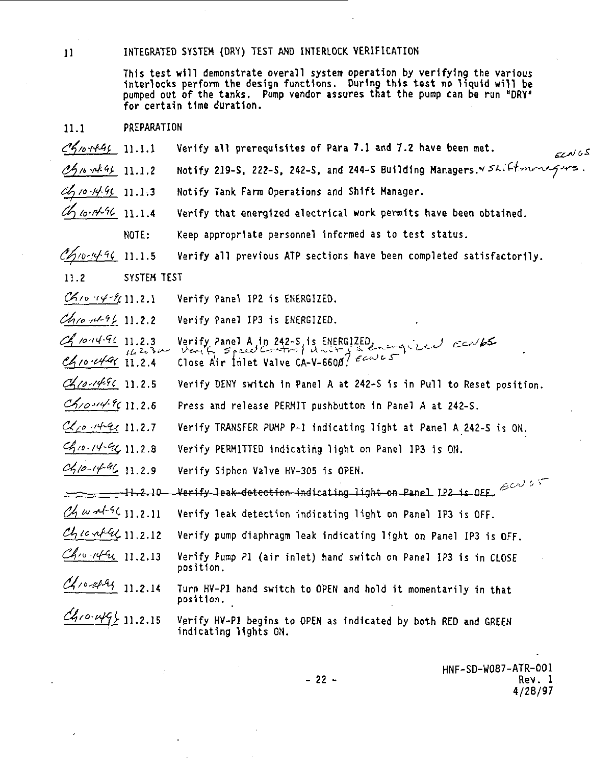## 11 INTEGRATED SYSTEM (DRY) TEST AND INTERLOCK VERIFICATION

This test will demonstrate overall system operation by verifying the various interlocks perform the design functions. During this test no liquid will be pumped out of the tanks. Pump vendor assures that the pump can be run "DRY" for certain time duration.

### 11.1 PREPARATION

CH 10-14-96 11.1.1 Verify all prerequisites of Para 7.1 and 7.2 have been met.

CH 10-14-96 11.1.2 Notify 219-S, 222-S, 242-S, and 244-S Building Managers. & Shift managers. ECN 65

CH 10-14-96 11.1.3 Notify Tank Farm Operations and Shift Manager.

CH 10-14-96 11.1.4 Verify that energized electrical work permits have been obtained.

NOTE: Keep appropriate personnel informed as to test status.

CH 10-14-96 11.1.5 Verify all previous ATP sections have been completed satisfactorily.

### 11.2 SYSTEM TEST

CH 10-14-96 11.2.1 Verify Panel IP2 is ENERGIZED.

CH 10-14-96 11.2.2 Verify Panel IP3 is ENERGIZED.

CH 10-14-96 11.2.3 Verify Panel A in 242-S is ENERGIZED.

11.2.3a Verify Speed Control Unit is energized ECN 65

CH 10-14-96 11.2.4 Close Air Inlet Valve CA-V-660Ø. ECN 65

CH 10-14-96 11.2.5 Verify DENY switch in Panel A at 242-S is in Pull to Reset position.

CH 10-14-96 11.2.6 Press and release PERMIT pushbutton in Panel A at 242-S.

CH 10-14-96 11.2.7 Verify TRANSFER PUMP P-1 indicating light at Panel A 242-S is ON.

CH 10-14-96 11.2.8 Verify PERMITTED indicating light on Panel IP3 is ON.

CH 10-14-96 11.2.9 Verify Siphon Valve HV-305 is OPEN.

~~11.2.10 Verify leak detection indicating light on Panel IP2 is OFF.~~ ECN 65

CH 10-14-96 11.2.11 Verify leak detection indicating light on Panel IP3 is OFF.

CH 10-14-96 11.2.12 Verify pump diaphragm leak indicating light on Panel IP3 is OFF.

CH 10-14-96 11.2.13 Verify Pump P1 (air inlet) hand switch on Panel IP3 is in CLOSE position.

CH 10-14-96 11.2.14 Turn HV-P1 hand switch to OPEN and hold it momentarily in that position.

CH 10-14-96 11.2.15 Verify HV-P1 begins to OPEN as indicated by both RED and GREEN indicating lights ON.

HNF-SD-W087-ATR-001
Rev. 1
4/28/97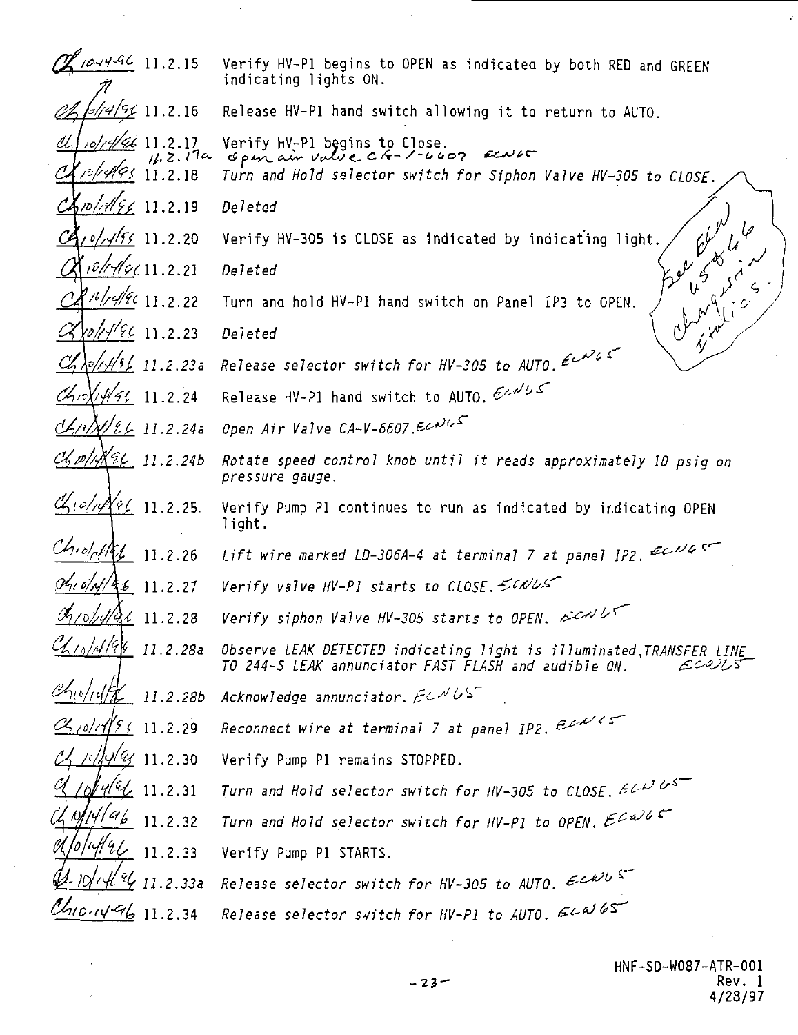| | | |
|---|---|---|
| CA 10-14-96 | 11.2.15 | Verify HV-P1 begins to OPEN as indicated by both RED and GREEN indicating lights ON. |
| CA 10/14/96 | 11.2.16 | Release HV-P1 hand switch allowing it to return to AUTO. |
| CA 10/14/96 | 11.2.17 | Verify HV-P1 begins to Close. |
| | 11.2.17a | Open air valve CA-V-6607 ECN65 |
| CA 10/14/96 | 11.2.18 | *Turn and Hold selector switch for Siphon Valve HV-305 to CLOSE.* |
| CA 10/14/96 | 11.2.19 | *Deleted* |
| CA 10/14/96 | 11.2.20 | Verify HV-305 is CLOSE as indicated by indicating light. |
| CA 10/14/96 | 11.2.21 | *Deleted* |
| CA 10/14/96 | 11.2.22 | Turn and hold HV-P1 hand switch on Panel IP3 to OPEN. |
| CA 10/14/96 | 11.2.23 | *Deleted* |
| CA 10/14/96 | *11.2.23a* | *Release selector switch for HV-305 to AUTO.* ECN65 |
| CA 10/14/96 | 11.2.24 | Release HV-P1 hand switch to AUTO. ECN65 |
| CA 10/14/96 | *11.2.24a* | *Open Air Valve CA-V-6607.* ECN65 |
| CA 10/14/96 | *11.2.24b* | *Rotate speed control knob until it reads approximately 10 psig on pressure gauge.* |
| CA 10/14/96 | 11.2.25. | Verify Pump P1 continues to run as indicated by indicating OPEN light. |
| CA 10/14/96 | *11.2.26* | *Lift wire marked LD-306A-4 at terminal 7 at panel IP2.* ECN65 |
| CA 10/14/96 | *11.2.27* | *Verify valve HV-P1 starts to CLOSE.* ECN65 |
| CA 10/14/96 | *11.2.28* | *Verify siphon Valve HV-305 starts to OPEN.* ECN65 |
| CA 10/14/96 | *11.2.28a* | *Observe LEAK DETECTED indicating light is illuminated, TRANSFER LINE TO 244-S LEAK annunciator FAST FLASH and audible ON.* ECN65 |
| CA 10/14/96 | *11.2.28b* | *Acknowledge annunciator.* ECN65 |
| CA 10/14/96 | *11.2.29* | *Reconnect wire at terminal 7 at panel IP2.* ECN65 |
| CA 10/14/96 | 11.2.30 | Verify Pump P1 remains STOPPED. |
| CA 10/14/96 | *11.2.31* | *Turn and Hold selector switch for HV-305 to CLOSE.* ECN65 |
| CA 10/14/96 | *11.2.32* | *Turn and Hold selector switch for HV-P1 to OPEN.* ECN65 |
| CA 10/14/96 | 11.2.33 | Verify Pump P1 STARTS. |
| CA 10/14/96 | *11.2.33a* | *Release selector switch for HV-305 to AUTO.* ECN65 |
| CA 10-14-96 | 11.2.34 | *Release selector switch for HV-P1 to AUTO.* ECN65 |

See ECN 45 & 46 changes in Italics.

HNF-SD-W087-ATR-001
Rev. 1
4/28/97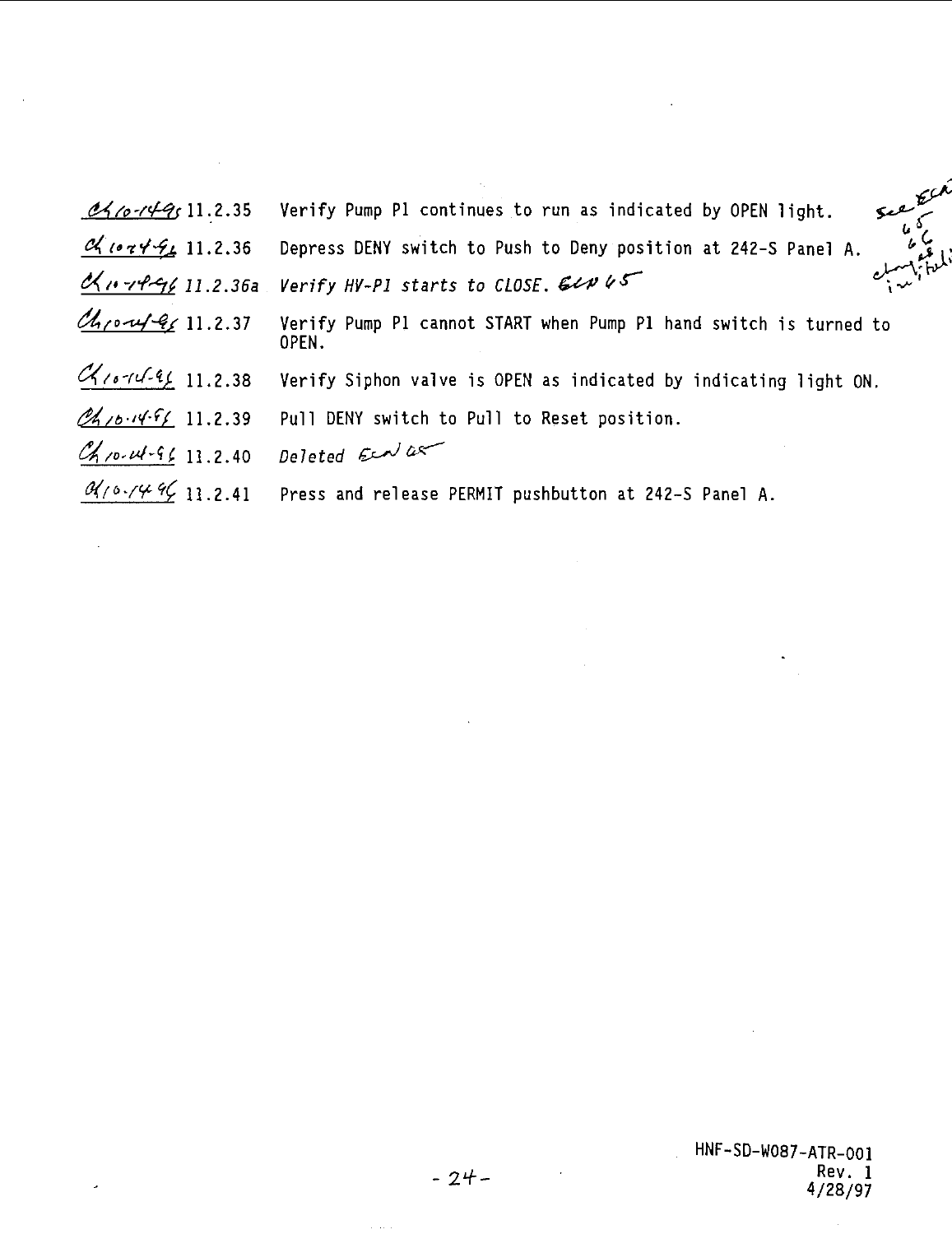| | | |
|---|---|---|
| CH 10-14-96 | 11.2.35 | Verify Pump P1 continues to run as indicated by OPEN light. |
| CH 10-14-96 | 11.2.36 | Depress DENY switch to Push to Deny position at 242-S Panel A. |
| CH 10-14-96 | *11.2.36a* | *Verify HV-P1 starts to CLOSE.* ECN 65 |
| CH 10-14-96 | 11.2.37 | Verify Pump P1 cannot START when Pump P1 hand switch is turned to OPEN. |
| CH 10-14-96 | 11.2.38 | Verify Siphon valve is OPEN as indicated by indicating light ON. |
| CH 10-14-96 | 11.2.39 | Pull DENY switch to Pull to Reset position. |
| CH 10-14-96 | 11.2.40 | *Deleted* ECN 65 |
| CH 10-14-96 | 11.2.41 | Press and release PERMIT pushbutton at 242-S Panel A. |

See ECN 65 66 change initial

HNF-SD-W087-ATR-001
Rev. 1
4/28/97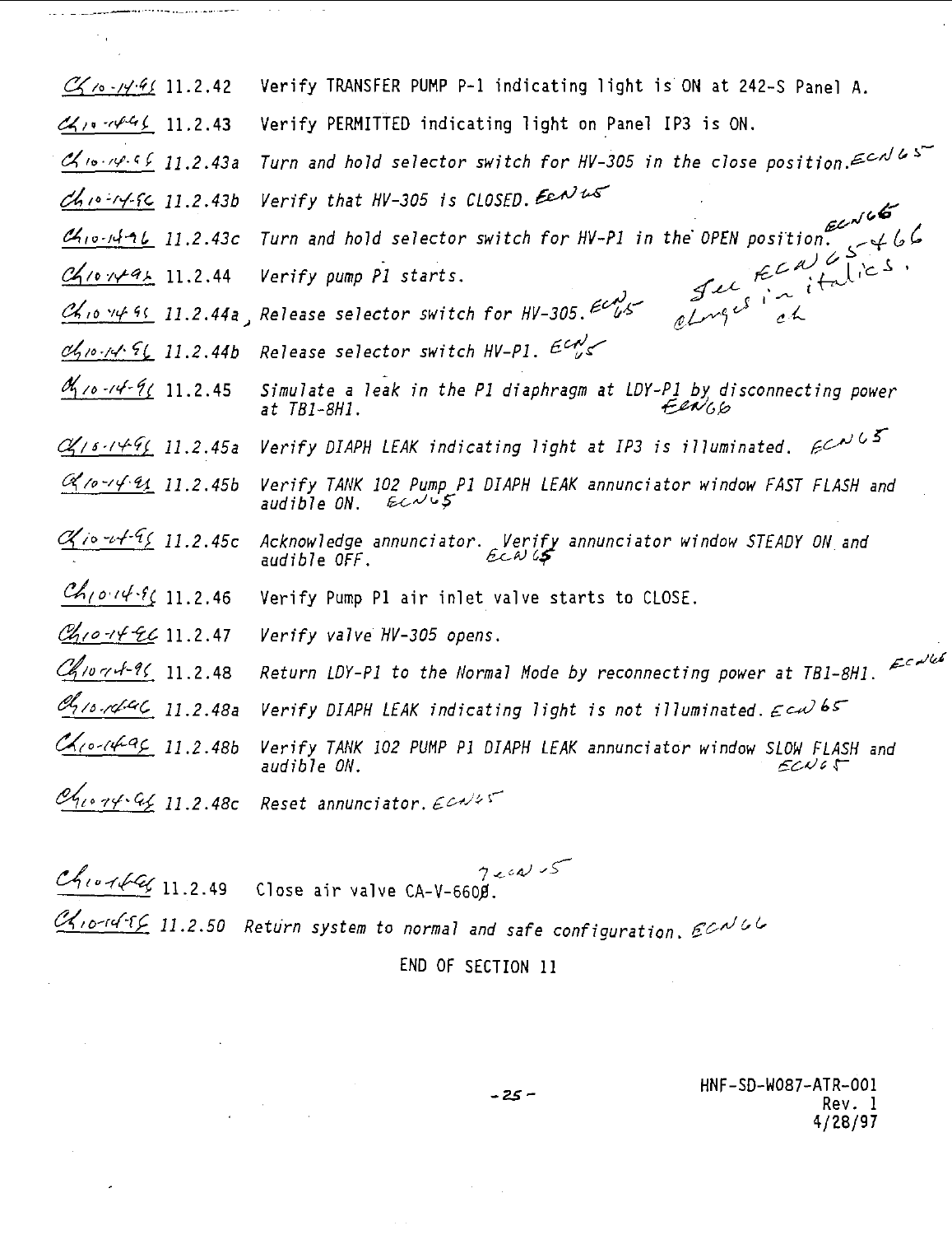Ch 10-14-95 11.2.42 Verify TRANSFER PUMP P-1 indicating light is ON at 242-S Panel A.

Ch 10-14-95 11.2.43 Verify PERMITTED indicating light on Panel IP3 is ON.

Ch 10-14-95 *11.2.43a Turn and hold selector switch for HV-305 in the close position.* ECN 65

Ch 10-14-95 *11.2.43b Verify that HV-305 is CLOSED.* ECN 65

Ch 10-14-95 *11.2.43c Turn and hold selector switch for HV-P1 in the OPEN position.* ECN 66

Ch 10-14-95 11.2.44 *Verify pump P1 starts.*

Ch 10-14-95 *11.2.44a Release selector switch for HV-305.* ECN 65

Ch 10-14-95 *11.2.44b Release selector switch HV-P1.* ECN 65

See ECN 65 + 66 changes in italics. ch

Ch 10-14-95 11.2.45 *Simulate a leak in the P1 diaphragm at LDY-P1 by disconnecting power at TB1-8H1.* ECN 66

Ch 10-14-95 *11.2.45a Verify DIAPH LEAK indicating light at IP3 is illuminated.* ECN 65

Ch 10-14-95 *11.2.45b Verify TANK 102 Pump P1 DIAPH LEAK annunciator window FAST FLASH and audible ON.* ECN 65

Ch 10-14-95 *11.2.45c Acknowledge annunciator. Verify annunciator window STEADY ON and audible OFF.* ECN 65

Ch 10-14-95 11.2.46 Verify Pump P1 air inlet valve starts to CLOSE.

Ch 10-14-95 11.2.47 *Verify valve HV-305 opens.*

Ch 10-14-95 11.2.48 *Return LDY-P1 to the Normal Mode by reconnecting power at TB1-8H1.* ECN 66

Ch 10-14-95 *11.2.48a Verify DIAPH LEAK indicating light is not illuminated.* ECN 65

Ch 10-14-95 *11.2.48b Verify TANK 102 PUMP P1 DIAPH LEAK annunciator window SLOW FLASH and audible ON.* ECN 65

Ch 10-14-95 *11.2.48c Reset annunciator.* ECN 65

Ch 10-14-95 11.2.49 Close air valve CA-V-660Ø. 7 ECN 65

Ch 10-14-95 *11.2.50 Return system to normal and safe configuration.* ECN 66

END OF SECTION 11

HNF-SD-W087-ATR-001
Rev. 1
4/28/97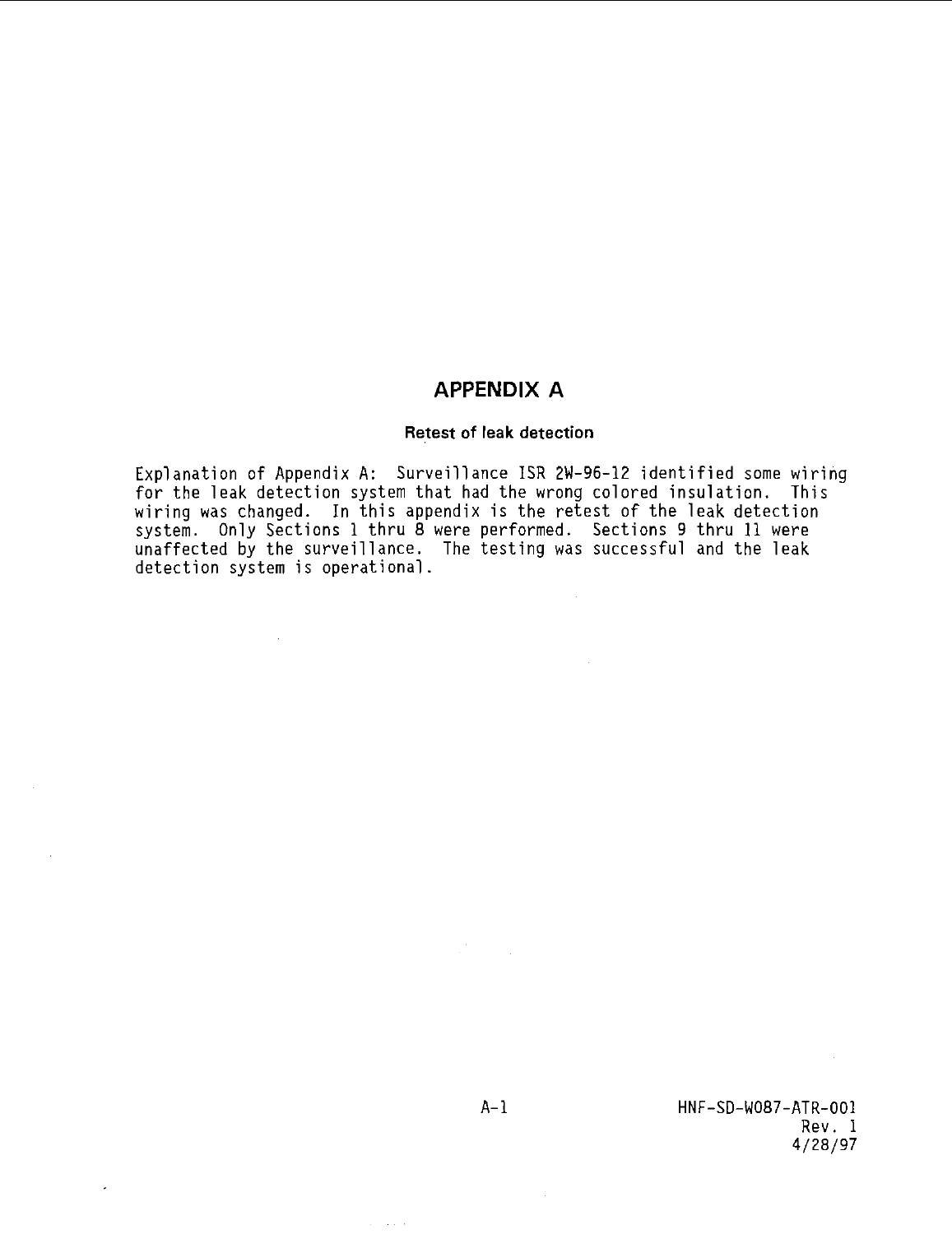# APPENDIX A

### Retest of leak detection

Explanation of Appendix A: Surveillance ISR 2W-96-12 identified some wiring for the leak detection system that had the wrong colored insulation. This wiring was changed. In this appendix is the retest of the leak detection system. Only Sections 1 thru 8 were performed. Sections 9 thru 11 were unaffected by the surveillance. The testing was successful and the leak detection system is operational.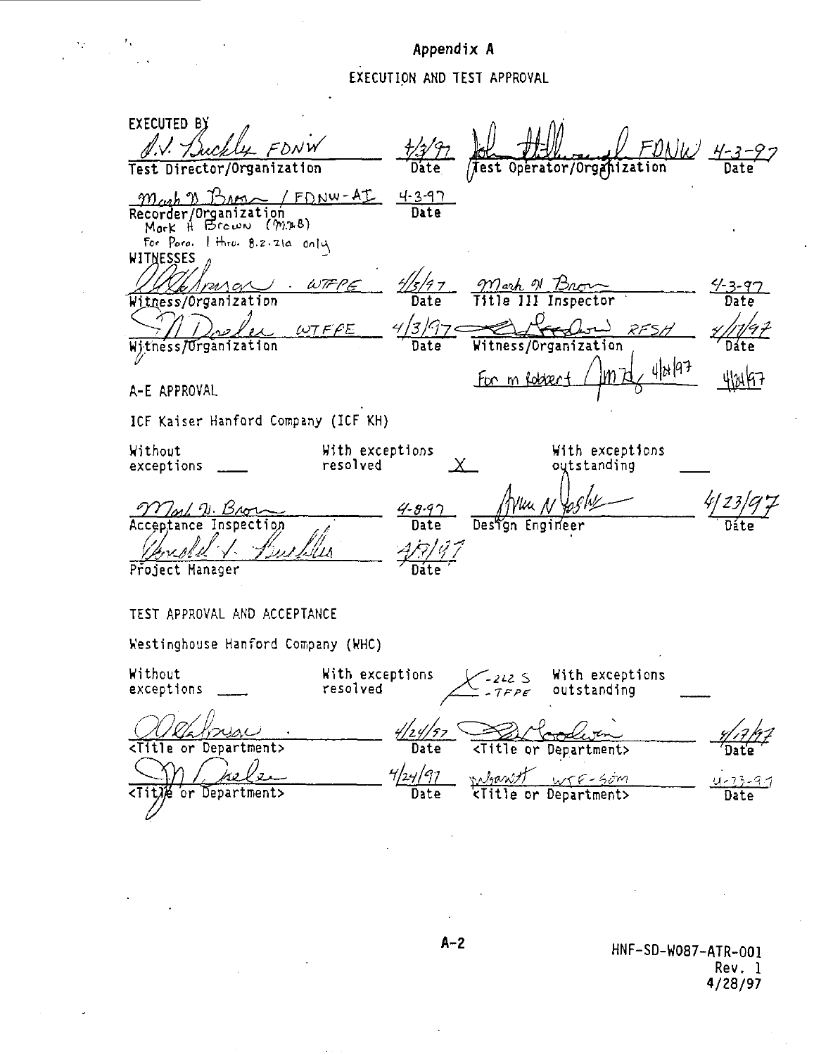# Appendix A

## EXECUTION AND TEST APPROVAL

EXECUTED BY

| | | | |
|---|---|---|---|
| D.V. Buckley FDNW | 4/3/97 | John Hallmark FDNW | 4-3-97 |
| Test Director/Organization | Date | Test Operator/Organization | Date |
| Mark H Brown / FDNW-AI | 4-3-97 | | |
| Recorder/Organization | Date | | |

Mark H Brown (MHB)
For Para. 1 thru. 8.2.21a only

WITNESSES

| | | | |
|---|---|---|---|
| D.A. Larson . WTFPE | 4/3/97 | Mark H Brown | 4-3-97 |
| Witness/Organization | Date | Title III Inspector | Date |
| M Drealer WTFPE | 4/3/97 | Goodwin RFSH | 4/17/97 |
| Witness/Organization | Date | Witness/Organization | Date |
| | | For m Robbert JMZ 4/24/97 | 4/24/97 |

A-E APPROVAL

ICF Kaiser Hanford Company (ICF KH)

Without exceptions ____ With exceptions resolved X With exceptions outstanding ____

| | | | |
|---|---|---|---|
| Mark H. Brown | 4-8-97 | Arun N Joshi | 4/23/97 |
| Acceptance Inspection | Date | Design Engineer | Date |
| Donald V. Buckley | 4/9/97 | | |
| Project Manager | Date | | |

TEST APPROVAL AND ACCEPTANCE

Westinghouse Hanford Company (WHC)

Without exceptions ____ With exceptions resolved ✓ -222 S -TFPE With exceptions outstanding ____

| | | | |
|---|---|---|---|
| D.A. Larson . | 4/24/97 | Goodwin | 4/17/97 |
| <Title or Department> | Date | <Title or Department> | Date |
| M Drealer | 4/24/97 | Whitt WTF-SOM | 4-23-97 |
| <Title or Department> | Date | <Title or Department> | Date |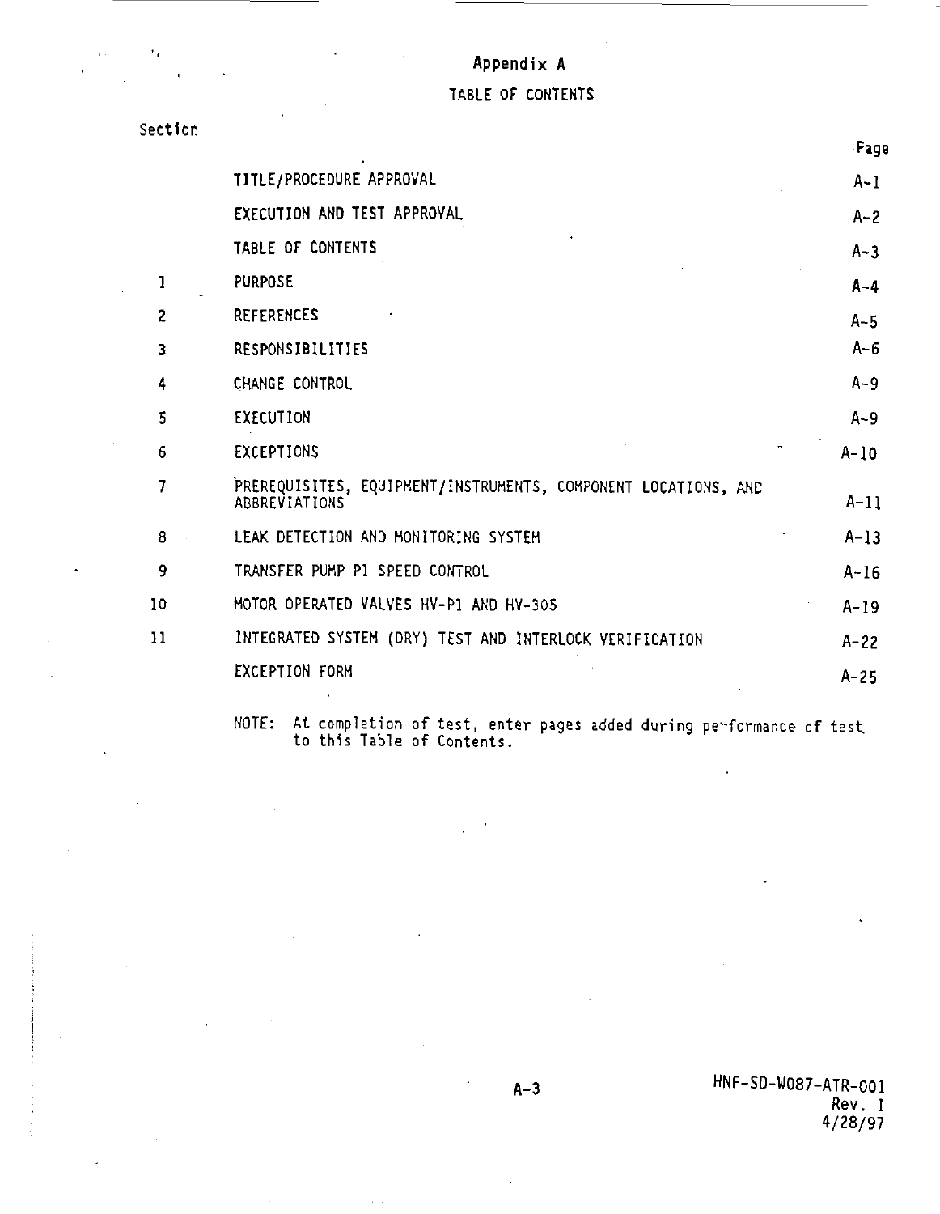# Appendix A

## TABLE OF CONTENTS

| Section | | Page |
|---|---|---|
| | TITLE/PROCEDURE APPROVAL | A-1 |
| | EXECUTION AND TEST APPROVAL | A-2 |
| | TABLE OF CONTENTS | A-3 |
| 1 | PURPOSE | A-4 |
| 2 | REFERENCES | A-5 |
| 3 | RESPONSIBILITIES | A-6 |
| 4 | CHANGE CONTROL | A-9 |
| 5 | EXECUTION | A-9 |
| 6 | EXCEPTIONS | A-10 |
| 7 | PREREQUISITES, EQUIPMENT/INSTRUMENTS, COMPONENT LOCATIONS, AND ABBREVIATIONS | A-11 |
| 8 | LEAK DETECTION AND MONITORING SYSTEM | A-13 |
| 9 | TRANSFER PUMP P1 SPEED CONTROL | A-16 |
| 10 | MOTOR OPERATED VALVES HV-P1 AND HV-305 | A-19 |
| 11 | INTEGRATED SYSTEM (DRY) TEST AND INTERLOCK VERIFICATION | A-22 |
| | EXCEPTION FORM | A-25 |

NOTE: At completion of test, enter pages added during performance of test to this Table of Contents.

HNF-SD-W087-ATR-001
Rev. 1
4/28/97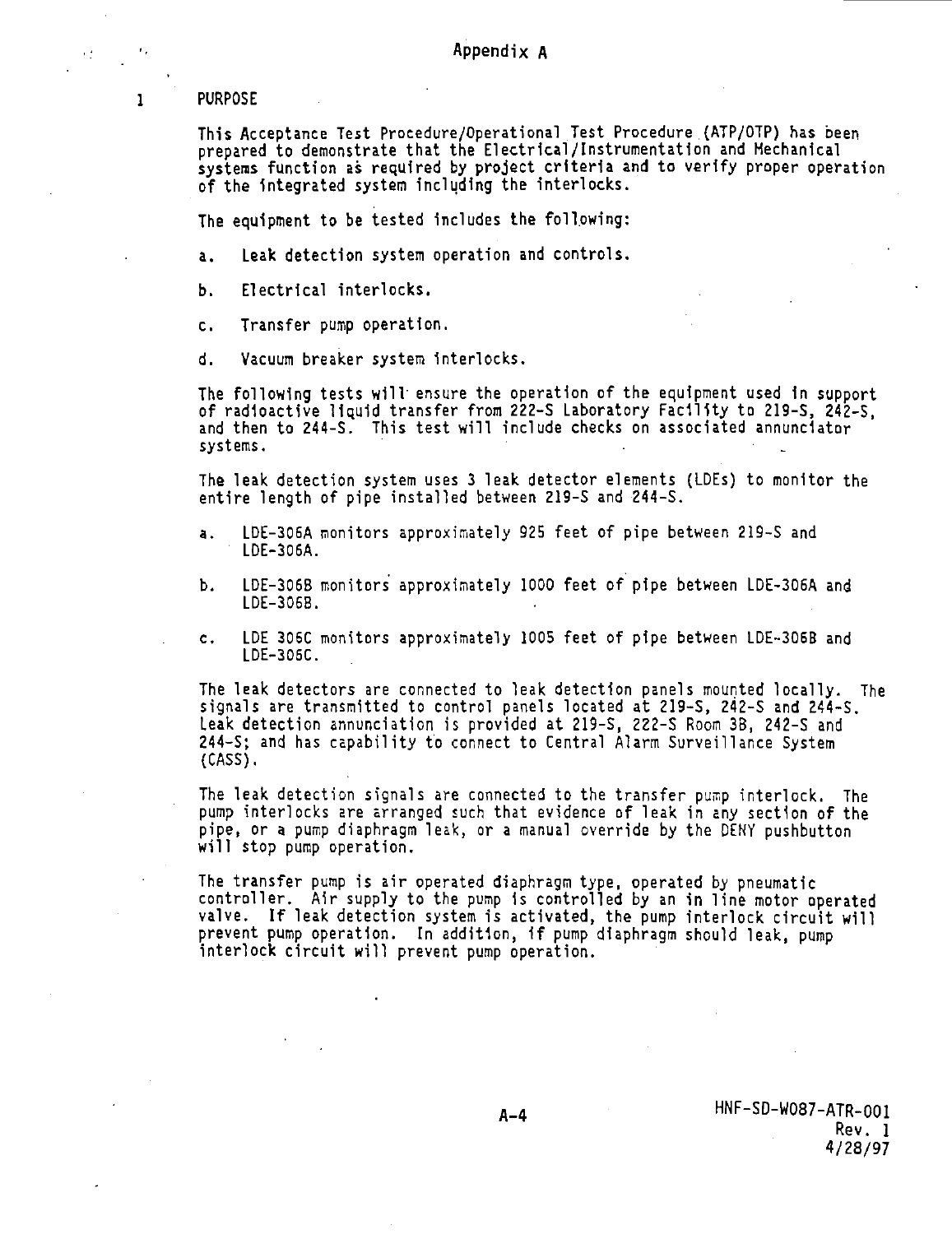# Appendix A

## 1 PURPOSE

This Acceptance Test Procedure/Operational Test Procedure (ATP/OTP) has been prepared to demonstrate that the Electrical/Instrumentation and Mechanical systems function as required by project criteria and to verify proper operation of the integrated system including the interlocks.

The equipment to be tested includes the following:

a. Leak detection system operation and controls.

b. Electrical interlocks.

c. Transfer pump operation.

d. Vacuum breaker system interlocks.

The following tests will ensure the operation of the equipment used in support of radioactive liquid transfer from 222-S Laboratory Facility to 219-S, 242-S, and then to 244-S. This test will include checks on associated annunciator systems.

The leak detection system uses 3 leak detector elements (LDEs) to monitor the entire length of pipe installed between 219-S and 244-S.

a. LDE-306A monitors approximately 925 feet of pipe between 219-S and LDE-306A.

b. LDE-306B monitors approximately 1000 feet of pipe between LDE-306A and LDE-306B.

c. LDE 306C monitors approximately 1005 feet of pipe between LDE-306B and LDE-306C.

The leak detectors are connected to leak detection panels mounted locally. The signals are transmitted to control panels located at 219-S, 242-S and 244-S. Leak detection annunciation is provided at 219-S, 222-S Room 3B, 242-S and 244-S; and has capability to connect to Central Alarm Surveillance System (CASS).

The leak detection signals are connected to the transfer pump interlock. The pump interlocks are arranged such that evidence of leak in any section of the pipe, or a pump diaphragm leak, or a manual override by the DENY pushbutton will stop pump operation.

The transfer pump is air operated diaphragm type, operated by pneumatic controller. Air supply to the pump is controlled by an in line motor operated valve. If leak detection system is activated, the pump interlock circuit will prevent pump operation. In addition, if pump diaphragm should leak, pump interlock circuit will prevent pump operation.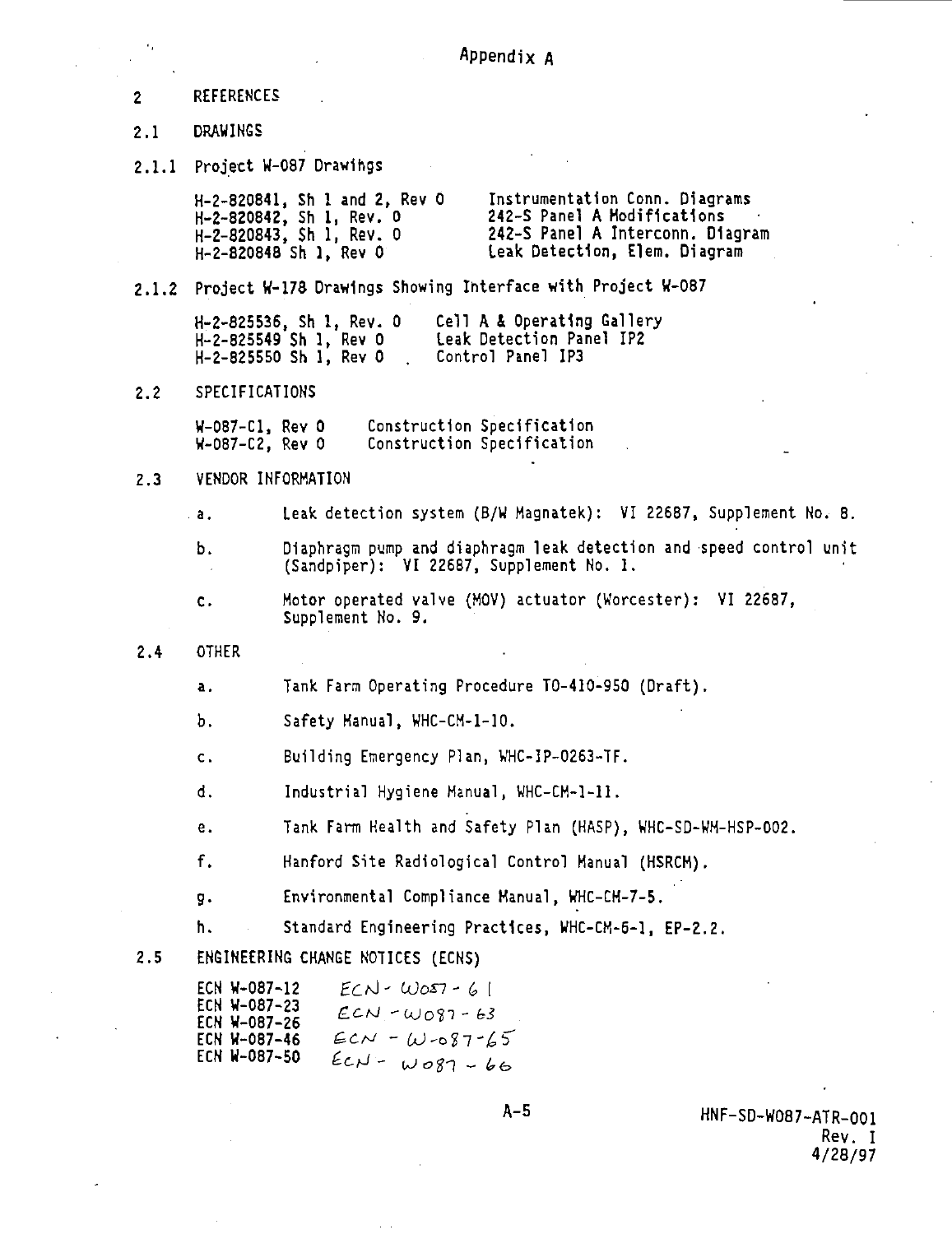Appendix A

## 2 REFERENCES

### 2.1 DRAWINGS

#### 2.1.1 Project W-087 Drawings

| | |
|---|---|
| H-2-820841, Sh 1 and 2, Rev 0 | Instrumentation Conn. Diagrams |
| H-2-820842, Sh 1, Rev. 0 | 242-S Panel A Modifications |
| H-2-820843, Sh 1, Rev. 0 | 242-S Panel A Interconn. Diagram |
| H-2-820848 Sh 1, Rev 0 | Leak Detection, Elem. Diagram |

#### 2.1.2 Project W-178 Drawings Showing Interface with Project W-087

| | |
|---|---|
| H-2-825536, Sh 1, Rev. 0 | Cell A & Operating Gallery |
| H-2-825549 Sh 1, Rev 0 | Leak Detection Panel IP2 |
| H-2-825550 Sh 1, Rev 0 | Control Panel IP3 |

### 2.2 SPECIFICATIONS

| | |
|---|---|
| W-087-C1, Rev 0 | Construction Specification |
| W-087-C2, Rev 0 | Construction Specification |

### 2.3 VENDOR INFORMATION

a. Leak detection system (B/W Magnatek): VI 22687, Supplement No. 8.

b. Diaphragm pump and diaphragm leak detection and speed control unit (Sandpiper): VI 22687, Supplement No. 1.

c. Motor operated valve (MOV) actuator (Worcester): VI 22687, Supplement No. 9.

### 2.4 OTHER

a. Tank Farm Operating Procedure TO-410-950 (Draft).

b. Safety Manual, WHC-CM-1-10.

c. Building Emergency Plan, WHC-IP-0263-TF.

d. Industrial Hygiene Manual, WHC-CM-1-11.

e. Tank Farm Health and Safety Plan (HASP), WHC-SD-WM-HSP-002.

f. Hanford Site Radiological Control Manual (HSRCM).

g. Environmental Compliance Manual, WHC-CM-7-5.

h. Standard Engineering Practices, WHC-CM-6-1, EP-2.2.

### 2.5 ENGINEERING CHANGE NOTICES (ECNS)

| | |
|---|---|
| ECN W-087-12 | ECN-W087-61 |
| ECN W-087-23 | ECN-W087-63 |
| ECN W-087-26 | ECN-W-087-65 |
| ECN W-087-46 | ECN-W087-66 |
| ECN W-087-50 | |

HNF-SD-W087-ATR-001
Rev. 1
4/28/97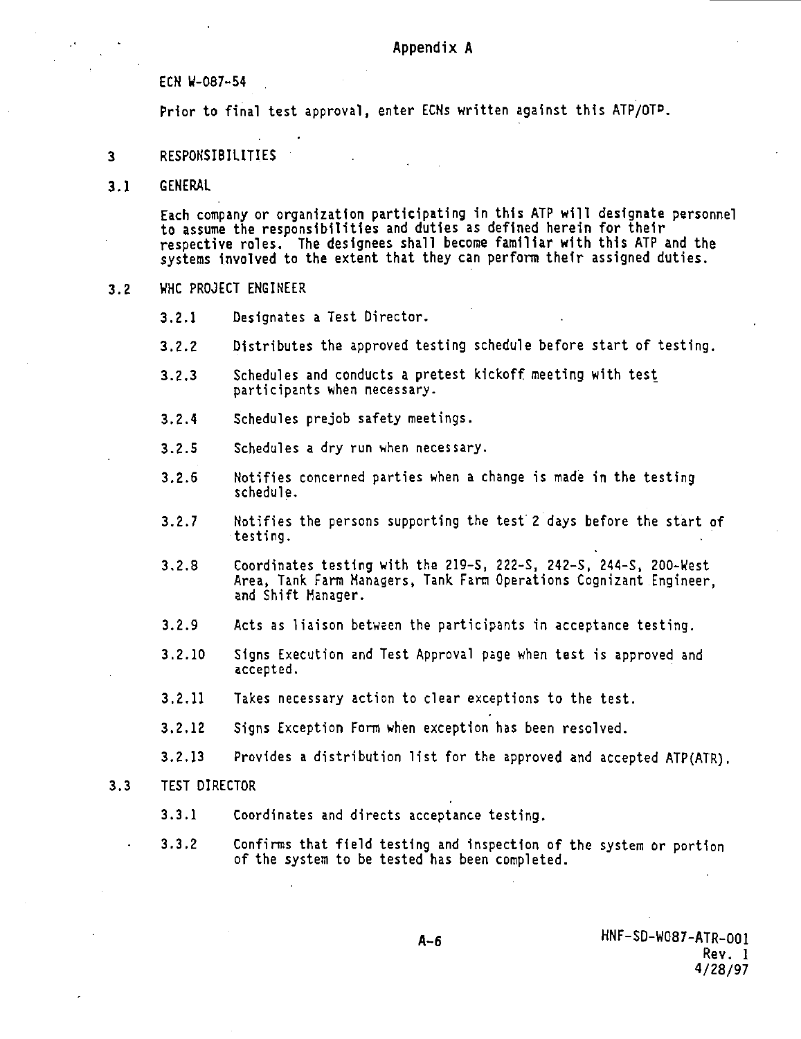Appendix A

ECN W-087-54

Prior to final test approval, enter ECNs written against this ATP/OTP.

## 3 RESPONSIBILITIES

### 3.1 GENERAL

Each company or organization participating in this ATP will designate personnel to assume the responsibilities and duties as defined herein for their respective roles. The designees shall become familiar with this ATP and the systems involved to the extent that they can perform their assigned duties.

### 3.2 WHC PROJECT ENGINEER

3.2.1 Designates a Test Director.

3.2.2 Distributes the approved testing schedule before start of testing.

3.2.3 Schedules and conducts a pretest kickoff meeting with test participants when necessary.

3.2.4 Schedules prejob safety meetings.

3.2.5 Schedules a dry run when necessary.

3.2.6 Notifies concerned parties when a change is made in the testing schedule.

3.2.7 Notifies the persons supporting the test 2 days before the start of testing.

3.2.8 Coordinates testing with the 219-S, 222-S, 242-S, 244-S, 200-West Area, Tank Farm Managers, Tank Farm Operations Cognizant Engineer, and Shift Manager.

3.2.9 Acts as liaison between the participants in acceptance testing.

3.2.10 Signs Execution and Test Approval page when test is approved and accepted.

3.2.11 Takes necessary action to clear exceptions to the test.

3.2.12 Signs Exception Form when exception has been resolved.

3.2.13 Provides a distribution list for the approved and accepted ATP(ATR).

### 3.3 TEST DIRECTOR

3.3.1 Coordinates and directs acceptance testing.

3.3.2 Confirms that field testing and inspection of the system or portion of the system to be tested has been completed.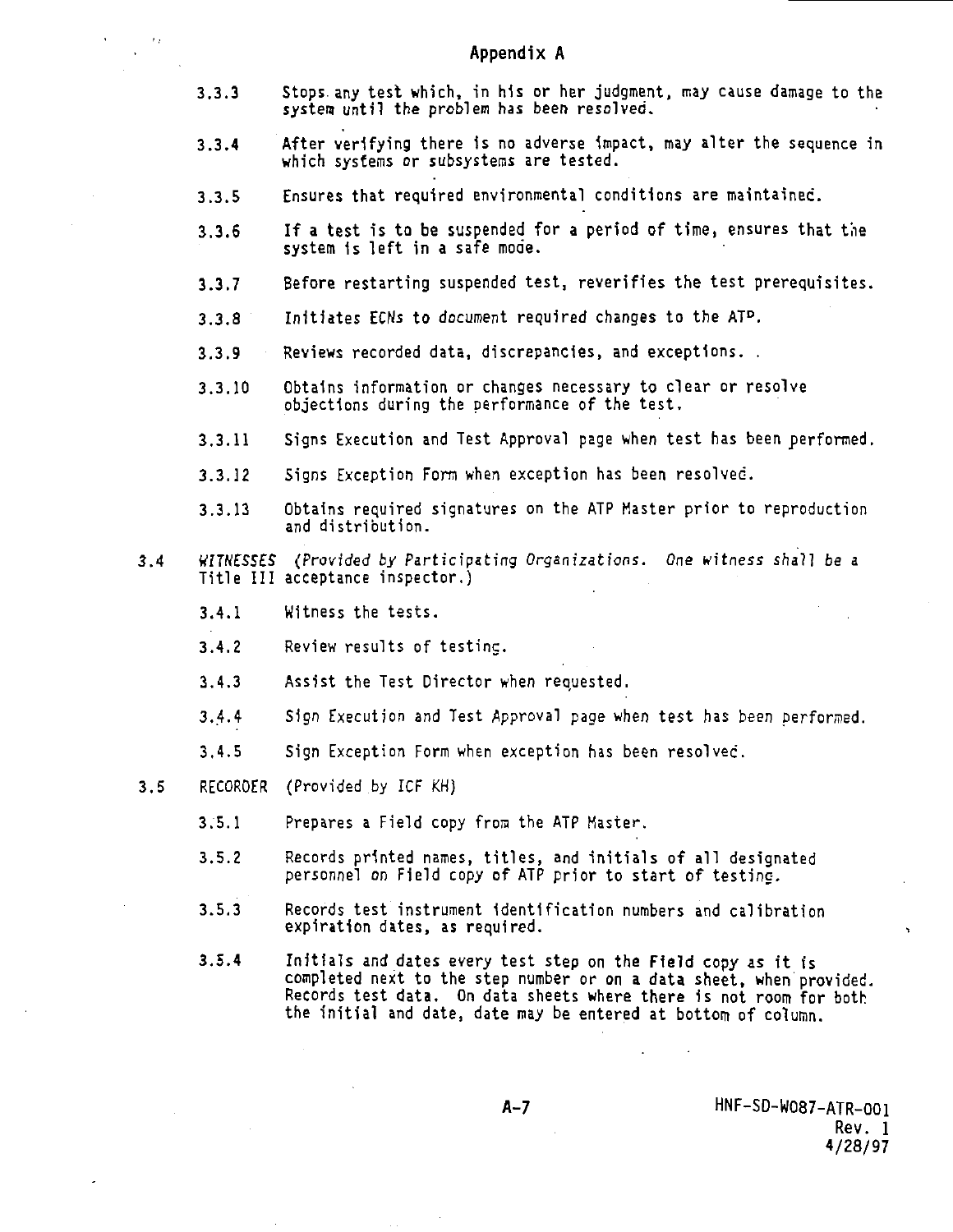## Appendix A

3.3.3 Stops any test which, in his or her judgment, may cause damage to the system until the problem has been resolved.

3.3.4 After verifying there is no adverse impact, may alter the sequence in which systems or subsystems are tested.

3.3.5 Ensures that required environmental conditions are maintained.

3.3.6 If a test is to be suspended for a period of time, ensures that the system is left in a safe mode.

3.3.7 Before restarting suspended test, reverifies the test prerequisites.

3.3.8 Initiates ECNs to document required changes to the ATP.

3.3.9 Reviews recorded data, discrepancies, and exceptions.

3.3.10 Obtains information or changes necessary to clear or resolve objections during the performance of the test.

3.3.11 Signs Execution and Test Approval page when test has been performed.

3.3.12 Signs Exception Form when exception has been resolved.

3.3.13 Obtains required signatures on the ATP Master prior to reproduction and distribution.

3.4 *WITNESSES (Provided by Participating Organizations. One witness shall be a* Title III acceptance inspector.)

3.4.1 Witness the tests.

3.4.2 Review results of testing.

3.4.3 Assist the Test Director when requested.

3.4.4 Sign Execution and Test Approval page when test has been performed.

3.4.5 Sign Exception Form when exception has been resolved.

3.5 RECORDER (Provided by ICF KH)

3.5.1 Prepares a Field copy from the ATP Master.

3.5.2 Records printed names, titles, and initials of all designated personnel on Field copy of ATP prior to start of testing.

3.5.3 Records test instrument identification numbers and calibration expiration dates, as required.

3.5.4 Initials and dates every test step on the Field copy as it is completed next to the step number or on a data sheet, when provided. Records test data. On data sheets where there is not room for both the initial and date, date may be entered at bottom of column.

A-7 HNF-SD-W087-ATR-001 Rev. 1 4/28/97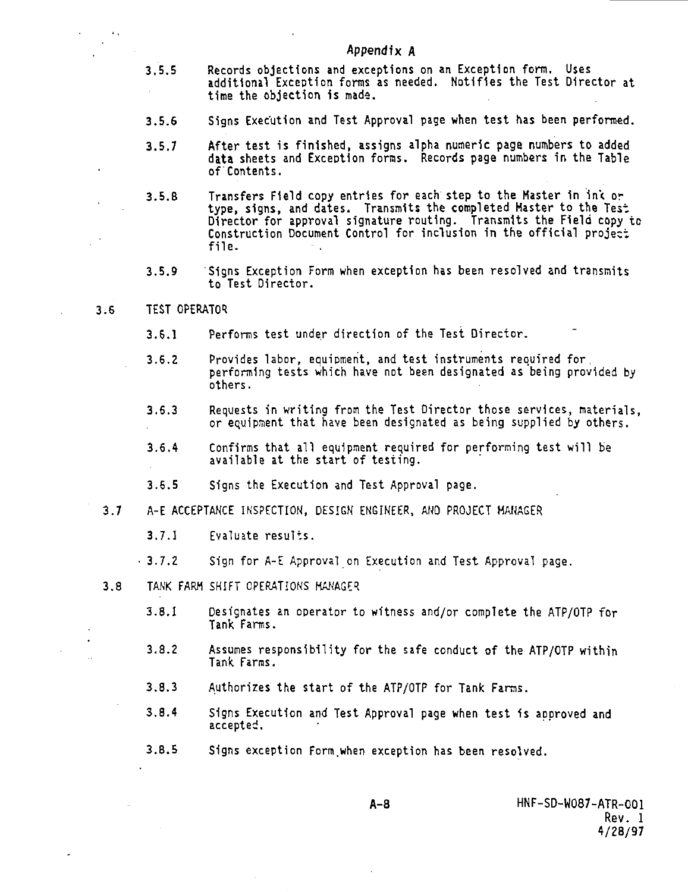Appendix A

3.5.5 Records objections and exceptions on an Exception form. Uses additional Exception forms as needed. Notifies the Test Director at time the objection is made.

3.5.6 Signs Execution and Test Approval page when test has been performed.

3.5.7 After test is finished, assigns alpha numeric page numbers to added data sheets and Exception forms. Records page numbers in the Table of Contents.

3.5.8 Transfers Field copy entries for each step to the Master in ink or type, signs, and dates. Transmits the completed Master to the Test Director for approval signature routing. Transmits the Field copy to Construction Document Control for inclusion in the official project file.

3.5.9 Signs Exception Form when exception has been resolved and transmits to Test Director.

3.6 TEST OPERATOR

3.6.1 Performs test under direction of the Test Director.

3.6.2 Provides labor, equipment, and test instruments required for performing tests which have not been designated as being provided by others.

3.6.3 Requests in writing from the Test Director those services, materials, or equipment that have been designated as being supplied by others.

3.6.4 Confirms that all equipment required for performing test will be available at the start of testing.

3.6.5 Signs the Execution and Test Approval page.

3.7 A-E ACCEPTANCE INSPECTION, DESIGN ENGINEER, AND PROJECT MANAGER

3.7.1 Evaluate results.

3.7.2 Sign for A-E Approval on Execution and Test Approval page.

3.8 TANK FARM SHIFT OPERATIONS MANAGER

3.8.1 Designates an operator to witness and/or complete the ATP/OTP for Tank Farms.

3.8.2 Assumes responsibility for the safe conduct of the ATP/OTP within Tank Farms.

3.8.3 Authorizes the start of the ATP/OTP for Tank Farms.

3.8.4 Signs Execution and Test Approval page when test is approved and accepted.

3.8.5 Signs exception Form when exception has been resolved.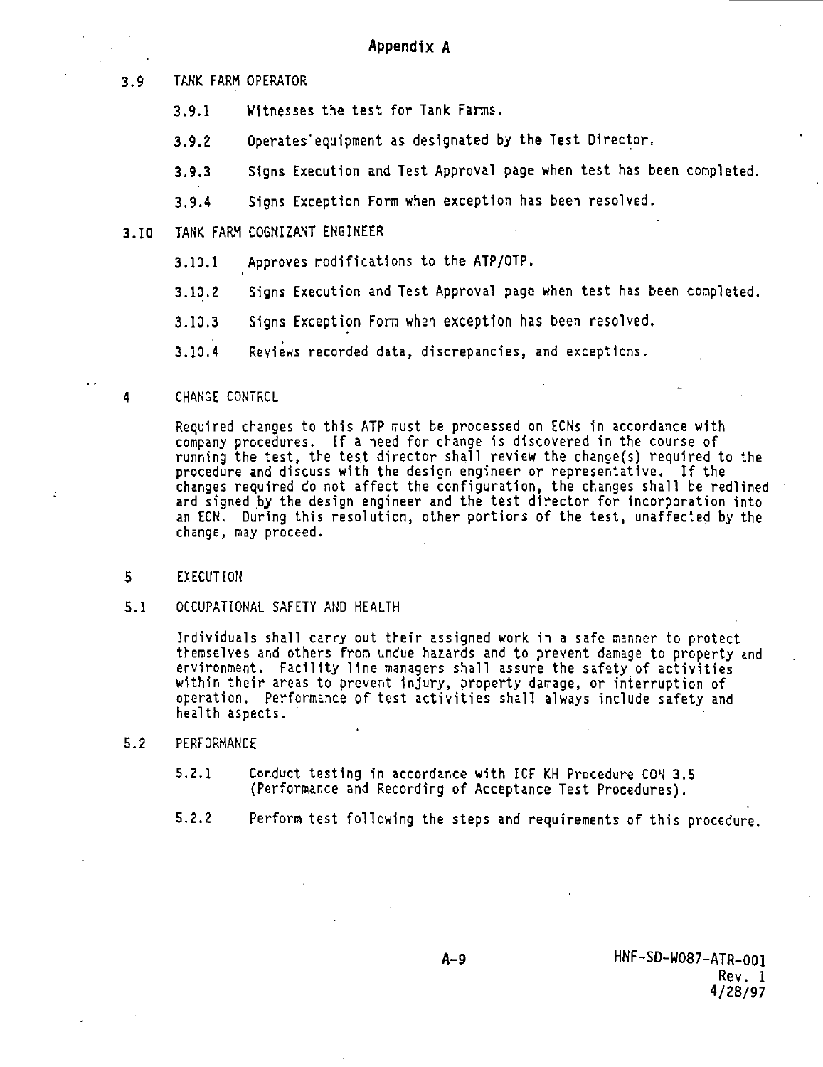## Appendix A

3.9 TANK FARM OPERATOR

3.9.1 Witnesses the test for Tank Farms.

3.9.2 Operates equipment as designated by the Test Director.

3.9.3 Signs Execution and Test Approval page when test has been completed.

3.9.4 Signs Exception Form when exception has been resolved.

3.10 TANK FARM COGNIZANT ENGINEER

3.10.1 Approves modifications to the ATP/OTP.

3.10.2 Signs Execution and Test Approval page when test has been completed.

3.10.3 Signs Exception Form when exception has been resolved.

3.10.4 Reviews recorded data, discrepancies, and exceptions.

4 CHANGE CONTROL

Required changes to this ATP must be processed on ECNs in accordance with company procedures. If a need for change is discovered in the course of running the test, the test director shall review the change(s) required to the procedure and discuss with the design engineer or representative. If the changes required do not affect the configuration, the changes shall be redlined and signed by the design engineer and the test director for incorporation into an ECN. During this resolution, other portions of the test, unaffected by the change, may proceed.

5 EXECUTION

5.1 OCCUPATIONAL SAFETY AND HEALTH

Individuals shall carry out their assigned work in a safe manner to protect themselves and others from undue hazards and to prevent damage to property and environment. Facility line managers shall assure the safety of activities within their areas to prevent injury, property damage, or interruption of operation. Performance of test activities shall always include safety and health aspects.

5.2 PERFORMANCE

5.2.1 Conduct testing in accordance with ICF KH Procedure CON 3.5 (Performance and Recording of Acceptance Test Procedures).

5.2.2 Perform test following the steps and requirements of this procedure.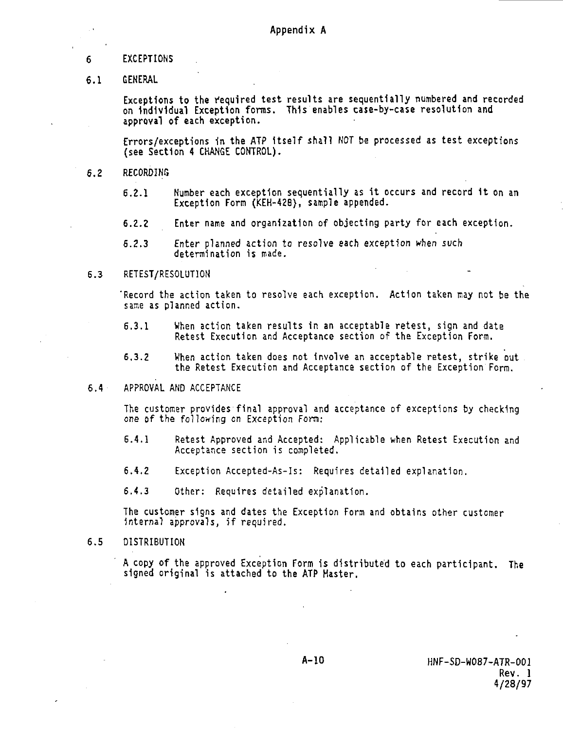Appendix A

# 6 EXCEPTIONS

## 6.1 GENERAL

Exceptions to the required test results are sequentially numbered and recorded on individual Exception forms. This enables case-by-case resolution and approval of each exception.

Errors/exceptions in the ATP itself shall NOT be processed as test exceptions (see Section 4 CHANGE CONTROL).

## 6.2 RECORDING

6.2.1 Number each exception sequentially as it occurs and record it on an Exception Form (KEH-428), sample appended.

6.2.2 Enter name and organization of objecting party for each exception.

6.2.3 Enter planned action to resolve each exception when such determination is made.

## 6.3 RETEST/RESOLUTION

Record the action taken to resolve each exception. Action taken may not be the same as planned action.

6.3.1 When action taken results in an acceptable retest, sign and date Retest Execution and Acceptance section of the Exception Form.

6.3.2 When action taken does not involve an acceptable retest, strike out the Retest Execution and Acceptance section of the Exception Form.

## 6.4 APPROVAL AND ACCEPTANCE

The customer provides final approval and acceptance of exceptions by checking one of the following on Exception Form:

6.4.1 Retest Approved and Accepted: Applicable when Retest Execution and Acceptance section is completed.

6.4.2 Exception Accepted-As-Is: Requires detailed explanation.

6.4.3 Other: Requires detailed explanation.

The customer signs and dates the Exception Form and obtains other customer internal approvals, if required.

## 6.5 DISTRIBUTION

A copy of the approved Exception Form is distributed to each participant. The signed original is attached to the ATP Master.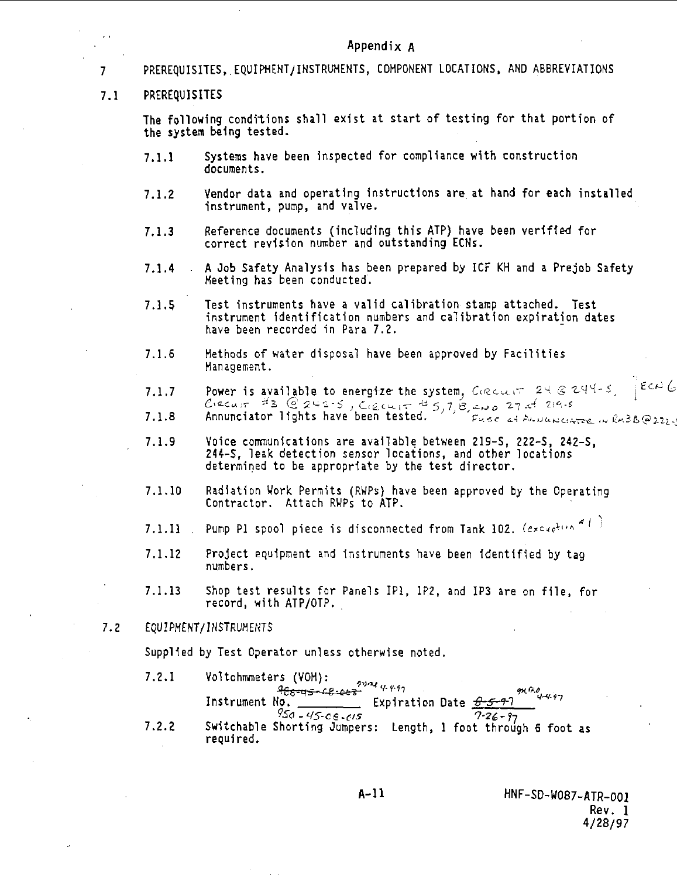Appendix A

# 7 PREREQUISITES, EQUIPMENT/INSTRUMENTS, COMPONENT LOCATIONS, AND ABBREVIATIONS

## 7.1 PREREQUISITES

The following conditions shall exist at start of testing for that portion of the system being tested.

7.1.1 Systems have been inspected for compliance with construction documents.

7.1.2 Vendor data and operating instructions are at hand for each installed instrument, pump, and valve.

7.1.3 Reference documents (including this ATP) have been verified for correct revision number and outstanding ECNs.

7.1.4 A Job Safety Analysis has been prepared by ICF KH and a Prejob Safety Meeting has been conducted.

7.1.5 Test instruments have a valid calibration stamp attached. Test instrument identification numbers and calibration expiration dates have been recorded in Para 7.2.

7.1.6 Methods of water disposal have been approved by Facilities Management.

7.1.7 Power is available to energize the system, Circuit 24 @ 244-S, Circuit #3 @ 242-S, Circuit #5, 7, 8, and 27 at 219-S ECN 6

7.1.8 Annunciator lights have been tested. Fuse at Annunciator in RM3B @ 222-S

7.1.9 Voice communications are available between 219-S, 222-S, 242-S, 244-S, leak detection sensor locations, and other locations determined to be appropriate by the test director.

7.1.10 Radiation Work Permits (RWPs) have been approved by the Operating Contractor. Attach RWPs to ATP.

7.1.11 Pump P1 spool piece is disconnected from Tank 102. (exception #1)

7.1.12 Project equipment and instruments have been identified by tag numbers.

7.1.13 Shop test results for Panels IP1, 1P2, and IP3 are on file, for record, with ATP/OTP.

## 7.2 EQUIPMENT/INSTRUMENTS

Supplied by Test Operator unless otherwise noted.

7.2.1 Voltohmmeters (VOM):
Instrument No. ~~~968-45-CE-053~~~ 950-45-CE-015 Expiration Date ~~~8-5-97~~~ 7-26-97

7.2.2 Switchable Shorting Jumpers: Length, 1 foot through 6 foot as required.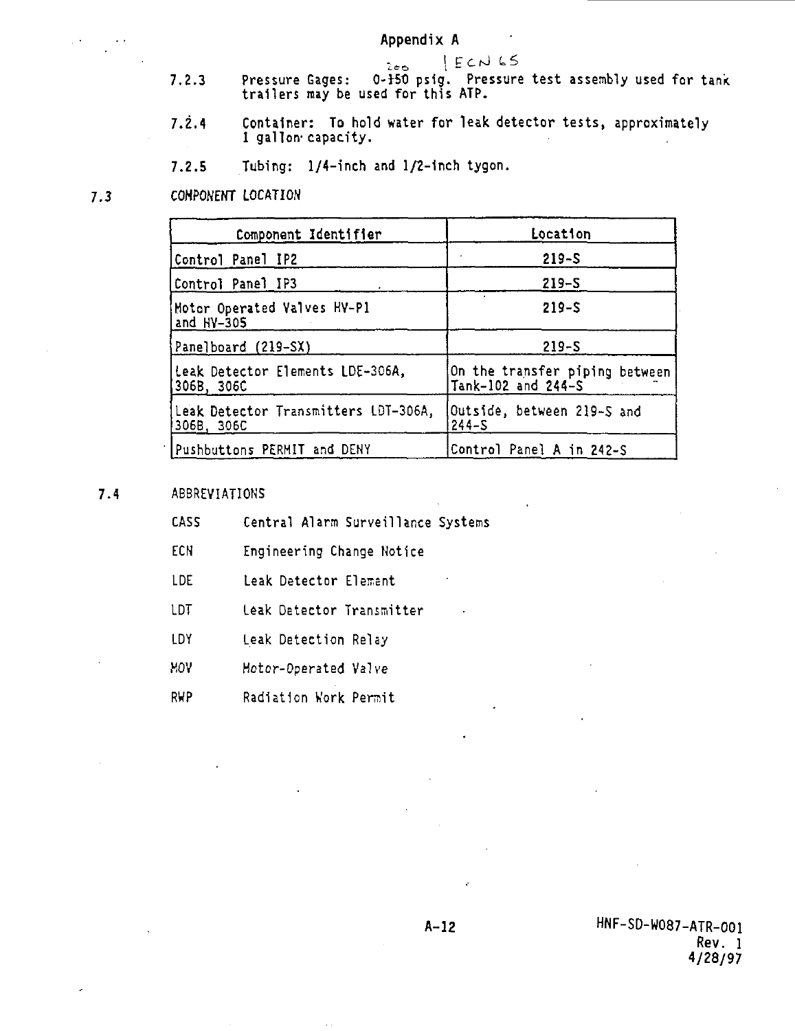Appendix A

7.2.3 Pressure Gages: 0-~~150~~ 200 psig. Pressure test assembly used for tank trailers may be used for this ATP. | ECN 65

7.2.4 Container: To hold water for leak detector tests, approximately 1 gallon capacity.

7.2.5 Tubing: 1/4-inch and 1/2-inch tygon.

## 7.3 COMPONENT LOCATION

| Component Identifier | Location |
|---|---|
| Control Panel IP2 | 219-S |
| Control Panel IP3 | 219-S |
| Motor Operated Valves HV-P1 and HV-305 | 219-S |
| Panelboard (219-SX) | 219-S |
| Leak Detector Elements LDE-306A, 306B, 306C | On the transfer piping between Tank-102 and 244-S |
| Leak Detector Transmitters LDT-306A, 306B, 306C | Outside, between 219-S and 244-S |
| Pushbuttons PERMIT and DENY | Control Panel A in 242-S |

## 7.4 ABBREVIATIONS

CASS Central Alarm Surveillance Systems

ECN Engineering Change Notice

LDE Leak Detector Element

LDT Leak Detector Transmitter

LDY Leak Detection Relay

MOV Motor-Operated Valve

RWP Radiation Work Permit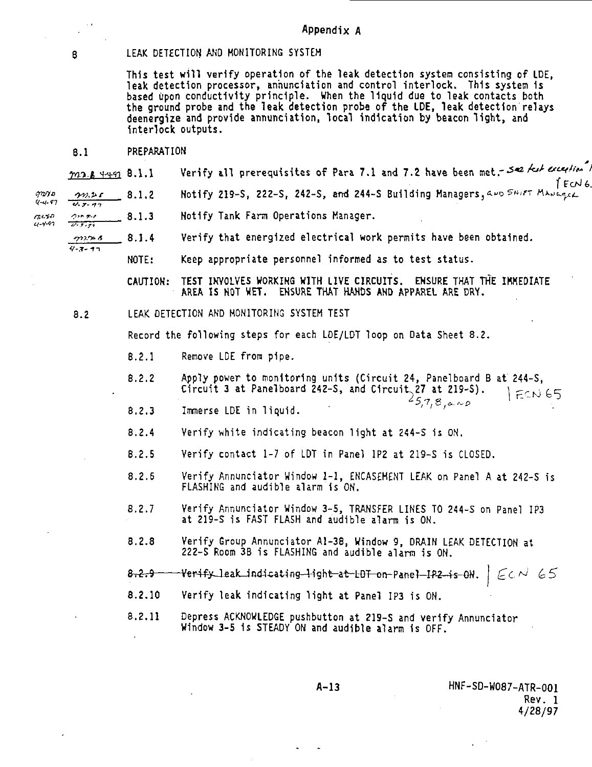Appendix A

## 8 LEAK DETECTION AND MONITORING SYSTEM

This test will verify operation of the leak detection system consisting of LDE, leak detection processor, annunciation and control interlock. This system is based upon conductivity principle. When the liquid due to leak contacts both the ground probe and the leak detection probe of the LDE, leak detection relays deenergize and provide annunciation, local indication by beacon light, and interlock outputs.

### 8.1 PREPARATION

m.r.b 4-4-97 8.1.1 Verify all prerequisites of Para 7.1 and 7.2 have been met. - See test exception 1 | ECN 6.

m.r.b 4-4-97 m.r.b 4-3-97 8.1.2 Notify 219-S, 222-S, 242-S, and 244-S Building Managers, and Shift Manager

m.r.b 4-4-97 m.r.b 4-3-97 8.1.3 Notify Tank Farm Operations Manager.

m.r.b 4-3-97 8.1.4 Verify that energized electrical work permits have been obtained.

NOTE: Keep appropriate personnel informed as to test status.

CAUTION: TEST INVOLVES WORKING WITH LIVE CIRCUITS. ENSURE THAT THE IMMEDIATE AREA IS NOT WET. ENSURE THAT HANDS AND APPAREL ARE DRY.

### 8.2 LEAK DETECTION AND MONITORING SYSTEM TEST

Record the following steps for each LDE/LDT loop on Data Sheet 8.2.

8.2.1 Remove LDE from pipe.

8.2.2 Apply power to monitoring units (Circuit 24, Panelboard B at 244-S, Circuit 3 at Panelboard 242-S, and Circuit 25,7,8, and 27 at 219-S). | ECN 65

8.2.3 Immerse LDE in liquid.

8.2.4 Verify white indicating beacon light at 244-S is ON.

8.2.5 Verify contact 1-7 of LDT in Panel 1P2 at 219-S is CLOSED.

8.2.6 Verify Annunciator Window 1-1, ENCASEMENT LEAK on Panel A at 242-S is FLASHING and audible alarm is ON.

8.2.7 Verify Annunciator Window 3-5, TRANSFER LINES TO 244-S on Panel IP3 at 219-S is FAST FLASH and audible alarm is ON.

8.2.8 Verify Group Annunciator A1-38, Window 9, DRAIN LEAK DETECTION at 222-S Room 3B is FLASHING and audible alarm is ON.

~~8.2.9 Verify leak indicating light at LDT on Panel IP2 is ON.~~ | ECN 65

8.2.10 Verify leak indicating light at Panel IP3 is ON.

8.2.11 Depress ACKNOWLEDGE pushbutton at 219-S and verify Annunciator Window 3-5 is STEADY ON and audible alarm is OFF.

A-13

HNF-SD-W087-ATR-001
Rev. 1
4/28/97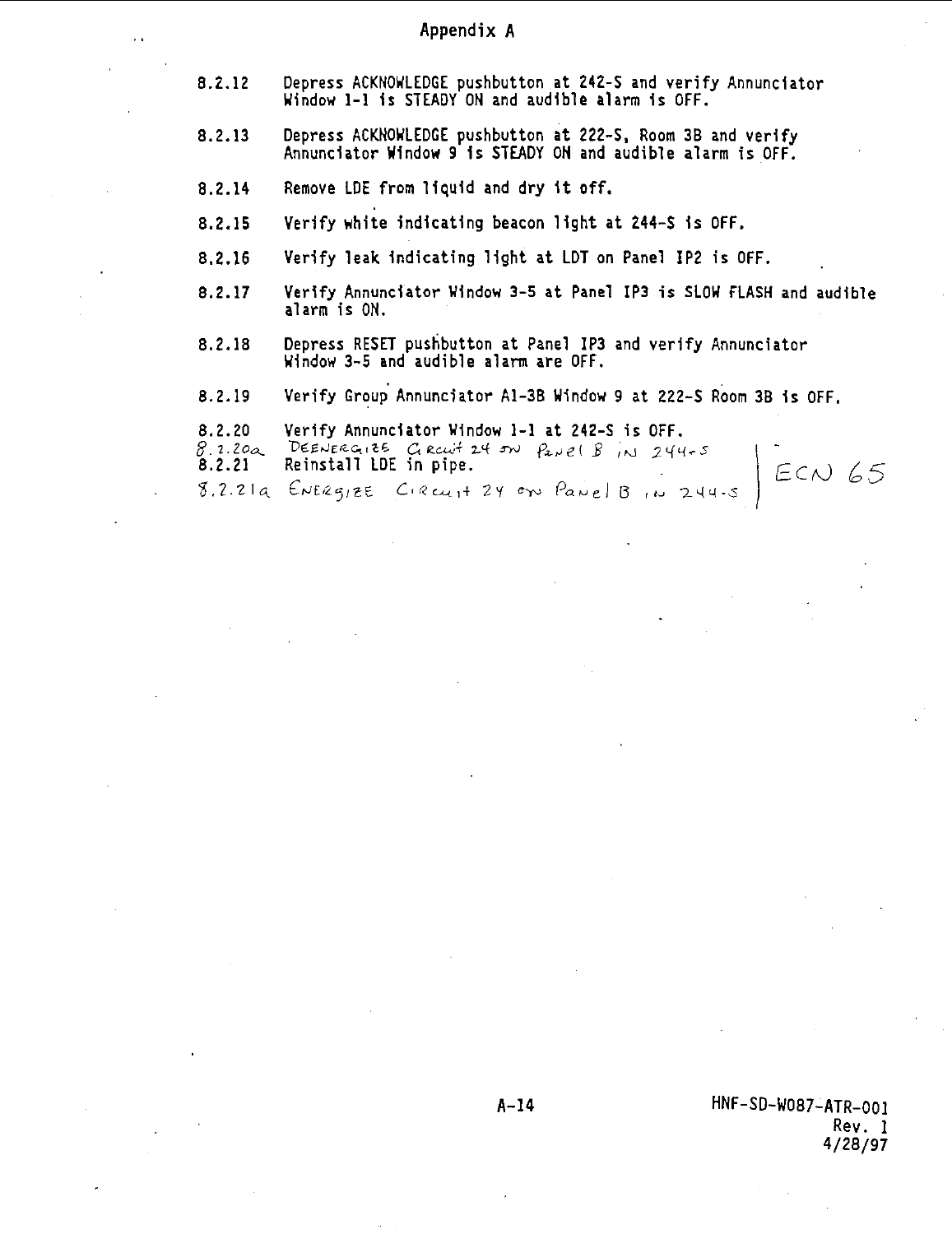Appendix A

8.2.12 Depress ACKNOWLEDGE pushbutton at 242-S and verify Annunciator Window 1-1 is STEADY ON and audible alarm is OFF.

8.2.13 Depress ACKNOWLEDGE pushbutton at 222-S, Room 3B and verify Annunciator Window 9 is STEADY ON and audible alarm is OFF.

8.2.14 Remove LDE from liquid and dry it off.

8.2.15 Verify white indicating beacon light at 244-S is OFF.

8.2.16 Verify leak indicating light at LDT on Panel IP2 is OFF.

8.2.17 Verify Annunciator Window 3-5 at Panel IP3 is SLOW FLASH and audible alarm is ON.

8.2.18 Depress RESET pushbutton at Panel IP3 and verify Annunciator Window 3-5 and audible alarm are OFF.

8.2.19 Verify Group Annunciator A1-3B Window 9 at 222-S Room 3B is OFF.

8.2.20 Verify Annunciator Window 1-1 at 242-S is OFF.

8.2.20a DEENERGIZE CIRCUIT 24 ON PANEL B IN 244-S

8.2.21 Reinstall LDE in pipe.

8.2.21a ENERGIZE CIRCUIT 24 ON PANEL B IN 244-S

ECN 65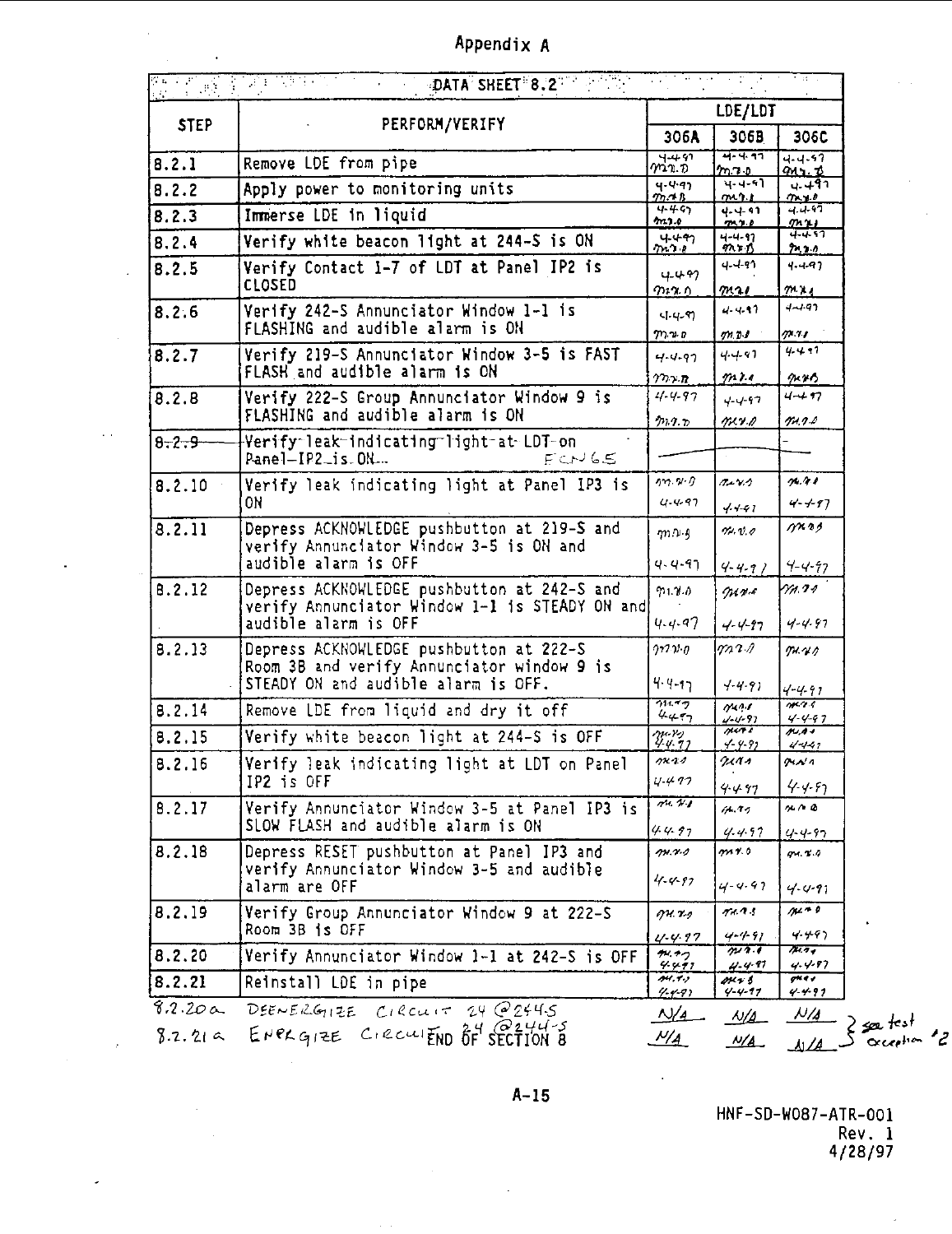# Appendix A

| DATA SHEET 8.2 | | | | |
|---|---|---|---|---|
| **STEP** | **PERFORM/VERIFY** | **LDE/LDT** | | |
| | | **306A** | **306B** | **306C** |
| 8.2.1 | Remove LDE from pipe | 4-4-97 M.R.D | 4-4-97 M.R.D | 4-4-97 M.R.D |
| 8.2.2 | Apply power to monitoring units | 4-4-97 M.R.D | 4-4-97 M.R.D | 4-4-97 M.R.D |
| 8.2.3 | Immerse LDE in liquid | 4-4-97 M.R.D | 4-4-97 M.R.D | 4-4-97 M.R.D |
| 8.2.4 | Verify white beacon light at 244-S is ON | 4-4-97 M.R.D | 4-4-97 M.R.D | 4-4-97 M.R.D |
| 8.2.5 | Verify Contact 1-7 of LDT at Panel IP2 is CLOSED | 4-4-97 M.R.D | 4-4-97 M.R.D | 4-4-97 M.R.D |
| 8.2.6 | Verify 242-S Annunciator Window 1-1 is FLASHING and audible alarm is ON | 4-4-97 M.R.D | 4-4-97 M.R.D | 4-4-97 M.R.D |
| 8.2.7 | Verify 219-S Annunciator Window 3-5 is FAST FLASH and audible alarm is ON | 4-4-97 M.R.D | 4-4-97 M.R.D | 4-4-97 M.R.D |
| 8.2.8 | Verify 222-S Group Annunciator Window 9 is FLASHING and audible alarm is ON | 4-4-97 M.R.D | 4-4-97 M.R.D | 4-4-97 M.R.D |
| ~~8.2.9~~ | ~~Verify leak indicating light at LDT on Panel IP2 is ON~~ ECN 65 | — | — | — |
| 8.2.10 | Verify leak indicating light at Panel IP3 is ON | M.R.D 4-4-97 | M.R.D 4-4-97 | M.R.D 4-4-97 |
| 8.2.11 | Depress ACKNOWLEDGE pushbutton at 219-S and verify Annunciator Window 3-5 is ON and audible alarm is OFF | M.R.D 4-4-97 | M.R.D 4-4-97 | M.R.D 4-4-97 |
| 8.2.12 | Depress ACKNOWLEDGE pushbutton at 242-S and verify Annunciator Window 1-1 is STEADY ON and audible alarm is OFF | M.R.D 4-4-97 | M.R.D 4-4-97 | M.R.D 4-4-97 |
| 8.2.13 | Depress ACKNOWLEDGE pushbutton at 222-S Room 3B and verify Annunciator window 9 is STEADY ON and audible alarm is OFF. | M.R.D 4-4-97 | M.R.D 4-4-97 | M.R.D 4-4-97 |
| 8.2.14 | Remove LDE from liquid and dry it off | M.R.D 4-4-97 | M.R.D 4-4-97 | M.R.D 4-4-97 |
| 8.2.15 | Verify white beacon light at 244-S is OFF | M.R.D 4-4-97 | M.R.D 4-4-97 | M.R.D 4-4-97 |
| 8.2.16 | Verify leak indicating light at LDT on Panel IP2 is OFF | M.R.D 4-4-97 | M.R.D 4-4-97 | M.R.D 4-4-97 |
| 8.2.17 | Verify Annunciator Window 3-5 at Panel IP3 is SLOW FLASH and audible alarm is ON | M.R.D 4-4-97 | M.R.D 4-4-97 | M.R.D 4-4-97 |
| 8.2.18 | Depress RESET pushbutton at Panel IP3 and verify Annunciator Window 3-5 and audible alarm are OFF | M.R.D 4-4-97 | M.R.D 4-4-97 | M.R.D 4-4-97 |
| 8.2.19 | Verify Group Annunciator Window 9 at 222-S Room 3B is OFF | M.R.D 4-4-97 | M.R.D 4-4-97 | M.R.D 4-4-97 |
| 8.2.20 | Verify Annunciator Window 1-1 at 242-S is OFF | M.R.D 4-4-97 | M.R.D 4-4-97 | M.R.D 4-4-97 |
| 8.2.21 | Reinstall LDE in pipe | M.R.D 4-4-97 | M.R.D 4-4-97 | M.R.D 4-4-97 |
| 8.2.20a | DEENERGIZE CIRCUIT 24 @ 244-S | N/A | N/A | N/A |
| 8.2.21a | ENERGIZE CIRCUIT 24 @ 244-S | N/A | N/A | N/A |

} see test exception #2

END OF SECTION 8

HNF-SD-W087-ATR-001
Rev. 1
4/28/97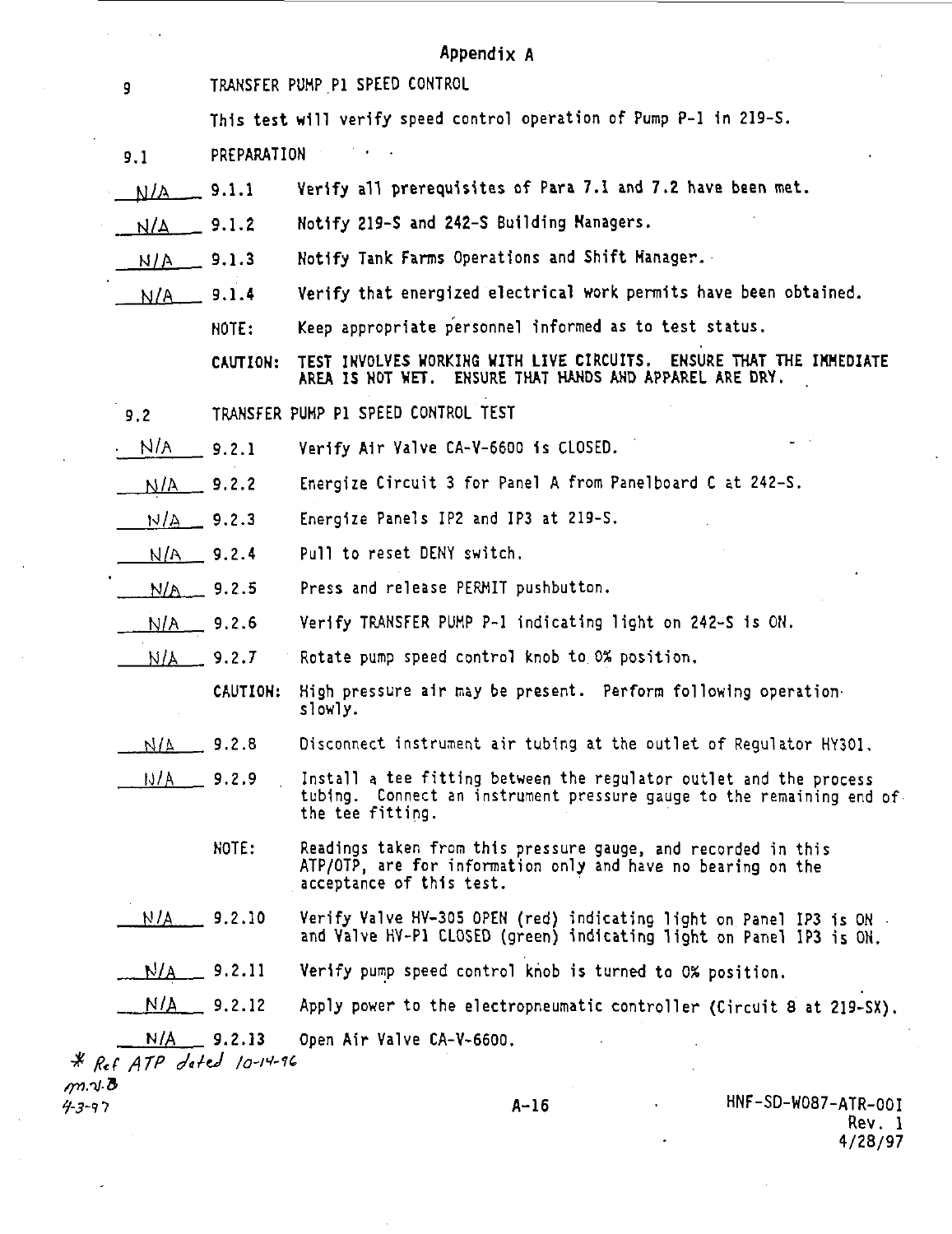# Appendix A

## 9 TRANSFER PUMP P1 SPEED CONTROL

This test will verify speed control operation of Pump P-1 in 219-S.

### 9.1 PREPARATION

N/A 9.1.1 Verify all prerequisites of Para 7.1 and 7.2 have been met.

N/A 9.1.2 Notify 219-S and 242-S Building Managers.

N/A 9.1.3 Notify Tank Farms Operations and Shift Manager.

N/A 9.1.4 Verify that energized electrical work permits have been obtained.

NOTE: Keep appropriate personnel informed as to test status.

**CAUTION: TEST INVOLVES WORKING WITH LIVE CIRCUITS. ENSURE THAT THE IMMEDIATE AREA IS NOT WET. ENSURE THAT HANDS AND APPAREL ARE DRY.**

### 9.2 TRANSFER PUMP P1 SPEED CONTROL TEST

N/A 9.2.1 Verify Air Valve CA-V-6600 is CLOSED.

N/A 9.2.2 Energize Circuit 3 for Panel A from Panelboard C at 242-S.

N/A 9.2.3 Energize Panels IP2 and IP3 at 219-S.

N/A 9.2.4 Pull to reset DENY switch.

N/A 9.2.5 Press and release PERMIT pushbutton.

N/A 9.2.6 Verify TRANSFER PUMP P-1 indicating light on 242-S is ON.

N/A 9.2.7 Rotate pump speed control knob to 0% position.

CAUTION: High pressure air may be present. Perform following operation slowly.

N/A 9.2.8 Disconnect instrument air tubing at the outlet of Regulator HY301.

N/A 9.2.9 Install a tee fitting between the regulator outlet and the process tubing. Connect an instrument pressure gauge to the remaining end of the tee fitting.

NOTE: Readings taken from this pressure gauge, and recorded in this ATP/OTP, are for information only and have no bearing on the acceptance of this test.

N/A 9.2.10 Verify Valve HV-305 OPEN (red) indicating light on Panel IP3 is ON and Valve HV-P1 CLOSED (green) indicating light on Panel IP3 is ON.

N/A 9.2.11 Verify pump speed control knob is turned to 0% position.

N/A 9.2.12 Apply power to the electropneumatic controller (Circuit 8 at 219-SX).

N/A 9.2.13 Open Air Valve CA-V-6600.

*\* Ref ATP dated 10-14-96*
*m.v.B*
*4-3-97*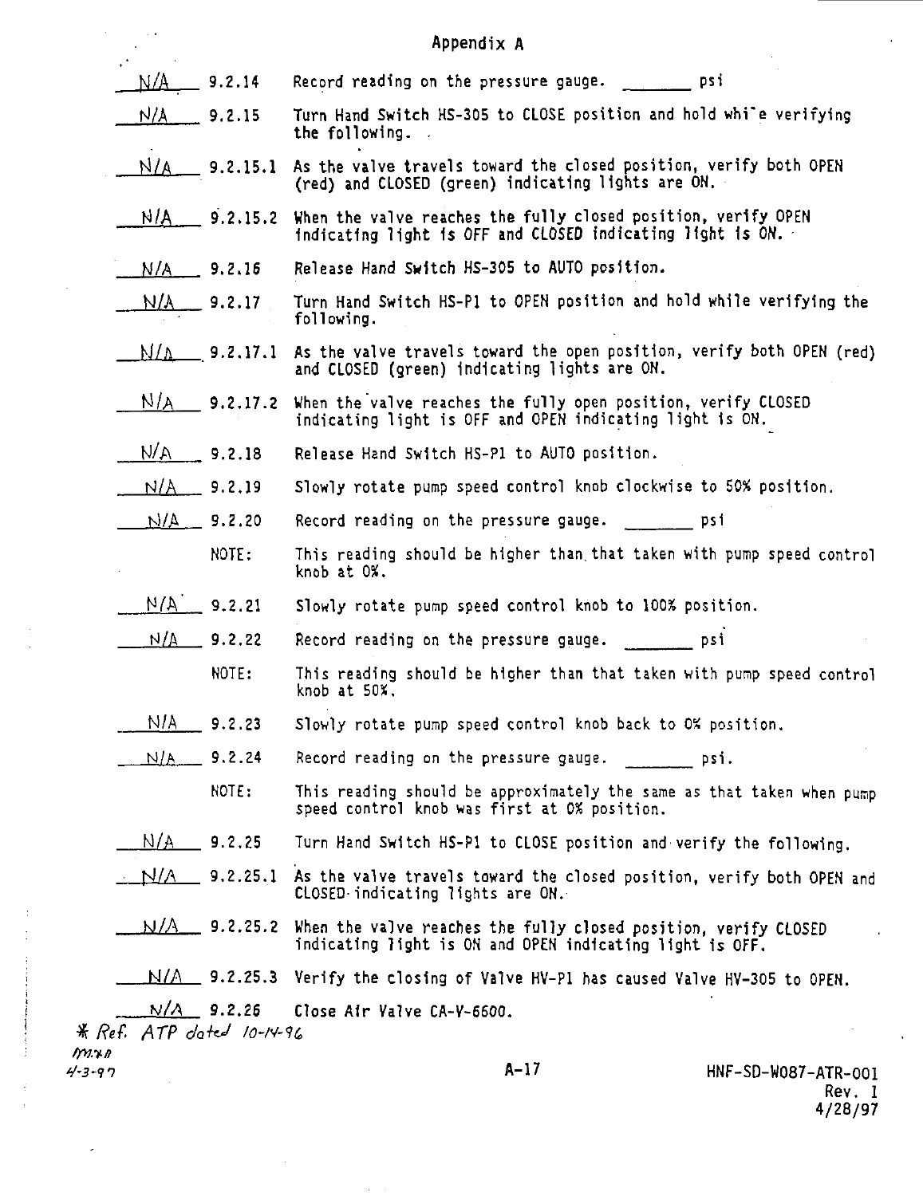## Appendix A

| | | |
|---|---|---|
| N/A | 9.2.14 | Record reading on the pressure gauge. _______ psi |
| N/A | 9.2.15 | Turn Hand Switch HS-305 to CLOSE position and hold while verifying the following. |
| N/A | 9.2.15.1 | As the valve travels toward the closed position, verify both OPEN (red) and CLOSED (green) indicating lights are ON. |
| N/A | 9.2.15.2 | When the valve reaches the fully closed position, verify OPEN indicating light is OFF and CLOSED indicating light is ON. |
| N/A | 9.2.16 | Release Hand Switch HS-305 to AUTO position. |
| N/A | 9.2.17 | Turn Hand Switch HS-P1 to OPEN position and hold while verifying the following. |
| N/A | 9.2.17.1 | As the valve travels toward the open position, verify both OPEN (red) and CLOSED (green) indicating lights are ON. |
| N/A | 9.2.17.2 | When the valve reaches the fully open position, verify CLOSED indicating light is OFF and OPEN indicating light is ON. |
| N/A | 9.2.18 | Release Hand Switch HS-P1 to AUTO position. |
| N/A | 9.2.19 | Slowly rotate pump speed control knob clockwise to 50% position. |
| N/A | 9.2.20 | Record reading on the pressure gauge. _______ psi |
| | NOTE: | This reading should be higher than that taken with pump speed control knob at 0%. |
| N/A | 9.2.21 | Slowly rotate pump speed control knob to 100% position. |
| N/A | 9.2.22 | Record reading on the pressure gauge. _______ psi |
| | NOTE: | This reading should be higher than that taken with pump speed control knob at 50%. |
| N/A | 9.2.23 | Slowly rotate pump speed control knob back to 0% position. |
| N/A | 9.2.24 | Record reading on the pressure gauge. _______ psi. |
| | NOTE: | This reading should be approximately the same as that taken when pump speed control knob was first at 0% position. |
| N/A | 9.2.25 | Turn Hand Switch HS-P1 to CLOSE position and verify the following. |
| N/A | 9.2.25.1 | As the valve travels toward the closed position, verify both OPEN and CLOSED indicating lights are ON. |
| N/A | 9.2.25.2 | When the valve reaches the fully closed position, verify CLOSED indicating light is ON and OPEN indicating light is OFF. |
| N/A | 9.2.25.3 | Verify the closing of Valve HV-P1 has caused Valve HV-305 to OPEN. |
| N/A | 9.2.26 | Close Air Valve CA-V-6600. |

* Ref. ATP dated 10-14-96
m.x.n
4-3-97

HNF-SD-W087-ATR-001
Rev. 1
4/28/97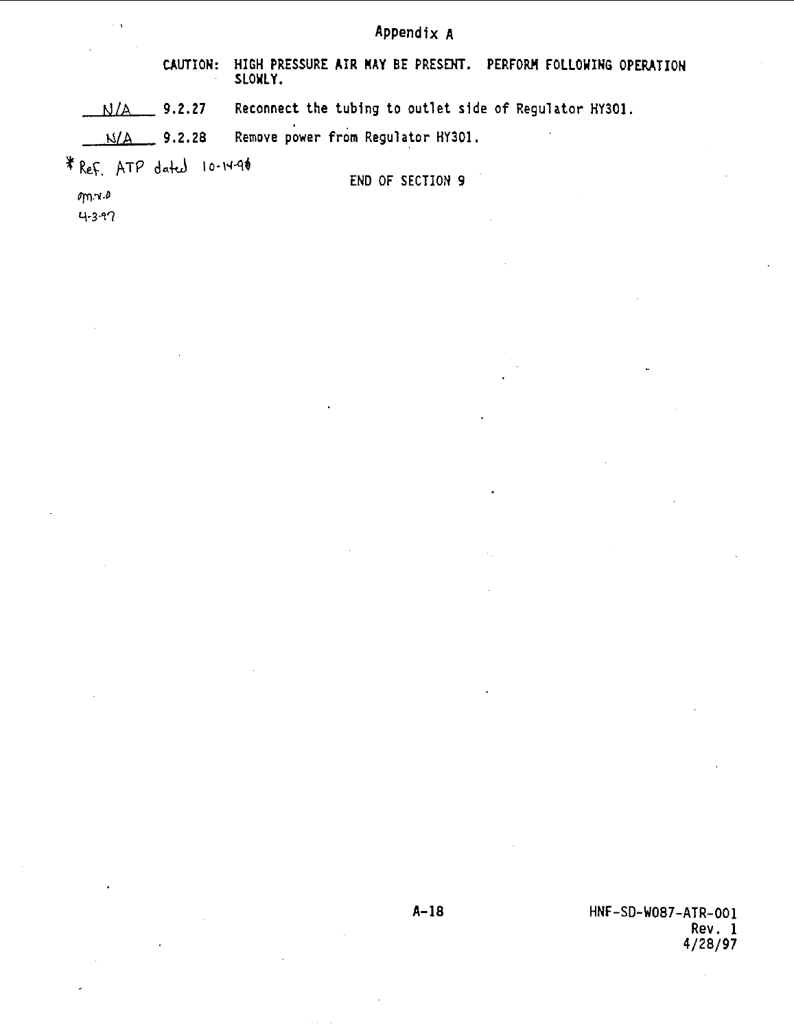Appendix A

CAUTION: HIGH PRESSURE AIR MAY BE PRESENT. PERFORM FOLLOWING OPERATION SLOWLY.

__N/A__ 9.2.27 Reconnect the tubing to outlet side of Regulator HY301.

__N/A__ 9.2.28 Remove power from Regulator HY301.

* Ref. ATP dated 10-14-96

om.x.o
4-3-97

END OF SECTION 9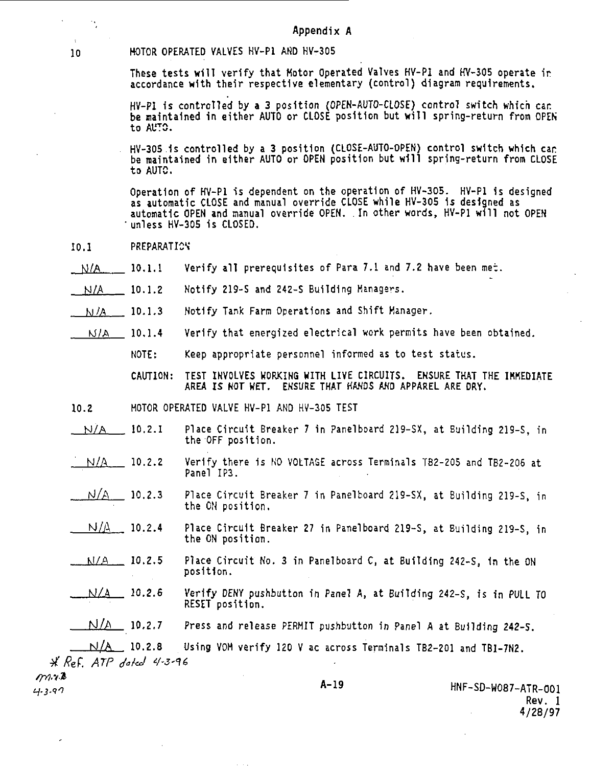Appendix A

## 10 MOTOR OPERATED VALVES HV-P1 AND HV-305

These tests will verify that Motor Operated Valves HV-P1 and HV-305 operate in accordance with their respective elementary (control) diagram requirements.

HV-P1 is controlled by a 3 position (OPEN-AUTO-CLOSE) control switch which can be maintained in either AUTO or CLOSE position but will spring-return from OPEN to AUTO.

HV-305 is controlled by a 3 position (CLOSE-AUTO-OPEN) control switch which can be maintained in either AUTO or OPEN position but will spring-return from CLOSE to AUTO.

Operation of HV-P1 is dependent on the operation of HV-305. HV-P1 is designed as automatic CLOSE and manual override CLOSE while HV-305 is designed as automatic OPEN and manual override OPEN. In other words, HV-P1 will not OPEN unless HV-305 is CLOSED.

### 10.1 PREPARATION

N/A 10.1.1 Verify all prerequisites of Para 7.1 and 7.2 have been met.

N/A 10.1.2 Notify 219-S and 242-S Building Managers.

N/A 10.1.3 Notify Tank Farm Operations and Shift Manager.

N/A 10.1.4 Verify that energized electrical work permits have been obtained.

NOTE: Keep appropriate personnel informed as to test status.

CAUTION: TEST INVOLVES WORKING WITH LIVE CIRCUITS. ENSURE THAT THE IMMEDIATE AREA IS NOT WET. ENSURE THAT HANDS AND APPAREL ARE DRY.

### 10.2 MOTOR OPERATED VALVE HV-P1 AND HV-305 TEST

N/A 10.2.1 Place Circuit Breaker 7 in Panelboard 219-SX, at Building 219-S, in the OFF position.

N/A 10.2.2 Verify there is NO VOLTAGE across Terminals TB2-205 and TB2-206 at Panel IP3.

N/A 10.2.3 Place Circuit Breaker 7 in Panelboard 219-SX, at Building 219-S, in the ON position.

N/A 10.2.4 Place Circuit Breaker 27 in Panelboard 219-S, at Building 219-S, in the ON position.

N/A 10.2.5 Place Circuit No. 3 in Panelboard C, at Building 242-S, in the ON position.

N/A 10.2.6 Verify DENY pushbutton in Panel A, at Building 242-S, is in PULL TO RESET position.

N/A 10.2.7 Press and release PERMIT pushbutton in Panel A at Building 242-S.

N/A 10.2.8 Using VOM verify 120 V ac across Terminals TB2-201 and TB1-7N2.

\* Ref. ATP dated 4-3-96

m.v.B
4-3-97

HNF-SD-W087-ATR-001
Rev. 1
4/28/97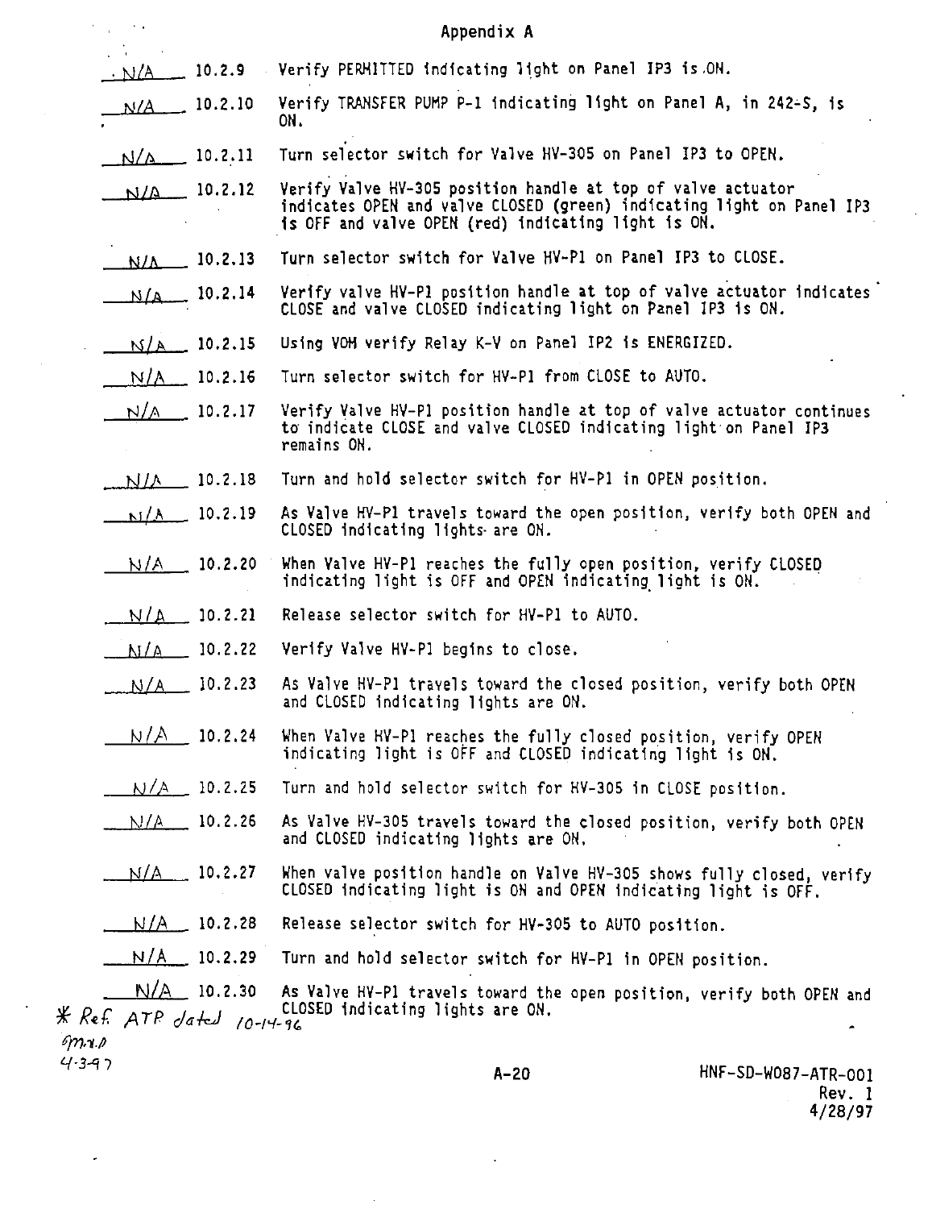# Appendix A

| | | |
|---|---|---|
| N/A | 10.2.9 | Verify PERMITTED indicating light on Panel IP3 is ON. |
| N/A | 10.2.10 | Verify TRANSFER PUMP P-1 indicating light on Panel A, in 242-S, is ON. |
| N/A | 10.2.11 | Turn selector switch for Valve HV-305 on Panel IP3 to OPEN. |
| N/A | 10.2.12 | Verify Valve HV-305 position handle at top of valve actuator indicates OPEN and valve CLOSED (green) indicating light on Panel IP3 is OFF and valve OPEN (red) indicating light is ON. |
| N/A | 10.2.13 | Turn selector switch for Valve HV-P1 on Panel IP3 to CLOSE. |
| N/A | 10.2.14 | Verify valve HV-P1 position handle at top of valve actuator indicates CLOSE and valve CLOSED indicating light on Panel IP3 is ON. |
| N/A | 10.2.15 | Using VOM verify Relay K-V on Panel IP2 is ENERGIZED. |
| N/A | 10.2.16 | Turn selector switch for HV-P1 from CLOSE to AUTO. |
| N/A | 10.2.17 | Verify Valve HV-P1 position handle at top of valve actuator continues to indicate CLOSE and valve CLOSED indicating light on Panel IP3 remains ON. |
| N/A | 10.2.18 | Turn and hold selector switch for HV-P1 in OPEN position. |
| N/A | 10.2.19 | As Valve HV-P1 travels toward the open position, verify both OPEN and CLOSED indicating lights are ON. |
| N/A | 10.2.20 | When Valve HV-P1 reaches the fully open position, verify CLOSED indicating light is OFF and OPEN indicating light is ON. |
| N/A | 10.2.21 | Release selector switch for HV-P1 to AUTO. |
| N/A | 10.2.22 | Verify Valve HV-P1 begins to close. |
| N/A | 10.2.23 | As Valve HV-P1 travels toward the closed position, verify both OPEN and CLOSED indicating lights are ON. |
| N/A | 10.2.24 | When Valve HV-P1 reaches the fully closed position, verify OPEN indicating light is OFF and CLOSED indicating light is ON. |
| N/A | 10.2.25 | Turn and hold selector switch for HV-305 in CLOSE position. |
| N/A | 10.2.26 | As Valve HV-305 travels toward the closed position, verify both OPEN and CLOSED indicating lights are ON. |
| N/A | 10.2.27 | When valve position handle on Valve HV-305 shows fully closed, verify CLOSED indicating light is ON and OPEN indicating light is OFF. |
| N/A | 10.2.28 | Release selector switch for HV-305 to AUTO position. |
| N/A | 10.2.29 | Turn and hold selector switch for HV-P1 in OPEN position. |
| N/A | 10.2.30 | As Valve HV-P1 travels toward the open position, verify both OPEN and CLOSED indicating lights are ON. |

* Ref. ATP dated 10-14-96
M.R.D
4-3-97

HNF-SD-W087-ATR-001
Rev. 1
4/28/97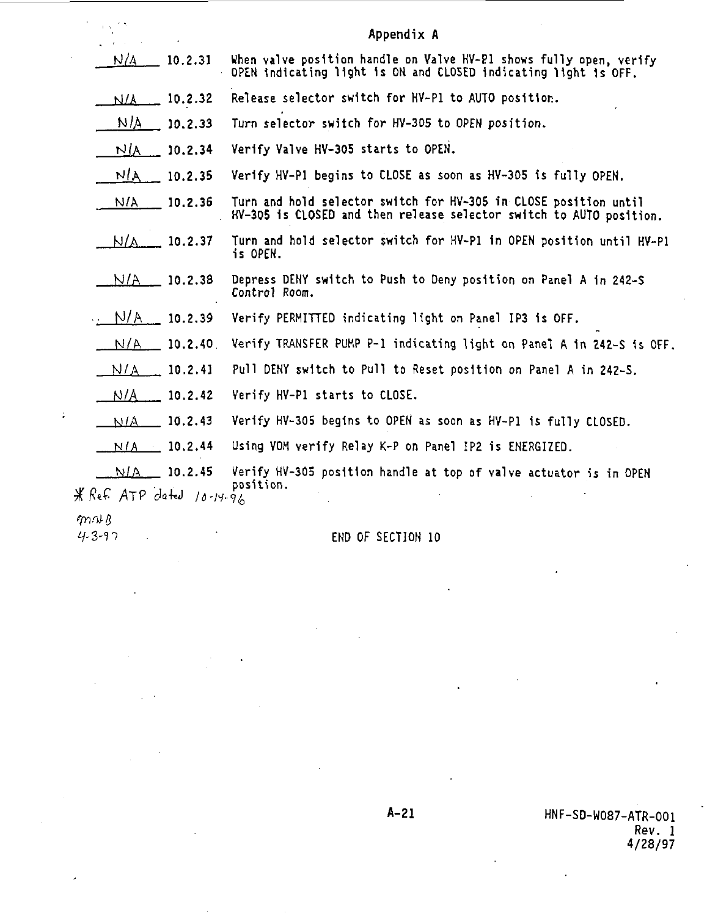# Appendix A

| | | |
|---|---|---|
| N/A | 10.2.31 | When valve position handle on Valve HV-P1 shows fully open, verify OPEN indicating light is ON and CLOSED indicating light is OFF. |
| N/A | 10.2.32 | Release selector switch for HV-P1 to AUTO position. |
| N/A | 10.2.33 | Turn selector switch for HV-305 to OPEN position. |
| N/A | 10.2.34 | Verify Valve HV-305 starts to OPEN. |
| N/A | 10.2.35 | Verify HV-P1 begins to CLOSE as soon as HV-305 is fully OPEN. |
| N/A | 10.2.36 | Turn and hold selector switch for HV-305 in CLOSE position until HV-305 is CLOSED and then release selector switch to AUTO position. |
| N/A | 10.2.37 | Turn and hold selector switch for HV-P1 in OPEN position until HV-P1 is OPEN. |
| N/A | 10.2.38 | Depress DENY switch to Push to Deny position on Panel A in 242-S Control Room. |
| N/A | 10.2.39 | Verify PERMITTED indicating light on Panel IP3 is OFF. |
| N/A | 10.2.40 | Verify TRANSFER PUMP P-1 indicating light on Panel A in 242-S is OFF. |
| N/A | 10.2.41 | Pull DENY switch to Pull to Reset position on Panel A in 242-S. |
| N/A | 10.2.42 | Verify HV-P1 starts to CLOSE. |
| N/A | 10.2.43 | Verify HV-305 begins to OPEN as soon as HV-P1 is fully CLOSED. |
| N/A | 10.2.44 | Using VOM verify Relay K-P on Panel IP2 is ENERGIZED. |
| N/A | 10.2.45 | Verify HV-305 position handle at top of valve actuator is in OPEN position. |

*Ref. ATP dated 10-14-96

mnB
4-3-97

END OF SECTION 10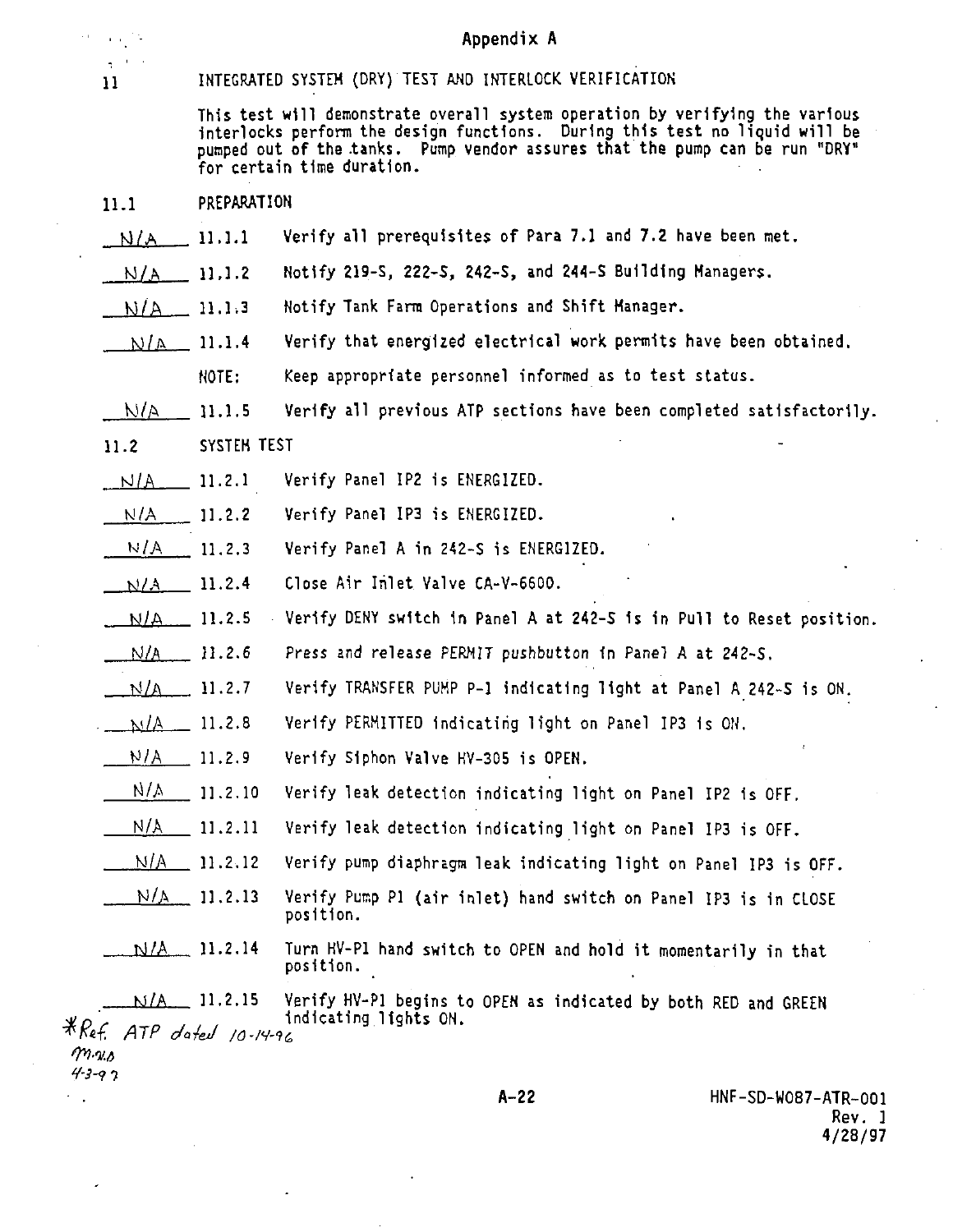# Appendix A

## 11 INTEGRATED SYSTEM (DRY) TEST AND INTERLOCK VERIFICATION

This test will demonstrate overall system operation by verifying the various interlocks perform the design functions. During this test no liquid will be pumped out of the tanks. Pump vendor assures that the pump can be run "DRY" for certain time duration.

### 11.1 PREPARATION

N/A 11.1.1 Verify all prerequisites of Para 7.1 and 7.2 have been met.

N/A 11.1.2 Notify 219-S, 222-S, 242-S, and 244-S Building Managers.

N/A 11.1.3 Notify Tank Farm Operations and Shift Manager.

N/A 11.1.4 Verify that energized electrical work permits have been obtained.

NOTE: Keep appropriate personnel informed as to test status.

N/A 11.1.5 Verify all previous ATP sections have been completed satisfactorily.

### 11.2 SYSTEM TEST

N/A 11.2.1 Verify Panel IP2 is ENERGIZED.

N/A 11.2.2 Verify Panel IP3 is ENERGIZED.

N/A 11.2.3 Verify Panel A in 242-S is ENERGIZED.

N/A 11.2.4 Close Air Inlet Valve CA-V-6600.

N/A 11.2.5 Verify DENY switch in Panel A at 242-S is in Pull to Reset position.

N/A 11.2.6 Press and release PERMIT pushbutton in Panel A at 242-S.

N/A 11.2.7 Verify TRANSFER PUMP P-1 indicating light at Panel A 242-S is ON.

N/A 11.2.8 Verify PERMITTED indicating light on Panel IP3 is ON.

N/A 11.2.9 Verify Siphon Valve HV-305 is OPEN.

N/A 11.2.10 Verify leak detection indicating light on Panel IP2 is OFF.

N/A 11.2.11 Verify leak detection indicating light on Panel IP3 is OFF.

N/A 11.2.12 Verify pump diaphragm leak indicating light on Panel IP3 is OFF.

N/A 11.2.13 Verify Pump P1 (air inlet) hand switch on Panel IP3 is in CLOSE position.

N/A 11.2.14 Turn HV-P1 hand switch to OPEN and hold it momentarily in that position.

N/A 11.2.15 Verify HV-P1 begins to OPEN as indicated by both RED and GREEN indicating lights ON.

*Ref. ATP dated 10-14-96
M.V.D
4-3-97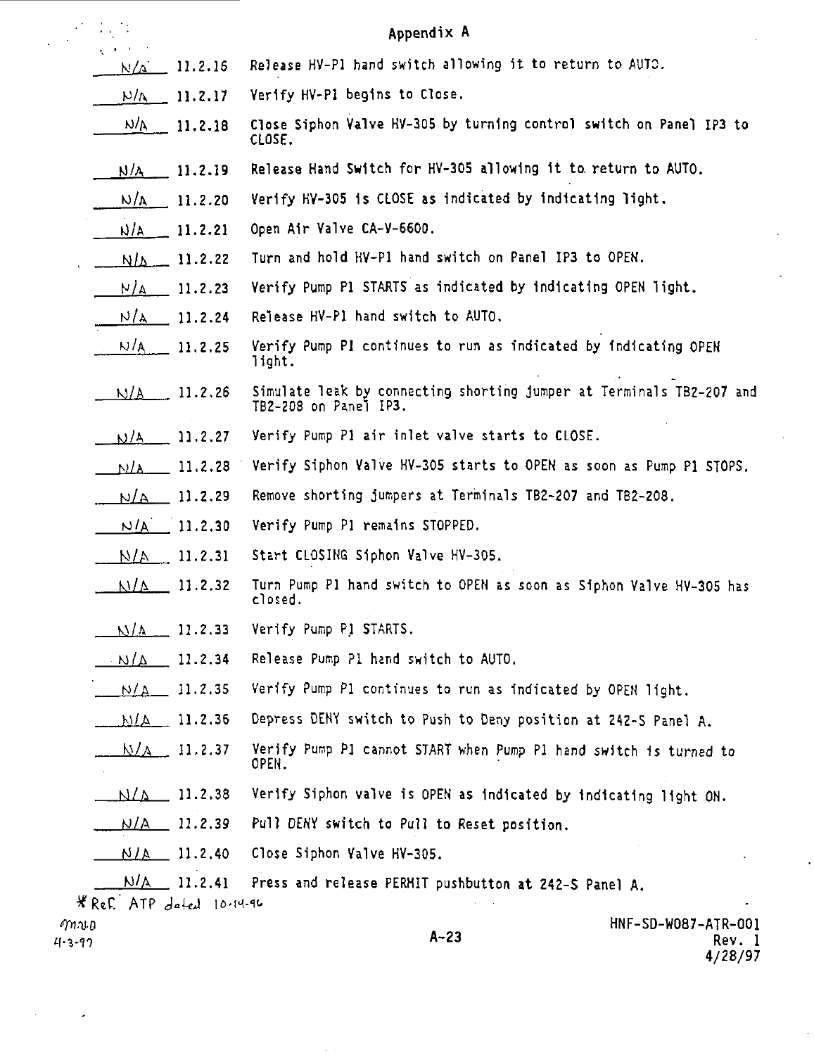# Appendix A

| | | |
|---|---|---|
| N/A | 11.2.16 | Release HV-P1 hand switch allowing it to return to AUTO. |
| N/A | 11.2.17 | Verify HV-P1 begins to Close. |
| N/A | 11.2.18 | Close Siphon Valve HV-305 by turning control switch on Panel IP3 to CLOSE. |
| N/A | 11.2.19 | Release Hand Switch for HV-305 allowing it to return to AUTO. |
| N/A | 11.2.20 | Verify HV-305 is CLOSE as indicated by indicating light. |
| N/A | 11.2.21 | Open Air Valve CA-V-6600. |
| N/A | 11.2.22 | Turn and hold HV-P1 hand switch on Panel IP3 to OPEN. |
| N/A | 11.2.23 | Verify Pump P1 STARTS as indicated by indicating OPEN light. |
| N/A | 11.2.24 | Release HV-P1 hand switch to AUTO. |
| N/A | 11.2.25 | Verify Pump P1 continues to run as indicated by indicating OPEN light. |
| N/A | 11.2.26 | Simulate leak by connecting shorting jumper at Terminals TB2-207 and TB2-208 on Panel IP3. |
| N/A | 11.2.27 | Verify Pump P1 air inlet valve starts to CLOSE. |
| N/A | 11.2.28 | Verify Siphon Valve HV-305 starts to OPEN as soon as Pump P1 STOPS. |
| N/A | 11.2.29 | Remove shorting jumpers at Terminals TB2-207 and TB2-208. |
| N/A | 11.2.30 | Verify Pump P1 remains STOPPED. |
| N/A | 11.2.31 | Start CLOSING Siphon Valve HV-305. |
| N/A | 11.2.32 | Turn Pump P1 hand switch to OPEN as soon as Siphon Valve HV-305 has closed. |
| N/A | 11.2.33 | Verify Pump P1 STARTS. |
| N/A | 11.2.34 | Release Pump P1 hand switch to AUTO. |
| N/A | 11.2.35 | Verify Pump P1 continues to run as indicated by OPEN light. |
| N/A | 11.2.36 | Depress DENY switch to Push to Deny position at 242-S Panel A. |
| N/A | 11.2.37 | Verify Pump P1 cannot START when Pump P1 hand switch is turned to OPEN. |
| N/A | 11.2.38 | Verify Siphon valve is OPEN as indicated by indicating light ON. |
| N/A | 11.2.39 | Pull DENY switch to Pull to Reset position. |
| N/A | 11.2.40 | Close Siphon Valve HV-305. |
| N/A | 11.2.41 | Press and release PERMIT pushbutton at 242-S Panel A. |

*Ref. ATP dated 10-14-96

MND
4-3-97

HNF-SD-W087-ATR-001
Rev. 1
4/28/97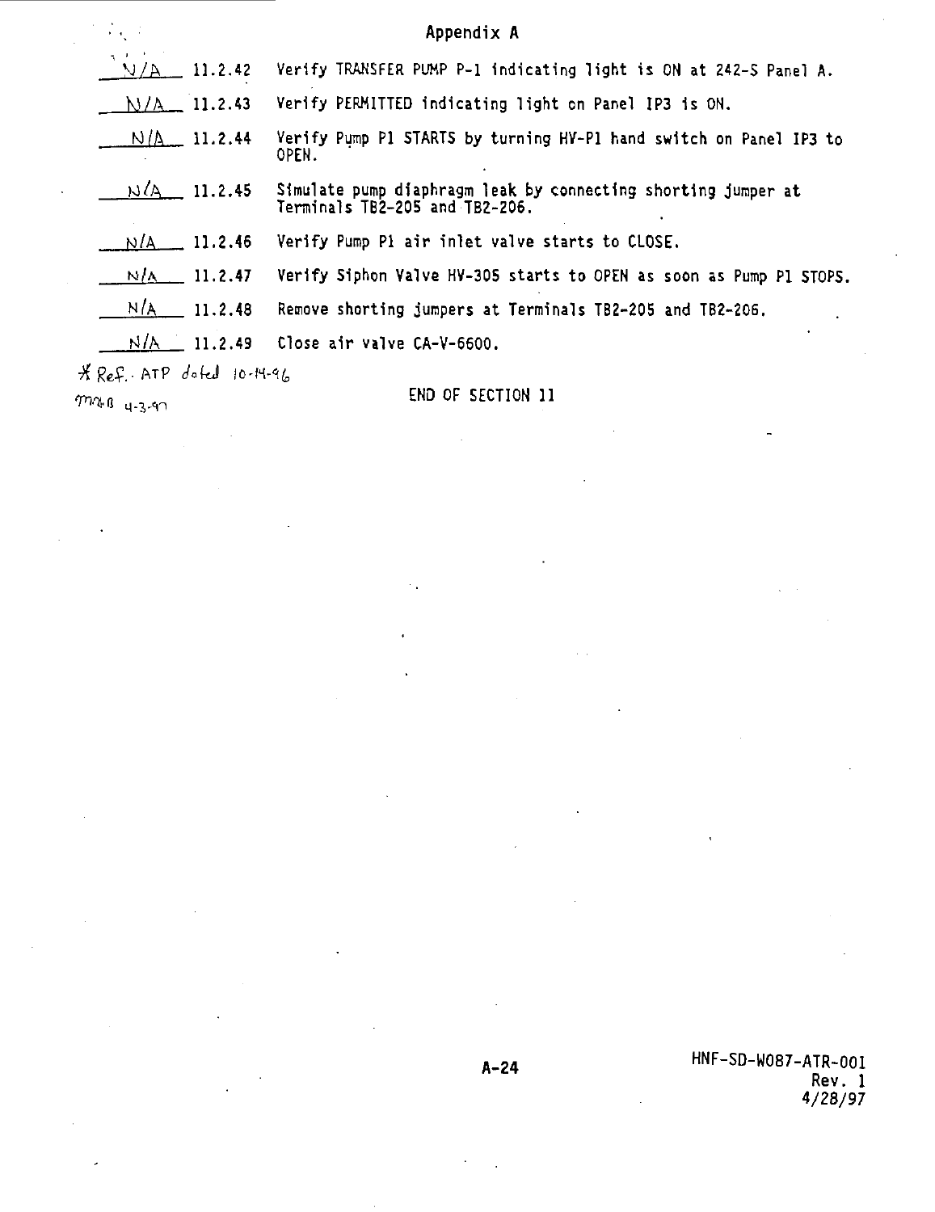## Appendix A

| | | |
|---|---|---|
| N/A | 11.2.42 | Verify TRANSFER PUMP P-1 indicating light is ON at 242-S Panel A. |
| N/A | 11.2.43 | Verify PERMITTED indicating light on Panel IP3 is ON. |
| N/A | 11.2.44 | Verify Pump P1 STARTS by turning HV-P1 hand switch on Panel IP3 to OPEN. |
| N/A | 11.2.45 | Simulate pump diaphragm leak by connecting shorting jumper at Terminals TB2-205 and TB2-206. |
| N/A | 11.2.46 | Verify Pump P1 air inlet valve starts to CLOSE. |
| N/A | 11.2.47 | Verify Siphon Valve HV-305 starts to OPEN as soon as Pump P1 STOPS. |
| N/A | 11.2.48 | Remove shorting jumpers at Terminals TB2-205 and TB2-206. |
| N/A | 11.2.49 | Close air valve CA-V-6600. |

* Ref. ATP dated 10-14-96
MAB 4-3-97

END OF SECTION 11

HNF-SD-W087-ATR-001
Rev. 1
4/28/97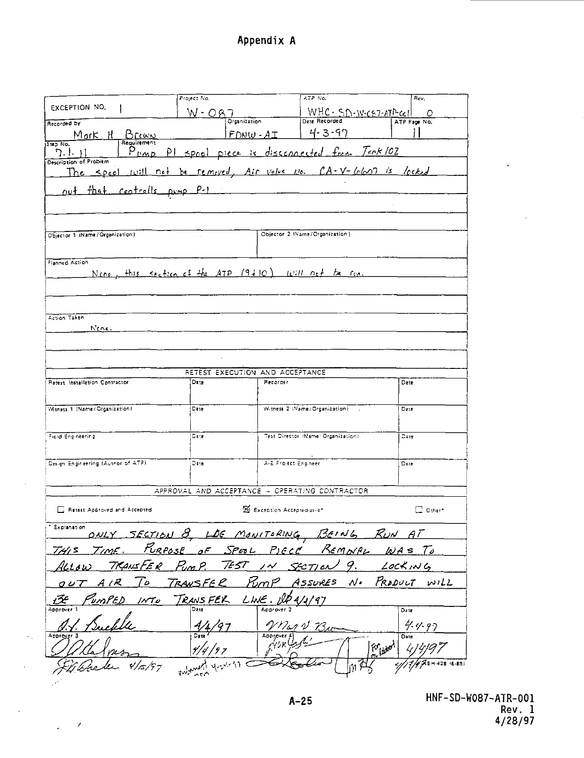# Appendix A

| EXCEPTION NO. 1 | Project No. W-087 | | ATP No. WHC-SD-W087-ATP-001 | Rev. 0 |
|---|---|---|---|---|
| Recorded by Mark H Brown | | Organization FDNW-AI | Date Recorded 4-3-97 | ATP Page No. 11 |

**Step No.** 7.1.11 **Requirement** Pump P1 spool piece is disconnected from Tank 102

**Description of Problem**

The spool will not be removed, Air valve No. CA-V-6607 is locked out that controlls pump P-1

| Objector 1 (Name/Organization) | Objector 2 (Name/Organization) |
|---|---|
| | |

**Planned Action**

None, this section of the ATP (9 & 10) will not be run.

**Action Taken**

None.

**RETEST EXECUTION AND ACCEPTANCE**

| Retest Installation Contractor | Date | Recorder | Date |
|---|---|---|---|
| | | | |
| Witness 1 (Name/Organization) | Date | Witness 2 (Name/Organization) | Date |
| | | | |
| Field Engineering | Date | Test Director (Name/Organization) | Date |
| | | | |
| Design Engineering (Author of ATP) | Date | A-E Project Engineer | Date |
| | | | |

**APPROVAL AND ACCEPTANCE – OPERATING CONTRACTOR**

☐ Retest Approved and Accepted ☒ Exception Accepted-as-is* ☐ Other*

\* Explanation

ONLY SECTION 8, LDE MONITORING, BEING RUN AT THIS TIME. PURPOSE OF SPOOL PIECE REMOVAL WAS TO ALLOW TRANSFER PUMP TEST IN SECTION 9. LOCKING OUT AIR TO TRANSFER PUMP ASSURES NO PRODUCT WILL BE PUMPED INTO TRANSFER LINE. 4/4/97

| Approver 1 | Date | Approver 2 | Date |
|---|---|---|---|
| (signature) | 4/4/97 | (signature) | 4-4-97 |
| Approver 3 | Date | Approver 4 | Date |
| (signature) | 4/4/97 | (signature) For (signature) | 4/4/97 |
| (signature) 4/15/97 | (signature) 4-24-97 | (signature) | 4/17/97 |

HNF-SD-W087-ATR-001
Rev. 1
4/28/97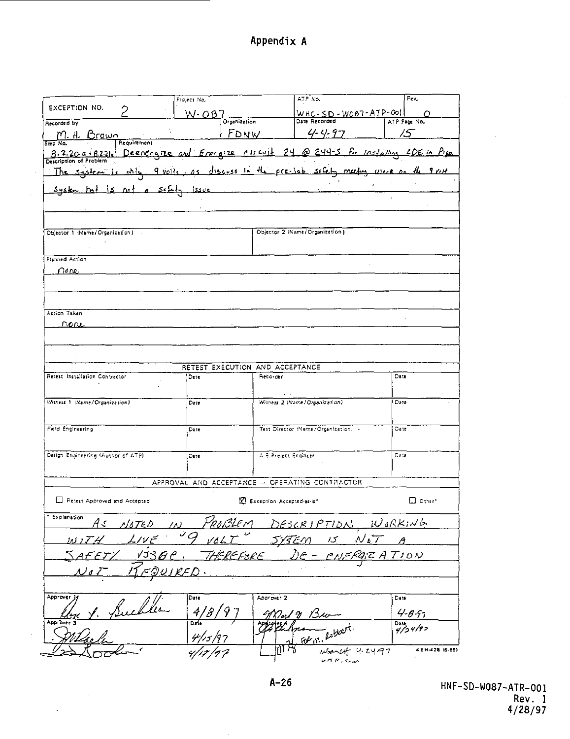# Appendix A

| EXCEPTION NO. 2 | Project No. W-087 | | ATP No. WHC-SD-W087-ATP-001 | Rev. 0 |
|---|---|---|---|---|
| Recorded by M. H. Brown | | Organization FDNW | Date Recorded 4-4-97 | ATP Page No. 15 |

**Step No.** 8.2.20.a & 8.2.21.c **Requirement** Deenergize and Energize circuit 24 @ 244-S for installing LDE in Pipe

**Description of Problem**

The system is only 9 volts, as discuss in the pre-job safety meeting work on the 9 volt system but is not a safety issue

| Objector 1 (Name/Organization) | Objector 2 (Name/Organization) |
|---|---|
| | |

**Planned Action**

none

**Action Taken**

none

**RETEST EXECUTION AND ACCEPTANCE**

| Retest Installation Contractor | Date | Recorder | Date |
|---|---|---|---|
| | | | |
| Witness 1 (Name/Organization) | Date | Witness 2 (Name/Organization) | Date |
| | | | |
| Field Engineering | Date | Test Director (Name/Organization) | Date |
| | | | |
| Design Engineering (Author of ATP) | Date | A-E Project Engineer | Date |
| | | | |

**APPROVAL AND ACCEPTANCE – OPERATING CONTRACTOR**

☐ Retest Approved and Accepted ☒ Exception Accepted-as-is* ☐ Other*

\* Explanation

AS NOTED IN PROBLEM DESCRIPTION WORKING WITH LIVE "9 VOLT" SYSTEM IS NOT A SAFETY ISSUE. THEREFORE DE-ENERGIZATION NOT REQUIRED.

| Approver 1 | Date | Approver 2 | Date |
|---|---|---|---|
| [signature] | 4/8/97 | [signature] | 4-8-97 |
| Approver 3 | Date | Approver 4 | Date |
| [signature] | 4/15/97 | [signature] for M. Robert | 4/24/97 |
| [signature] | 4/17/97 | MB [signature] 4-24-97 | |

KEH-428 (6-85)

HNF-SD-W087-ATR-001
Rev. 1
4/28/97